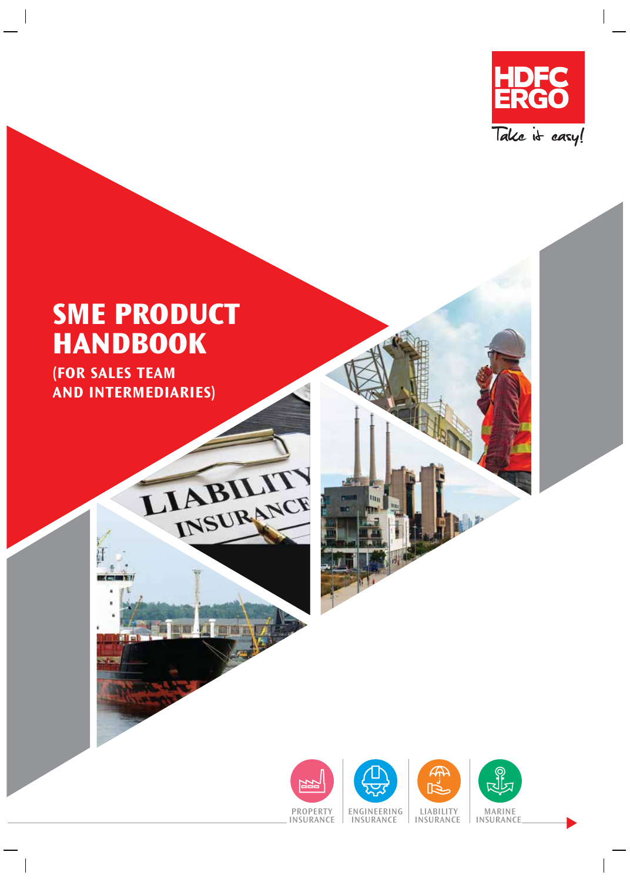HDFC ERGO

Take it easy!

# SME PRODUCT HANDBOOK

## (FOR SALES TEAM AND INTERMEDIARIES)

PROPERTY INSURANCE | ENGINEERING INSURANCE | LIABILITY INSURANCE | MARINE INSURANCE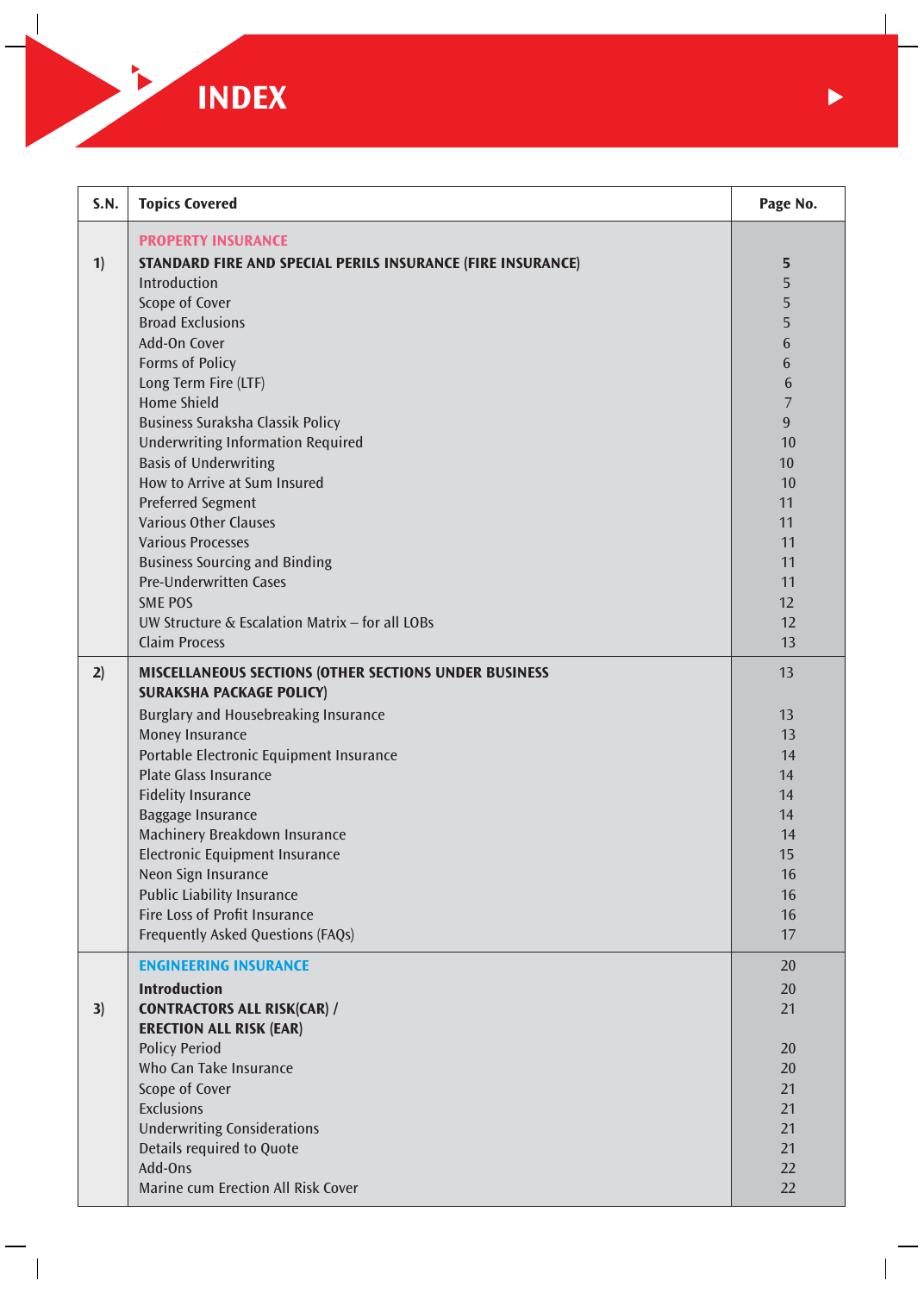# INDEX

| S.N. | Topics Covered | Page No. |
|---|---|---|
| | **PROPERTY INSURANCE** | |
| 1) | **STANDARD FIRE AND SPECIAL PERILS INSURANCE (FIRE INSURANCE)** | **5** |
| | Introduction | 5 |
| | Scope of Cover | 5 |
| | Broad Exclusions | 5 |
| | Add-On Cover | 6 |
| | Forms of Policy | 6 |
| | Long Term Fire (LTF) | 6 |
| | Home Shield | 7 |
| | Business Suraksha Classik Policy | 9 |
| | Underwriting Information Required | 10 |
| | Basis of Underwriting | 10 |
| | How to Arrive at Sum Insured | 10 |
| | Preferred Segment | 11 |
| | Various Other Clauses | 11 |
| | Various Processes | 11 |
| | Business Sourcing and Binding | 11 |
| | Pre-Underwritten Cases | 11 |
| | SME POS | 12 |
| | UW Structure & Escalation Matrix – for all LOBs | 12 |
| | Claim Process | 13 |
| 2) | **MISCELLANEOUS SECTIONS (OTHER SECTIONS UNDER BUSINESS SURAKSHA PACKAGE POLICY)** | 13 |
| | Burglary and Housebreaking Insurance | 13 |
| | Money Insurance | 13 |
| | Portable Electronic Equipment Insurance | 14 |
| | Plate Glass Insurance | 14 |
| | Fidelity Insurance | 14 |
| | Baggage Insurance | 14 |
| | Machinery Breakdown Insurance | 14 |
| | Electronic Equipment Insurance | 15 |
| | Neon Sign Insurance | 16 |
| | Public Liability Insurance | 16 |
| | Fire Loss of Profit Insurance | 16 |
| | Frequently Asked Questions (FAQs) | 17 |
| | **ENGINEERING INSURANCE** | 20 |
| | **Introduction** | 20 |
| 3) | **CONTRACTORS ALL RISK(CAR) / ERECTION ALL RISK (EAR)** | 21 |
| | Policy Period | 20 |
| | Who Can Take Insurance | 20 |
| | Scope of Cover | 21 |
| | Exclusions | 21 |
| | Underwriting Considerations | 21 |
| | Details required to Quote | 21 |
| | Add-Ons | 22 |
| | Marine cum Erection All Risk Cover | 22 |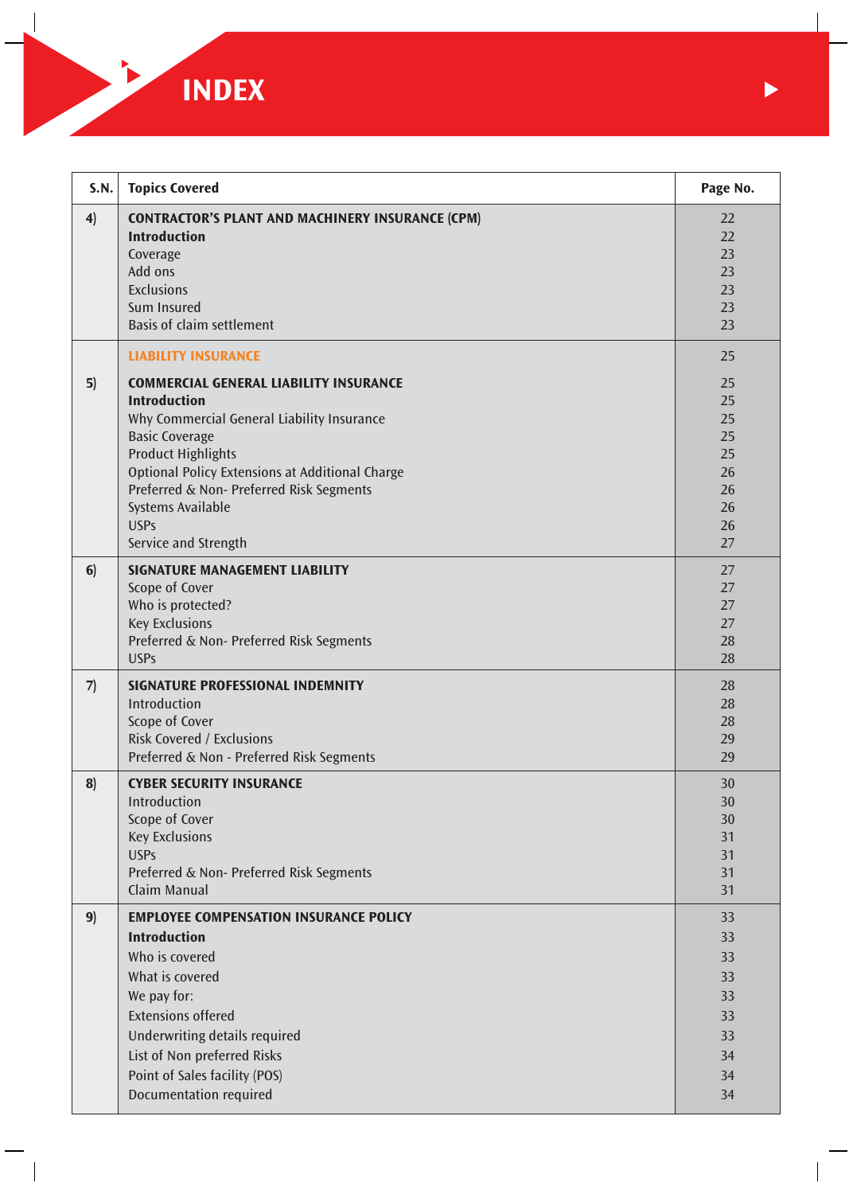# INDEX

| S.N. | Topics Covered | Page No. |
|---|---|---|
| 4) | **CONTRACTOR'S PLANT AND MACHINERY INSURANCE (CPM)** | 22 |
| | **Introduction** | 22 |
| | Coverage | 23 |
| | Add ons | 23 |
| | Exclusions | 23 |
| | Sum Insured | 23 |
| | Basis of claim settlement | 23 |
| | **LIABILITY INSURANCE** | 25 |
| 5) | **COMMERCIAL GENERAL LIABILITY INSURANCE** | 25 |
| | **Introduction** | 25 |
| | Why Commercial General Liability Insurance | 25 |
| | Basic Coverage | 25 |
| | Product Highlights | 25 |
| | Optional Policy Extensions at Additional Charge | 26 |
| | Preferred & Non- Preferred Risk Segments | 26 |
| | Systems Available | 26 |
| | USPs | 26 |
| | Service and Strength | 27 |
| 6) | **SIGNATURE MANAGEMENT LIABILITY** | 27 |
| | Scope of Cover | 27 |
| | Who is protected? | 27 |
| | Key Exclusions | 27 |
| | Preferred & Non- Preferred Risk Segments | 28 |
| | USPs | 28 |
| 7) | **SIGNATURE PROFESSIONAL INDEMNITY** | 28 |
| | Introduction | 28 |
| | Scope of Cover | 28 |
| | Risk Covered / Exclusions | 29 |
| | Preferred & Non - Preferred Risk Segments | 29 |
| 8) | **CYBER SECURITY INSURANCE** | 30 |
| | Introduction | 30 |
| | Scope of Cover | 30 |
| | Key Exclusions | 31 |
| | USPs | 31 |
| | Preferred & Non- Preferred Risk Segments | 31 |
| | Claim Manual | 31 |
| 9) | **EMPLOYEE COMPENSATION INSURANCE POLICY** | 33 |
| | **Introduction** | 33 |
| | Who is covered | 33 |
| | What is covered | 33 |
| | We pay for: | 33 |
| | Extensions offered | 33 |
| | Underwriting details required | 33 |
| | List of Non preferred Risks | 34 |
| | Point of Sales facility (POS) | 34 |
| | Documentation required | 34 |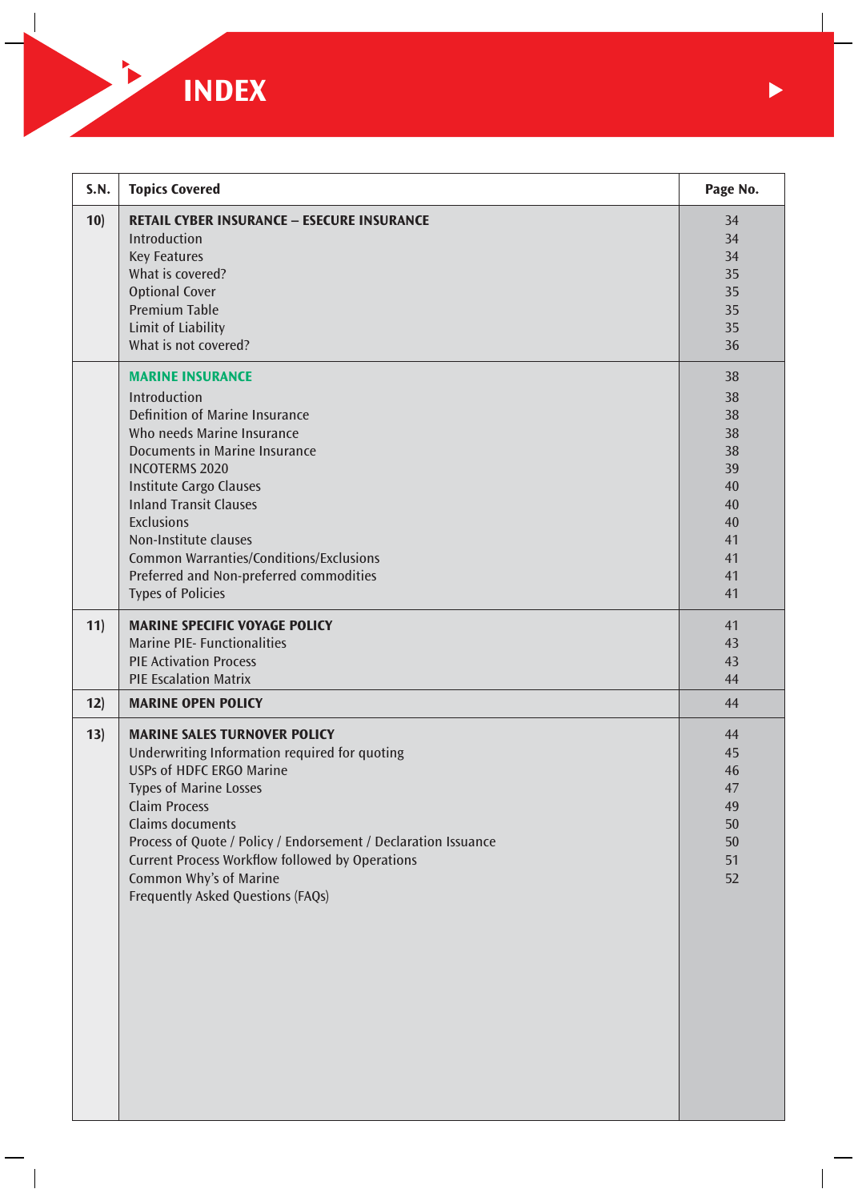# INDEX

| S.N. | Topics Covered | Page No. |
|---|---|---|
| 10) | **RETAIL CYBER INSURANCE – ESECURE INSURANCE** | 34 |
| | Introduction | 34 |
| | Key Features | 34 |
| | What is covered? | 35 |
| | Optional Cover | 35 |
| | Premium Table | 35 |
| | Limit of Liability | 35 |
| | What is not covered? | 36 |
| | **MARINE INSURANCE** | 38 |
| | Introduction | 38 |
| | Definition of Marine Insurance | 38 |
| | Who needs Marine Insurance | 38 |
| | Documents in Marine Insurance | 38 |
| | INCOTERMS 2020 | 39 |
| | Institute Cargo Clauses | 40 |
| | Inland Transit Clauses | 40 |
| | Exclusions | 40 |
| | Non-Institute clauses | 41 |
| | Common Warranties/Conditions/Exclusions | 41 |
| | Preferred and Non-preferred commodities | 41 |
| | Types of Policies | 41 |
| 11) | **MARINE SPECIFIC VOYAGE POLICY** | 41 |
| | Marine PIE- Functionalities | 43 |
| | PIE Activation Process | 43 |
| | PIE Escalation Matrix | 44 |
| 12) | **MARINE OPEN POLICY** | 44 |
| 13) | **MARINE SALES TURNOVER POLICY** | 44 |
| | Underwriting Information required for quoting | 45 |
| | USPs of HDFC ERGO Marine | 46 |
| | Types of Marine Losses | 47 |
| | Claim Process | 49 |
| | Claims documents | 50 |
| | Process of Quote / Policy / Endorsement / Declaration Issuance | 50 |
| | Current Process Workflow followed by Operations | 51 |
| | Common Why's of Marine | 52 |
| | Frequently Asked Questions (FAQs) | |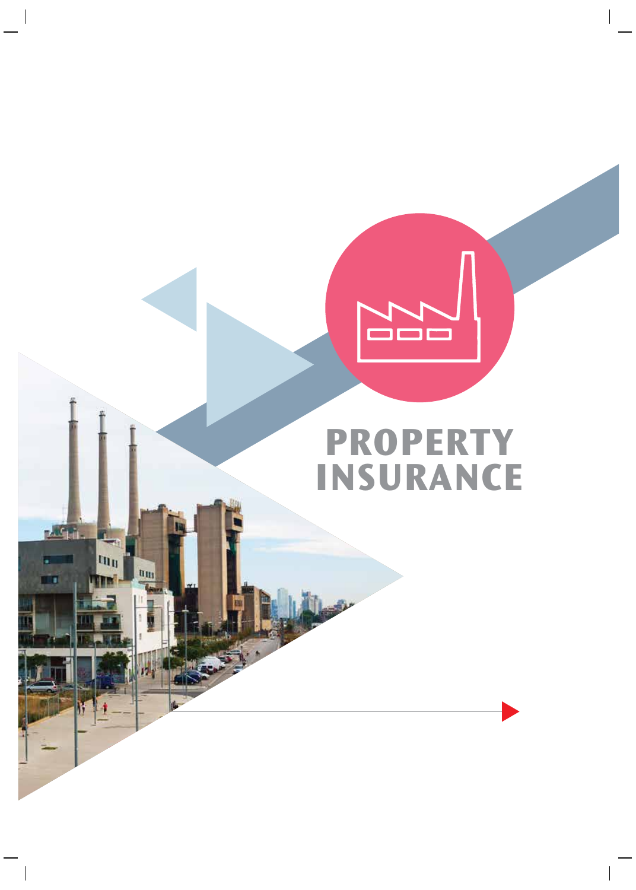# PROPERTY INSURANCE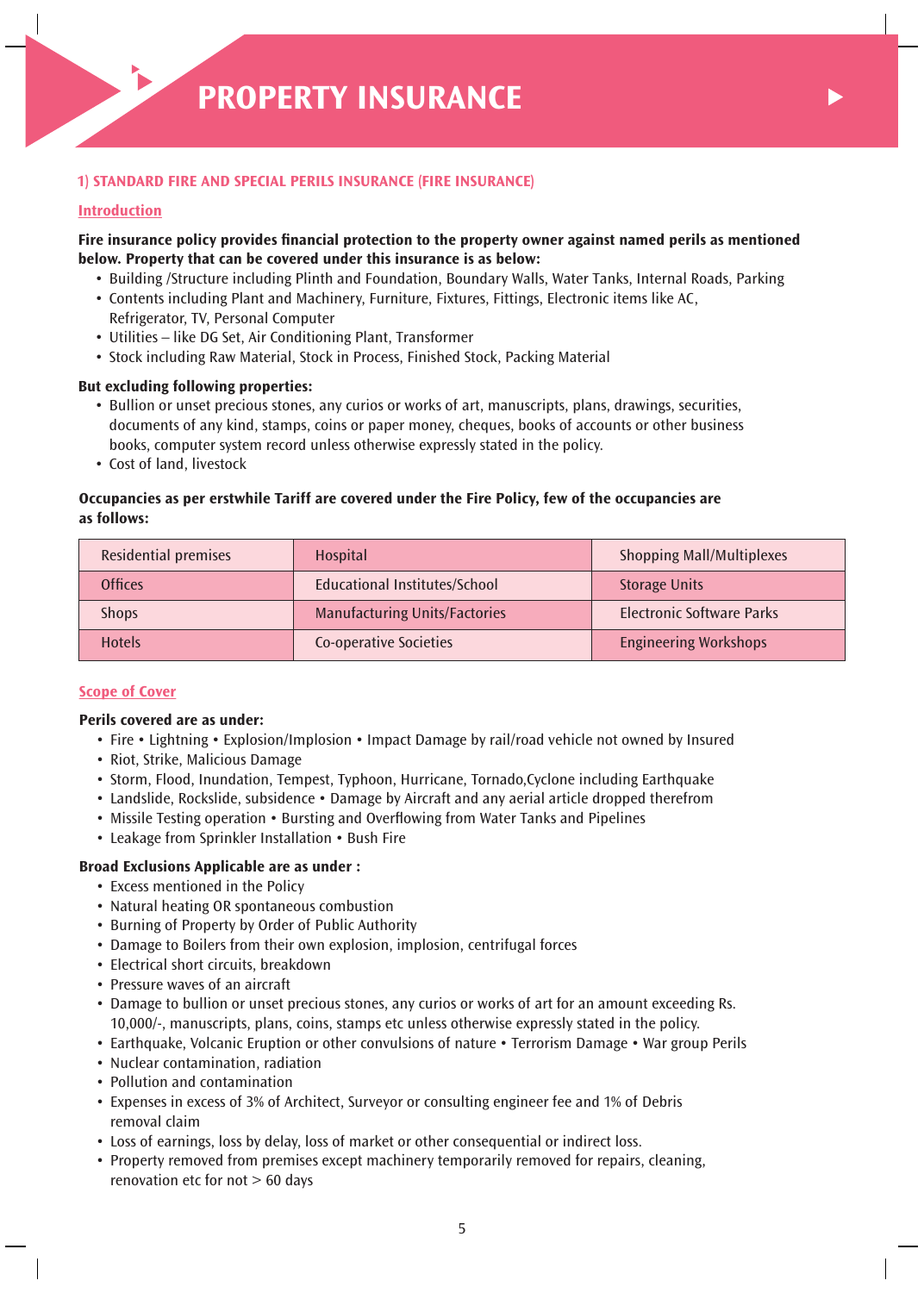# PROPERTY INSURANCE

## 1) STANDARD FIRE AND SPECIAL PERILS INSURANCE (FIRE INSURANCE)

### Introduction

**Fire insurance policy provides financial protection to the property owner against named perils as mentioned below. Property that can be covered under this insurance is as below:**

- Building /Structure including Plinth and Foundation, Boundary Walls, Water Tanks, Internal Roads, Parking
- Contents including Plant and Machinery, Furniture, Fixtures, Fittings, Electronic items like AC, Refrigerator, TV, Personal Computer
- Utilities – like DG Set, Air Conditioning Plant, Transformer
- Stock including Raw Material, Stock in Process, Finished Stock, Packing Material

**But excluding following properties:**

- Bullion or unset precious stones, any curios or works of art, manuscripts, plans, drawings, securities, documents of any kind, stamps, coins or paper money, cheques, books of accounts or other business books, computer system record unless otherwise expressly stated in the policy.
- Cost of land, livestock

**Occupancies as per erstwhile Tariff are covered under the Fire Policy, few of the occupancies are as follows:**

| | | |
|---|---|---|
| Residential premises | Hospital | Shopping Mall/Multiplexes |
| Offices | Educational Institutes/School | Storage Units |
| Shops | Manufacturing Units/Factories | Electronic Software Parks |
| Hotels | Co-operative Societies | Engineering Workshops |

### Scope of Cover

**Perils covered are as under:**

- Fire • Lightning • Explosion/Implosion • Impact Damage by rail/road vehicle not owned by Insured
- Riot, Strike, Malicious Damage
- Storm, Flood, Inundation, Tempest, Typhoon, Hurricane, Tornado,Cyclone including Earthquake
- Landslide, Rockslide, subsidence • Damage by Aircraft and any aerial article dropped therefrom
- Missile Testing operation • Bursting and Overflowing from Water Tanks and Pipelines
- Leakage from Sprinkler Installation • Bush Fire

**Broad Exclusions Applicable are as under :**

- Excess mentioned in the Policy
- Natural heating OR spontaneous combustion
- Burning of Property by Order of Public Authority
- Damage to Boilers from their own explosion, implosion, centrifugal forces
- Electrical short circuits, breakdown
- Pressure waves of an aircraft
- Damage to bullion or unset precious stones, any curios or works of art for an amount exceeding Rs. 10,000/-, manuscripts, plans, coins, stamps etc unless otherwise expressly stated in the policy.
- Earthquake, Volcanic Eruption or other convulsions of nature • Terrorism Damage • War group Perils
- Nuclear contamination, radiation
- Pollution and contamination
- Expenses in excess of 3% of Architect, Surveyor or consulting engineer fee and 1% of Debris removal claim
- Loss of earnings, loss by delay, loss of market or other consequential or indirect loss.
- Property removed from premises except machinery temporarily removed for repairs, cleaning, renovation etc for not > 60 days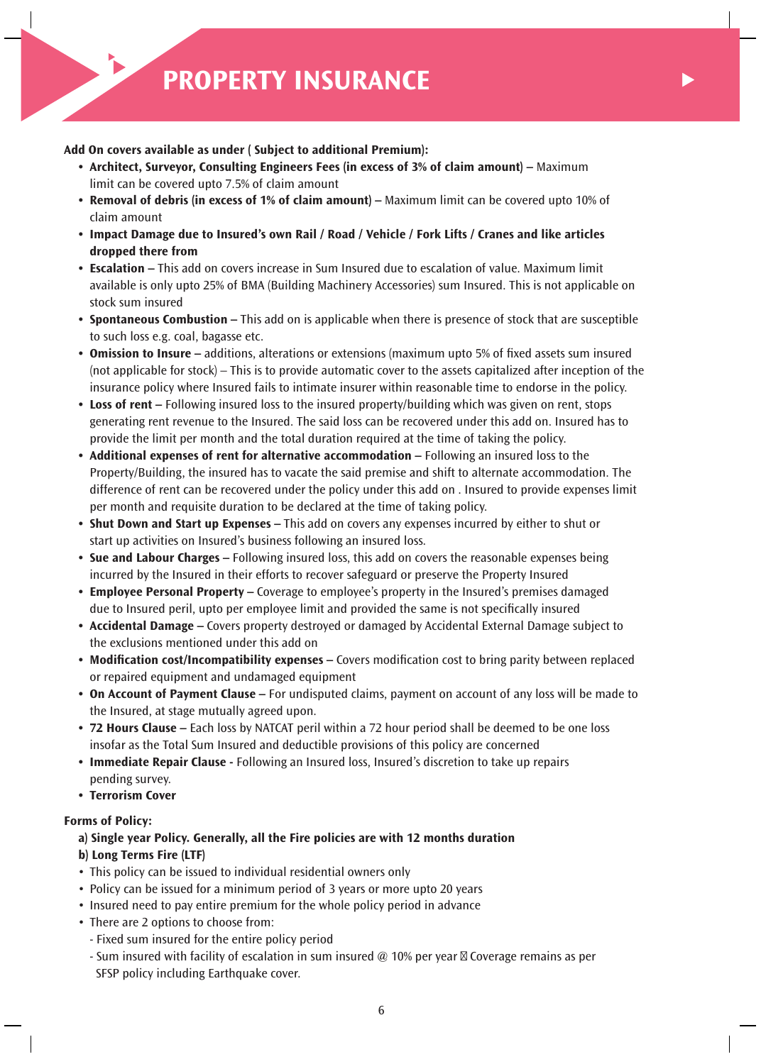# PROPERTY INSURANCE

**Add On covers available as under ( Subject to additional Premium):**

- **Architect, Surveyor, Consulting Engineers Fees (in excess of 3% of claim amount) –** Maximum limit can be covered upto 7.5% of claim amount
- **Removal of debris (in excess of 1% of claim amount) –** Maximum limit can be covered upto 10% of claim amount
- **Impact Damage due to Insured's own Rail / Road / Vehicle / Fork Lifts / Cranes and like articles dropped there from**
- **Escalation –** This add on covers increase in Sum Insured due to escalation of value. Maximum limit available is only upto 25% of BMA (Building Machinery Accessories) sum Insured. This is not applicable on stock sum insured
- **Spontaneous Combustion –** This add on is applicable when there is presence of stock that are susceptible to such loss e.g. coal, bagasse etc.
- **Omission to Insure –** additions, alterations or extensions (maximum upto 5% of fixed assets sum insured (not applicable for stock) – This is to provide automatic cover to the assets capitalized after inception of the insurance policy where Insured fails to intimate insurer within reasonable time to endorse in the policy.
- **Loss of rent –** Following insured loss to the insured property/building which was given on rent, stops generating rent revenue to the Insured. The said loss can be recovered under this add on. Insured has to provide the limit per month and the total duration required at the time of taking the policy.
- **Additional expenses of rent for alternative accommodation –** Following an insured loss to the Property/Building, the insured has to vacate the said premise and shift to alternate accommodation. The difference of rent can be recovered under the policy under this add on . Insured to provide expenses limit per month and requisite duration to be declared at the time of taking policy.
- **Shut Down and Start up Expenses –** This add on covers any expenses incurred by either to shut or start up activities on Insured's business following an insured loss.
- **Sue and Labour Charges –** Following insured loss, this add on covers the reasonable expenses being incurred by the Insured in their efforts to recover safeguard or preserve the Property Insured
- **Employee Personal Property –** Coverage to employee's property in the Insured's premises damaged due to Insured peril, upto per employee limit and provided the same is not specifically insured
- **Accidental Damage –** Covers property destroyed or damaged by Accidental External Damage subject to the exclusions mentioned under this add on
- **Modification cost/Incompatibility expenses –** Covers modification cost to bring parity between replaced or repaired equipment and undamaged equipment
- **On Account of Payment Clause –** For undisputed claims, payment on account of any loss will be made to the Insured, at stage mutually agreed upon.
- **72 Hours Clause –** Each loss by NATCAT peril within a 72 hour period shall be deemed to be one loss insofar as the Total Sum Insured and deductible provisions of this policy are concerned
- **Immediate Repair Clause -** Following an Insured loss, Insured's discretion to take up repairs pending survey.
- **Terrorism Cover**

**Forms of Policy:**

**a) Single year Policy. Generally, all the Fire policies are with 12 months duration**

**b) Long Terms Fire (LTF)**

- This policy can be issued to individual residential owners only
- Policy can be issued for a minimum period of 3 years or more upto 20 years
- Insured need to pay entire premium for the whole policy period in advance
- There are 2 options to choose from:
  - Fixed sum insured for the entire policy period
  - Sum insured with facility of escalation in sum insured @ 10% per year  Coverage remains as per SFSP policy including Earthquake cover.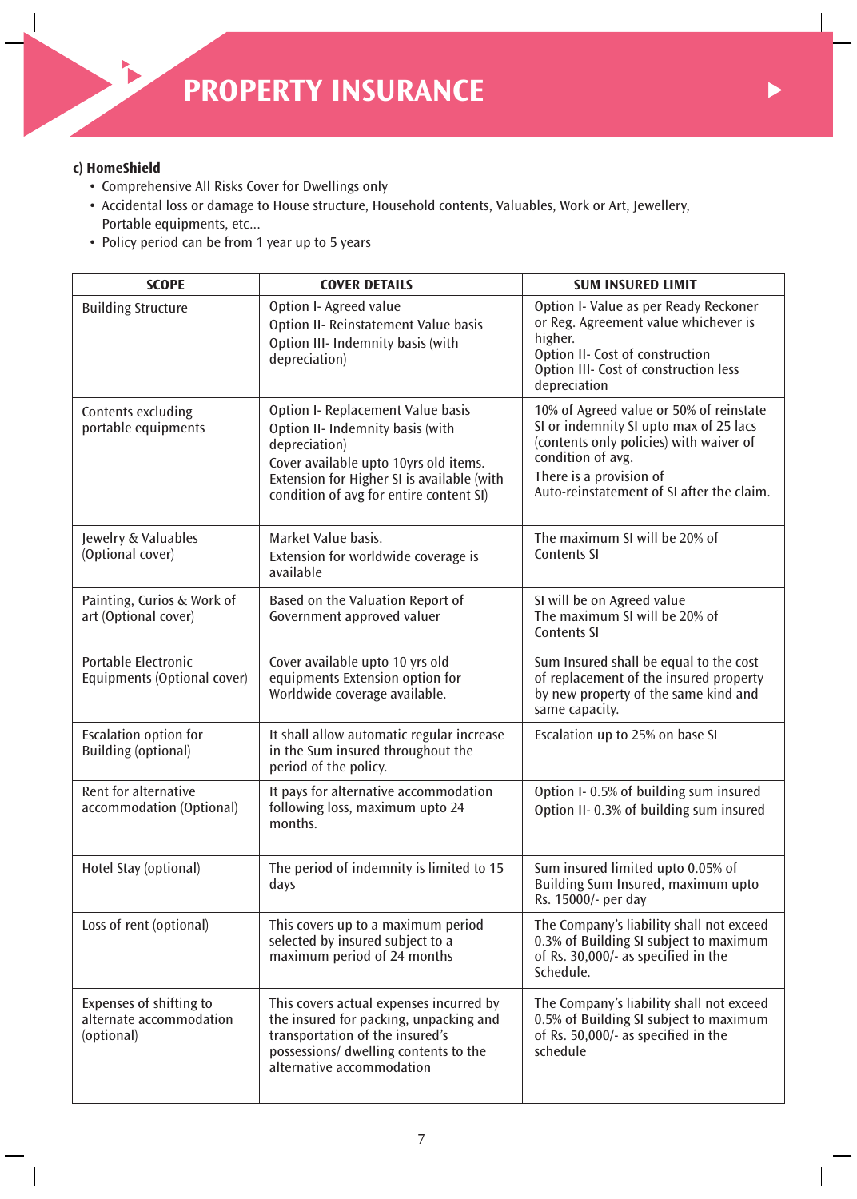# PROPERTY INSURANCE

### c) HomeShield

- Comprehensive All Risks Cover for Dwellings only
- Accidental loss or damage to House structure, Household contents, Valuables, Work or Art, Jewellery, Portable equipments, etc...
- Policy period can be from 1 year up to 5 years

| SCOPE | COVER DETAILS | SUM INSURED LIMIT |
|---|---|---|
| Building Structure | Option I- Agreed value<br>Option II- Reinstatement Value basis<br>Option III- Indemnity basis (with depreciation) | Option I- Value as per Ready Reckoner or Reg. Agreement value whichever is higher.<br>Option II- Cost of construction<br>Option III- Cost of construction less depreciation |
| Contents excluding portable equipments | Option I- Replacement Value basis<br>Option II- Indemnity basis (with depreciation)<br>Cover available upto 10yrs old items. Extension for Higher SI is available (with condition of avg for entire content SI) | 10% of Agreed value or 50% of reinstate SI or indemnity SI upto max of 25 lacs (contents only policies) with waiver of condition of avg.<br>There is a provision of Auto-reinstatement of SI after the claim. |
| Jewelry & Valuables (Optional cover) | Market Value basis.<br>Extension for worldwide coverage is available | The maximum SI will be 20% of Contents SI |
| Painting, Curios & Work of art (Optional cover) | Based on the Valuation Report of Government approved valuer | SI will be on Agreed value<br>The maximum SI will be 20% of Contents SI |
| Portable Electronic Equipments (Optional cover) | Cover available upto 10 yrs old equipments Extension option for Worldwide coverage available. | Sum Insured shall be equal to the cost of replacement of the insured property by new property of the same kind and same capacity. |
| Escalation option for Building (optional) | It shall allow automatic regular increase in the Sum insured throughout the period of the policy. | Escalation up to 25% on base SI |
| Rent for alternative accommodation (Optional) | It pays for alternative accommodation following loss, maximum upto 24 months. | Option I- 0.5% of building sum insured<br>Option II- 0.3% of building sum insured |
| Hotel Stay (optional) | The period of indemnity is limited to 15 days | Sum insured limited upto 0.05% of Building Sum Insured, maximum upto Rs. 15000/- per day |
| Loss of rent (optional) | This covers up to a maximum period selected by insured subject to a maximum period of 24 months | The Company's liability shall not exceed 0.3% of Building SI subject to maximum of Rs. 30,000/- as specified in the Schedule. |
| Expenses of shifting to alternate accommodation (optional) | This covers actual expenses incurred by the insured for packing, unpacking and transportation of the insured's possessions/ dwelling contents to the alternative accommodation | The Company's liability shall not exceed 0.5% of Building SI subject to maximum of Rs. 50,000/- as specified in the schedule |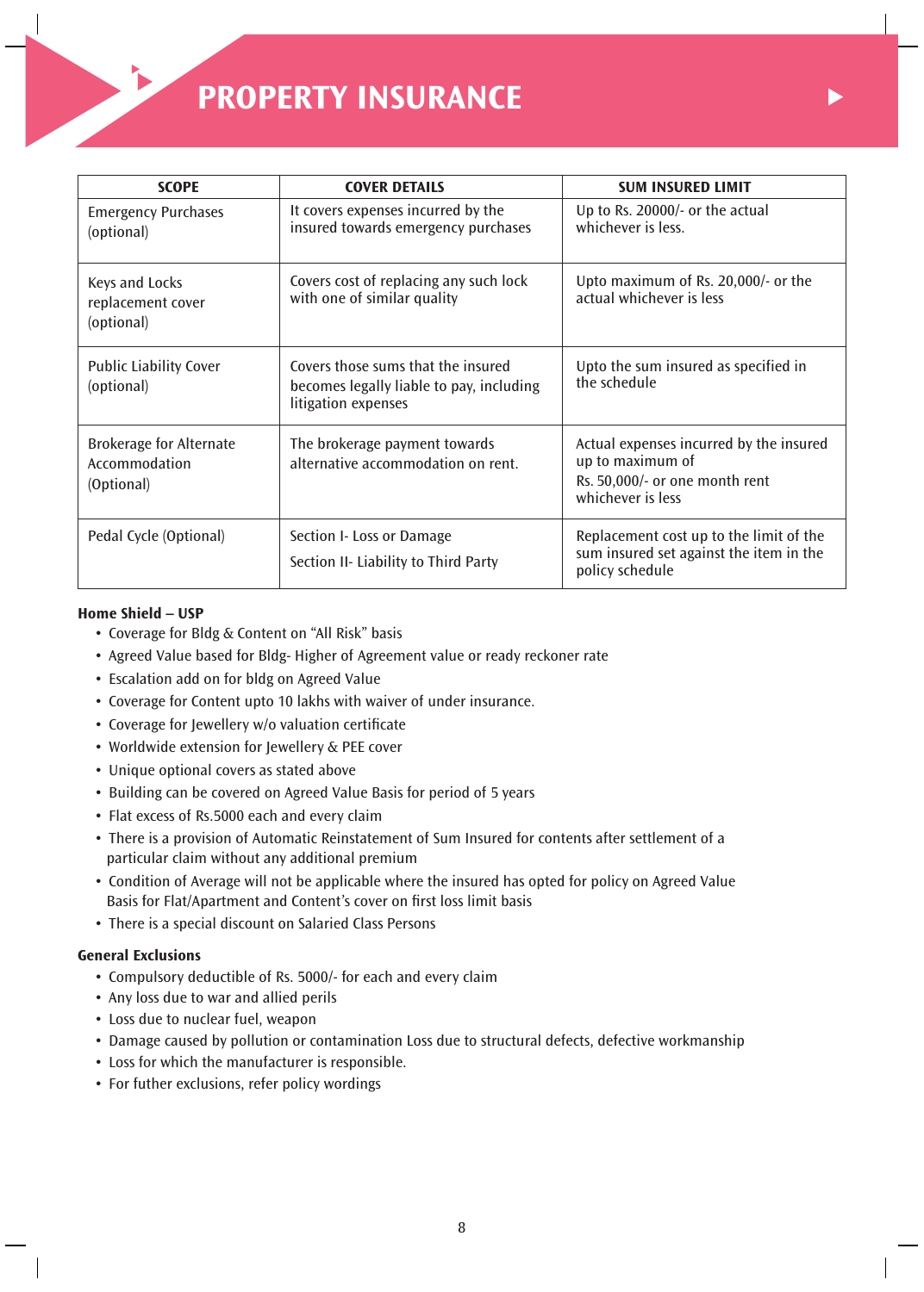# PROPERTY INSURANCE

| SCOPE | COVER DETAILS | SUM INSURED LIMIT |
| --- | --- | --- |
| Emergency Purchases (optional) | It covers expenses incurred by the insured towards emergency purchases | Up to Rs. 20000/- or the actual whichever is less. |
| Keys and Locks replacement cover (optional) | Covers cost of replacing any such lock with one of similar quality | Upto maximum of Rs. 20,000/- or the actual whichever is less |
| Public Liability Cover (optional) | Covers those sums that the insured becomes legally liable to pay, including litigation expenses | Upto the sum insured as specified in the schedule |
| Brokerage for Alternate Accommodation (Optional) | The brokerage payment towards alternative accommodation on rent. | Actual expenses incurred by the insured up to maximum of Rs. 50,000/- or one month rent whichever is less |
| Pedal Cycle (Optional) | Section I- Loss or Damage<br>Section II- Liability to Third Party | Replacement cost up to the limit of the sum insured set against the item in the policy schedule |

**Home Shield – USP**

- Coverage for Bldg & Content on "All Risk" basis
- Agreed Value based for Bldg- Higher of Agreement value or ready reckoner rate
- Escalation add on for bldg on Agreed Value
- Coverage for Content upto 10 lakhs with waiver of under insurance.
- Coverage for Jewellery w/o valuation certificate
- Worldwide extension for Jewellery & PEE cover
- Unique optional covers as stated above
- Building can be covered on Agreed Value Basis for period of 5 years
- Flat excess of Rs.5000 each and every claim
- There is a provision of Automatic Reinstatement of Sum Insured for contents after settlement of a particular claim without any additional premium
- Condition of Average will not be applicable where the insured has opted for policy on Agreed Value Basis for Flat/Apartment and Content's cover on first loss limit basis
- There is a special discount on Salaried Class Persons

**General Exclusions**

- Compulsory deductible of Rs. 5000/- for each and every claim
- Any loss due to war and allied perils
- Loss due to nuclear fuel, weapon
- Damage caused by pollution or contamination Loss due to structural defects, defective workmanship
- Loss for which the manufacturer is responsible.
- For futher exclusions, refer policy wordings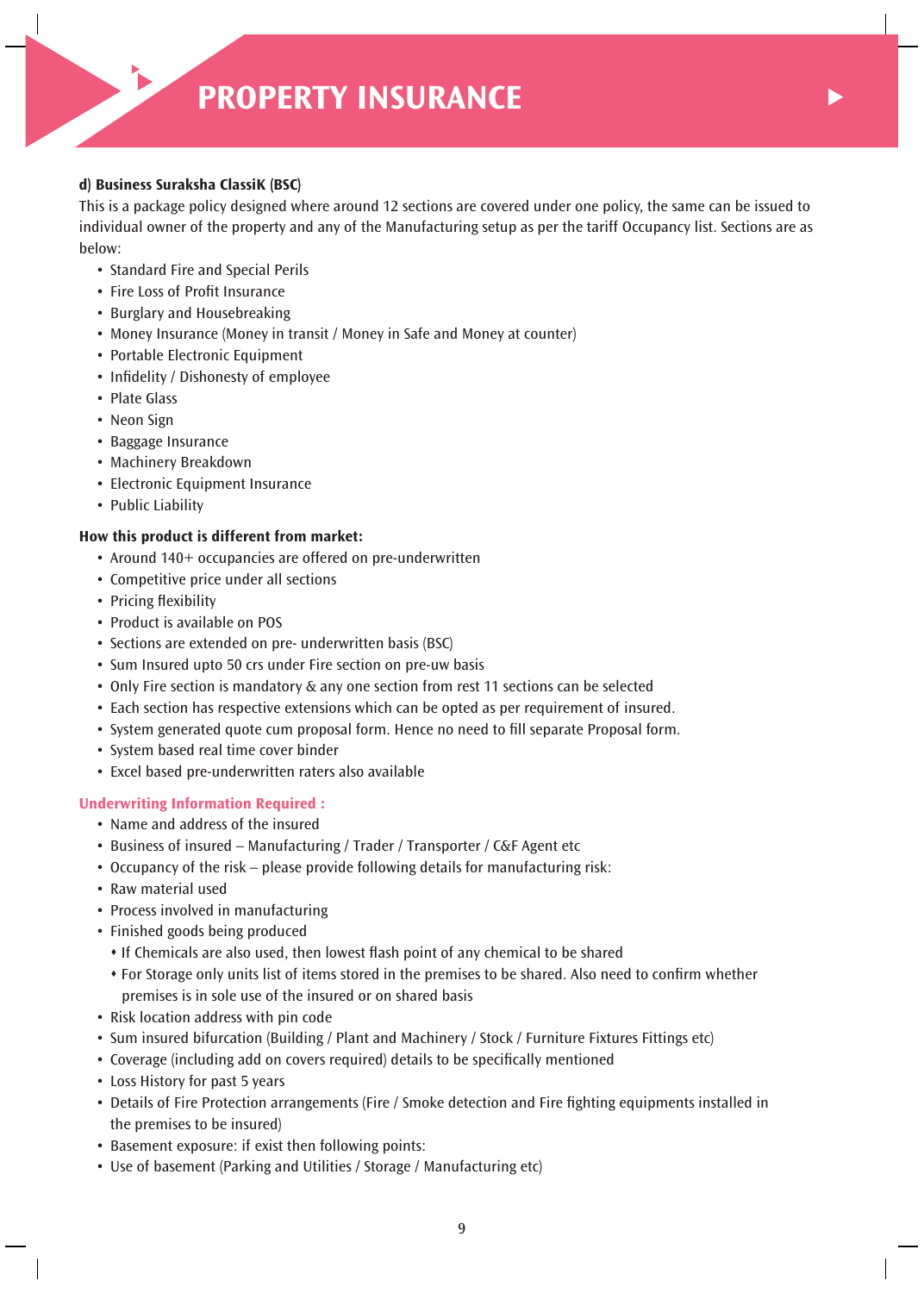# PROPERTY INSURANCE

**d) Business Suraksha ClassiK (BSC)**

This is a package policy designed where around 12 sections are covered under one policy, the same can be issued to individual owner of the property and any of the Manufacturing setup as per the tariff Occupancy list. Sections are as below:

- Standard Fire and Special Perils
- Fire Loss of Profit Insurance
- Burglary and Housebreaking
- Money Insurance (Money in transit / Money in Safe and Money at counter)
- Portable Electronic Equipment
- Infidelity / Dishonesty of employee
- Plate Glass
- Neon Sign
- Baggage Insurance
- Machinery Breakdown
- Electronic Equipment Insurance
- Public Liability

**How this product is different from market:**

- Around 140+ occupancies are offered on pre-underwritten
- Competitive price under all sections
- Pricing flexibility
- Product is available on POS
- Sections are extended on pre- underwritten basis (BSC)
- Sum Insured upto 50 crs under Fire section on pre-uw basis
- Only Fire section is mandatory & any one section from rest 11 sections can be selected
- Each section has respective extensions which can be opted as per requirement of insured.
- System generated quote cum proposal form. Hence no need to fill separate Proposal form.
- System based real time cover binder
- Excel based pre-underwritten raters also available

**Underwriting Information Required :**

- Name and address of the insured
- Business of insured – Manufacturing / Trader / Transporter / C&F Agent etc
- Occupancy of the risk – please provide following details for manufacturing risk:
- Raw material used
- Process involved in manufacturing
- Finished goods being produced
  - If Chemicals are also used, then lowest flash point of any chemical to be shared
  - For Storage only units list of items stored in the premises to be shared. Also need to confirm whether premises is in sole use of the insured or on shared basis
- Risk location address with pin code
- Sum insured bifurcation (Building / Plant and Machinery / Stock / Furniture Fixtures Fittings etc)
- Coverage (including add on covers required) details to be specifically mentioned
- Loss History for past 5 years
- Details of Fire Protection arrangements (Fire / Smoke detection and Fire fighting equipments installed in the premises to be insured)
- Basement exposure: if exist then following points:
- Use of basement (Parking and Utilities / Storage / Manufacturing etc)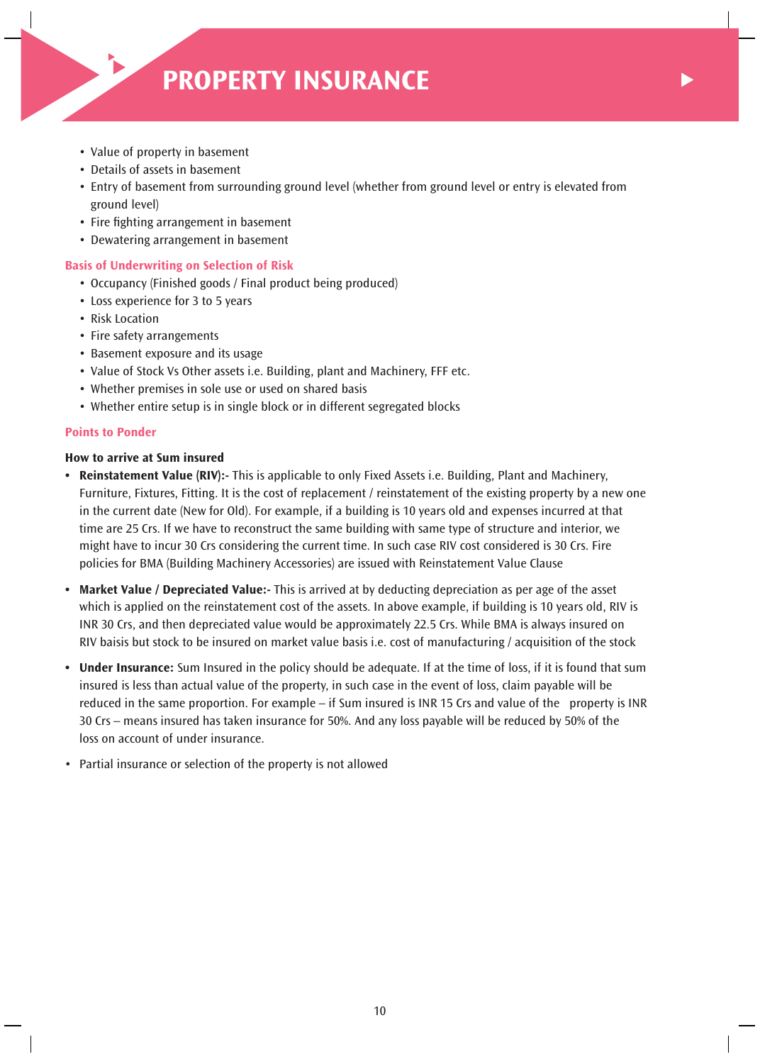# PROPERTY INSURANCE

- Value of property in basement
- Details of assets in basement
- Entry of basement from surrounding ground level (whether from ground level or entry is elevated from ground level)
- Fire fighting arrangement in basement
- Dewatering arrangement in basement

### Basis of Underwriting on Selection of Risk

- Occupancy (Finished goods / Final product being produced)
- Loss experience for 3 to 5 years
- Risk Location
- Fire safety arrangements
- Basement exposure and its usage
- Value of Stock Vs Other assets i.e. Building, plant and Machinery, FFF etc.
- Whether premises in sole use or used on shared basis
- Whether entire setup is in single block or in different segregated blocks

### Points to Ponder

**How to arrive at Sum insured**

- **Reinstatement Value (RIV):-** This is applicable to only Fixed Assets i.e. Building, Plant and Machinery, Furniture, Fixtures, Fitting. It is the cost of replacement / reinstatement of the existing property by a new one in the current date (New for Old). For example, if a building is 10 years old and expenses incurred at that time are 25 Crs. If we have to reconstruct the same building with same type of structure and interior, we might have to incur 30 Crs considering the current time. In such case RIV cost considered is 30 Crs. Fire policies for BMA (Building Machinery Accessories) are issued with Reinstatement Value Clause

- **Market Value / Depreciated Value:-** This is arrived at by deducting depreciation as per age of the asset which is applied on the reinstatement cost of the assets. In above example, if building is 10 years old, RIV is INR 30 Crs, and then depreciated value would be approximately 22.5 Crs. While BMA is always insured on RIV baisis but stock to be insured on market value basis i.e. cost of manufacturing / acquisition of the stock

- **Under Insurance:** Sum Insured in the policy should be adequate. If at the time of loss, if it is found that sum insured is less than actual value of the property, in such case in the event of loss, claim payable will be reduced in the same proportion. For example – if Sum insured is INR 15 Crs and value of the property is INR 30 Crs – means insured has taken insurance for 50%. And any loss payable will be reduced by 50% of the loss on account of under insurance.

- Partial insurance or selection of the property is not allowed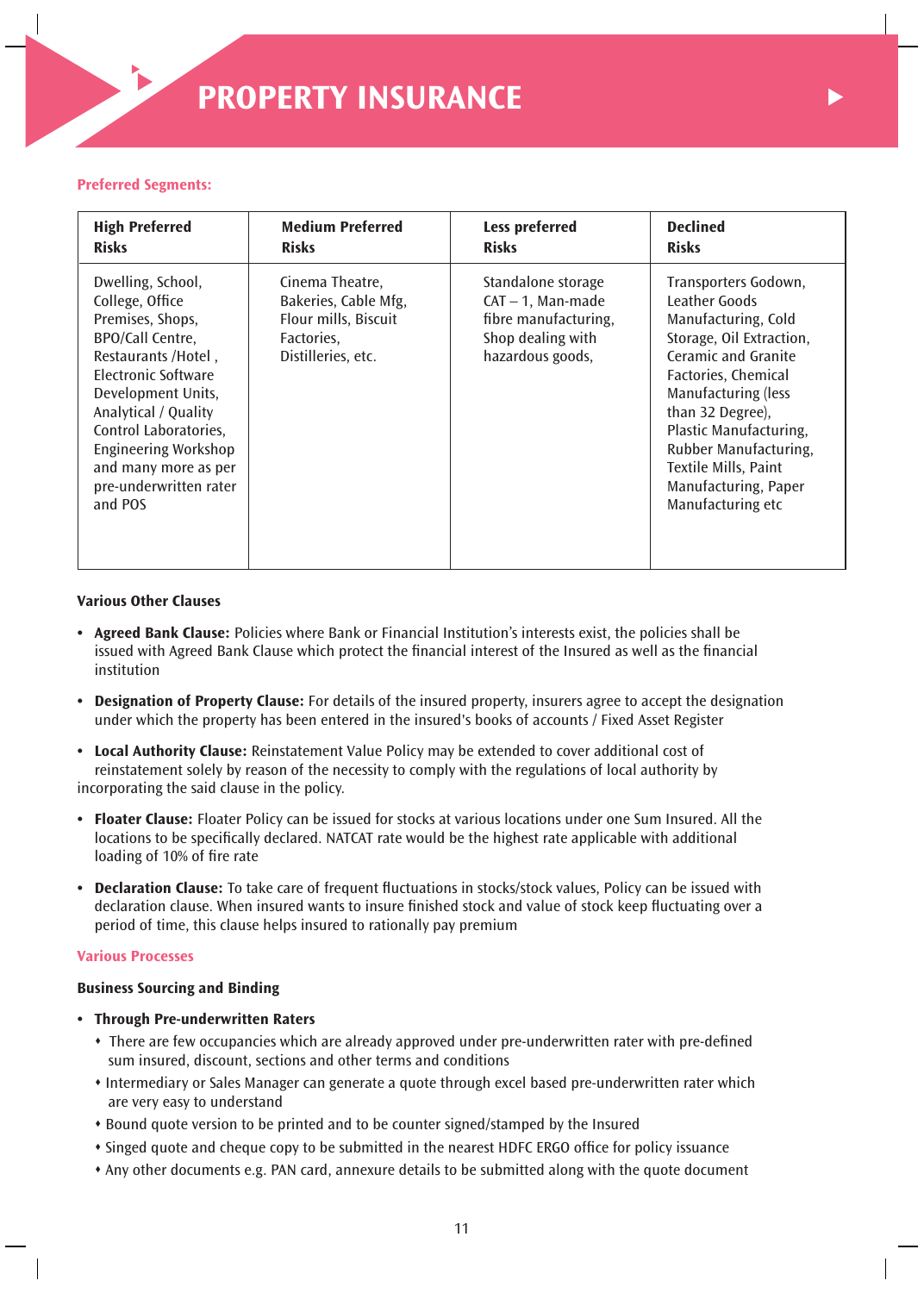# PROPERTY INSURANCE

**Preferred Segments:**

| High Preferred Risks | Medium Preferred Risks | Less preferred Risks | Declined Risks |
|---|---|---|---|
| Dwelling, School, College, Office Premises, Shops, BPO/Call Centre, Restaurants /Hotel , Electronic Software Development Units, Analytical / Quality Control Laboratories, Engineering Workshop and many more as per pre-underwritten rater and POS | Cinema Theatre, Bakeries, Cable Mfg, Flour mills, Biscuit Factories, Distilleries, etc. | Standalone storage CAT – 1, Man-made fibre manufacturing, Shop dealing with hazardous goods, | Transporters Godown, Leather Goods Manufacturing, Cold Storage, Oil Extraction, Ceramic and Granite Factories, Chemical Manufacturing (less than 32 Degree), Plastic Manufacturing, Rubber Manufacturing, Textile Mills, Paint Manufacturing, Paper Manufacturing etc |

**Various Other Clauses**

- **Agreed Bank Clause:** Policies where Bank or Financial Institution's interests exist, the policies shall be issued with Agreed Bank Clause which protect the financial interest of the Insured as well as the financial institution
- **Designation of Property Clause:** For details of the insured property, insurers agree to accept the designation under which the property has been entered in the insured's books of accounts / Fixed Asset Register
- **Local Authority Clause:** Reinstatement Value Policy may be extended to cover additional cost of reinstatement solely by reason of the necessity to comply with the regulations of local authority by incorporating the said clause in the policy.
- **Floater Clause:** Floater Policy can be issued for stocks at various locations under one Sum Insured. All the locations to be specifically declared. NATCAT rate would be the highest rate applicable with additional loading of 10% of fire rate
- **Declaration Clause:** To take care of frequent fluctuations in stocks/stock values, Policy can be issued with declaration clause. When insured wants to insure finished stock and value of stock keep fluctuating over a period of time, this clause helps insured to rationally pay premium

**Various Processes**

**Business Sourcing and Binding**

- **Through Pre-underwritten Raters**
  - There are few occupancies which are already approved under pre-underwritten rater with pre-defined sum insured, discount, sections and other terms and conditions
  - Intermediary or Sales Manager can generate a quote through excel based pre-underwritten rater which are very easy to understand
  - Bound quote version to be printed and to be counter signed/stamped by the Insured
  - Singed quote and cheque copy to be submitted in the nearest HDFC ERGO office for policy issuance
  - Any other documents e.g. PAN card, annexure details to be submitted along with the quote document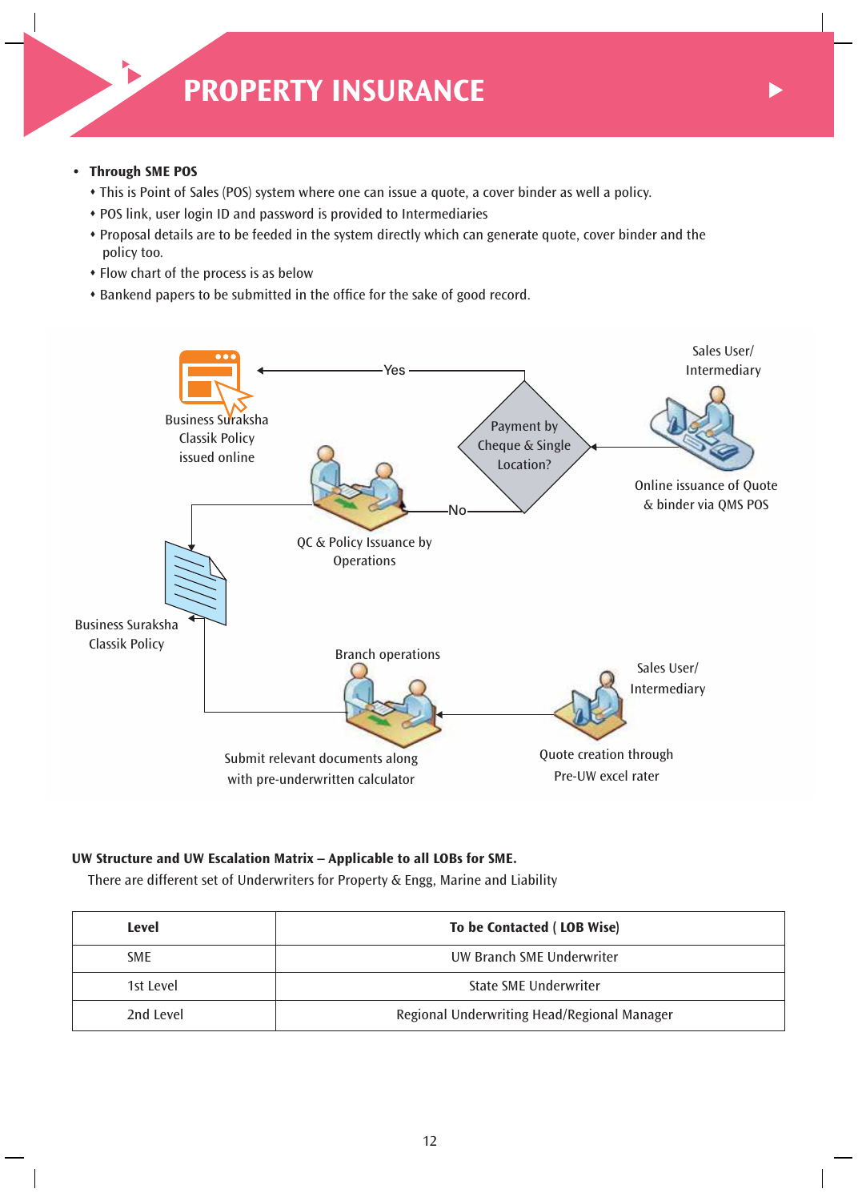# PROPERTY INSURANCE

- **Through SME POS**
  - This is Point of Sales (POS) system where one can issue a quote, a cover binder as well a policy.
  - POS link, user login ID and password is provided to Intermediaries
  - Proposal details are to be feeded in the system directly which can generate quote, cover binder and the policy too.
  - Flow chart of the process is as below
  - Bankend papers to be submitted in the office for the sake of good record.

Sales User/ Intermediary

Online issuance of Quote & binder via QMS POS

Payment by Cheque & Single Location?

Yes

Business Suraksha Classik Policy issued online

No

QC & Policy Issuance by Operations

Business Suraksha Classik Policy

Branch operations

Submit relevant documents along with pre-underwritten calculator

Sales User/ Intermediary

Quote creation through Pre-UW excel rater

**UW Structure and UW Escalation Matrix – Applicable to all LOBs for SME.**

There are different set of Underwriters for Property & Engg, Marine and Liability

| Level | To be Contacted ( LOB Wise) |
|---|---|
| SME | UW Branch SME Underwriter |
| 1st Level | State SME Underwriter |
| 2nd Level | Regional Underwriting Head/Regional Manager |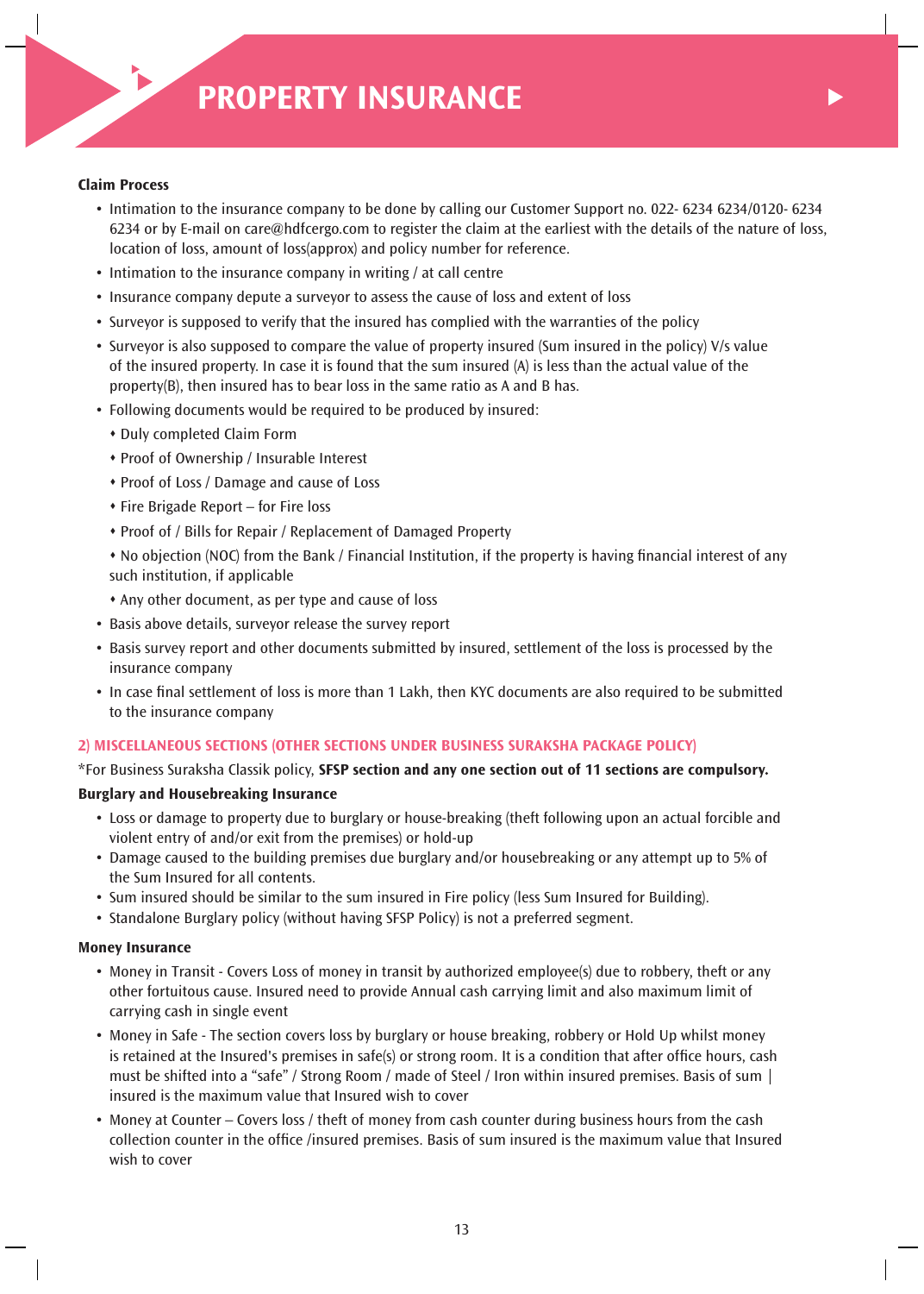**Claim Process**

- Intimation to the insurance company to be done by calling our Customer Support no. 022- 6234 6234/0120- 6234 6234 or by E-mail on care@hdfcergo.com to register the claim at the earliest with the details of the nature of loss, location of loss, amount of loss(approx) and policy number for reference.
- Intimation to the insurance company in writing / at call centre
- Insurance company depute a surveyor to assess the cause of loss and extent of loss
- Surveyor is supposed to verify that the insured has complied with the warranties of the policy
- Surveyor is also supposed to compare the value of property insured (Sum insured in the policy) V/s value of the insured property. In case it is found that the sum insured (A) is less than the actual value of the property(B), then insured has to bear loss in the same ratio as A and B has.
- Following documents would be required to be produced by insured:
    - Duly completed Claim Form
    - Proof of Ownership / Insurable Interest
    - Proof of Loss / Damage and cause of Loss
    - Fire Brigade Report – for Fire loss
    - Proof of / Bills for Repair / Replacement of Damaged Property
    - No objection (NOC) from the Bank / Financial Institution, if the property is having financial interest of any such institution, if applicable
    - Any other document, as per type and cause of loss
- Basis above details, surveyor release the survey report
- Basis survey report and other documents submitted by insured, settlement of the loss is processed by the insurance company
- In case final settlement of loss is more than 1 Lakh, then KYC documents are also required to be submitted to the insurance company

## 2) MISCELLANEOUS SECTIONS (OTHER SECTIONS UNDER BUSINESS SURAKSHA PACKAGE POLICY)

*For Business Suraksha Classik policy, **SFSP section and any one section out of 11 sections are compulsory.**

**Burglary and Housebreaking Insurance**

- Loss or damage to property due to burglary or house-breaking (theft following upon an actual forcible and violent entry of and/or exit from the premises) or hold-up
- Damage caused to the building premises due burglary and/or housebreaking or any attempt up to 5% of the Sum Insured for all contents.
- Sum insured should be similar to the sum insured in Fire policy (less Sum Insured for Building).
- Standalone Burglary policy (without having SFSP Policy) is not a preferred segment.

**Money Insurance**

- Money in Transit - Covers Loss of money in transit by authorized employee(s) due to robbery, theft or any other fortuitous cause. Insured need to provide Annual cash carrying limit and also maximum limit of carrying cash in single event
- Money in Safe - The section covers loss by burglary or house breaking, robbery or Hold Up whilst money is retained at the Insured's premises in safe(s) or strong room. It is a condition that after office hours, cash must be shifted into a "safe" / Strong Room / made of Steel / Iron within insured premises. Basis of sum | insured is the maximum value that Insured wish to cover
- Money at Counter – Covers loss / theft of money from cash counter during business hours from the cash collection counter in the office /insured premises. Basis of sum insured is the maximum value that Insured wish to cover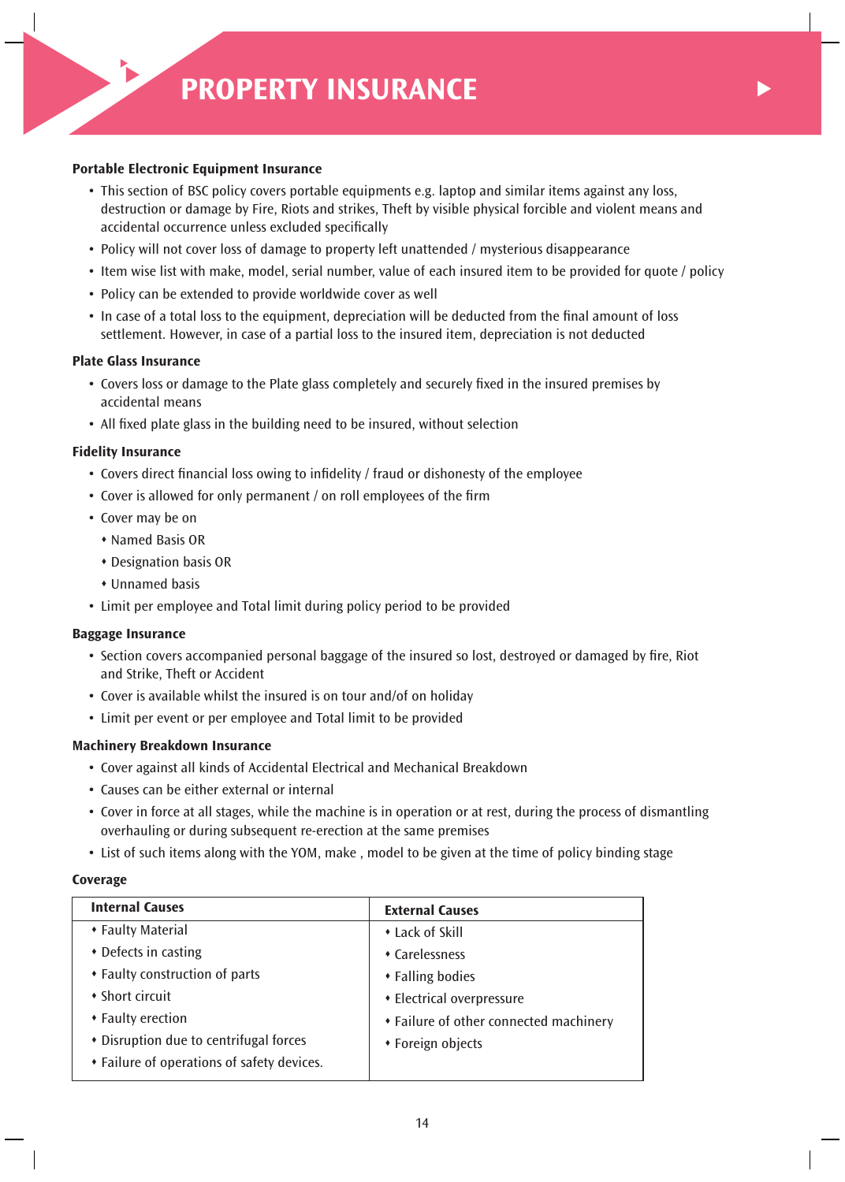# PROPERTY INSURANCE

### Portable Electronic Equipment Insurance

- This section of BSC policy covers portable equipments e.g. laptop and similar items against any loss, destruction or damage by Fire, Riots and strikes, Theft by visible physical forcible and violent means and accidental occurrence unless excluded specifically
- Policy will not cover loss of damage to property left unattended / mysterious disappearance
- Item wise list with make, model, serial number, value of each insured item to be provided for quote / policy
- Policy can be extended to provide worldwide cover as well
- In case of a total loss to the equipment, depreciation will be deducted from the final amount of loss settlement. However, in case of a partial loss to the insured item, depreciation is not deducted

### Plate Glass Insurance

- Covers loss or damage to the Plate glass completely and securely fixed in the insured premises by accidental means
- All fixed plate glass in the building need to be insured, without selection

### Fidelity Insurance

- Covers direct financial loss owing to infidelity / fraud or dishonesty of the employee
- Cover is allowed for only permanent / on roll employees of the firm
- Cover may be on
  - Named Basis OR
  - Designation basis OR
  - Unnamed basis
- Limit per employee and Total limit during policy period to be provided

### Baggage Insurance

- Section covers accompanied personal baggage of the insured so lost, destroyed or damaged by fire, Riot and Strike, Theft or Accident
- Cover is available whilst the insured is on tour and/of on holiday
- Limit per event or per employee and Total limit to be provided

### Machinery Breakdown Insurance

- Cover against all kinds of Accidental Electrical and Mechanical Breakdown
- Causes can be either external or internal
- Cover in force at all stages, while the machine is in operation or at rest, during the process of dismantling overhauling or during subsequent re-erection at the same premises
- List of such items along with the YOM, make , model to be given at the time of policy binding stage

### Coverage

| Internal Causes | External Causes |
|---|---|
| • Faulty Material | • Lack of Skill |
| • Defects in casting | • Carelessness |
| • Faulty construction of parts | • Falling bodies |
| • Short circuit | • Electrical overpressure |
| • Faulty erection | • Failure of other connected machinery |
| • Disruption due to centrifugal forces | • Foreign objects |
| • Failure of operations of safety devices. | |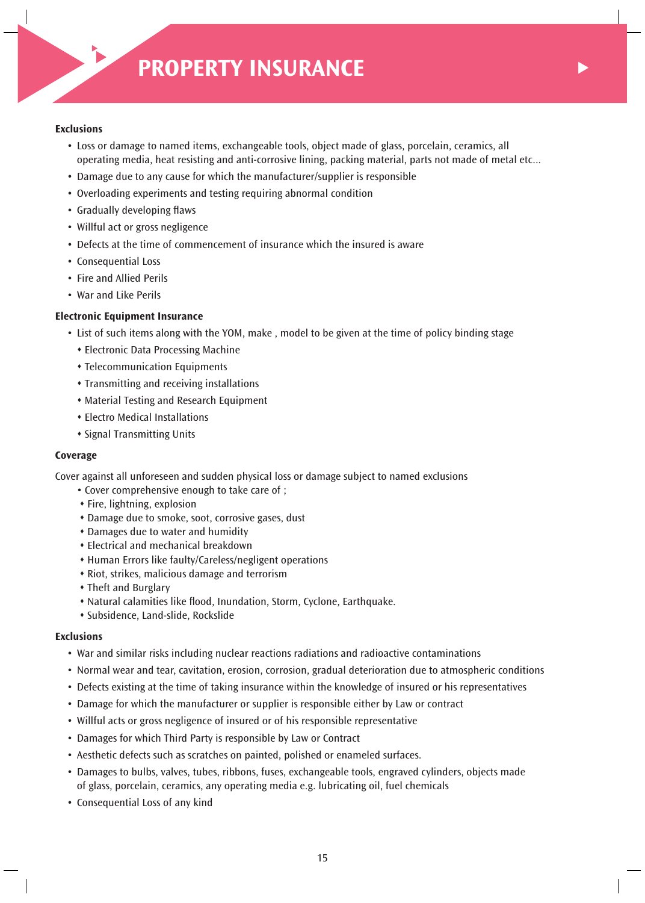# PROPERTY INSURANCE

**Exclusions**

- Loss or damage to named items, exchangeable tools, object made of glass, porcelain, ceramics, all operating media, heat resisting and anti-corrosive lining, packing material, parts not made of metal etc...
- Damage due to any cause for which the manufacturer/supplier is responsible
- Overloading experiments and testing requiring abnormal condition
- Gradually developing flaws
- Willful act or gross negligence
- Defects at the time of commencement of insurance which the insured is aware
- Consequential Loss
- Fire and Allied Perils
- War and Like Perils

**Electronic Equipment Insurance**

- List of such items along with the YOM, make , model to be given at the time of policy binding stage
  - Electronic Data Processing Machine
  - Telecommunication Equipments
  - Transmitting and receiving installations
  - Material Testing and Research Equipment
  - Electro Medical Installations
  - Signal Transmitting Units

**Coverage**

Cover against all unforeseen and sudden physical loss or damage subject to named exclusions

- Cover comprehensive enough to take care of ;
  - Fire, lightning, explosion
  - Damage due to smoke, soot, corrosive gases, dust
  - Damages due to water and humidity
  - Electrical and mechanical breakdown
  - Human Errors like faulty/Careless/negligent operations
  - Riot, strikes, malicious damage and terrorism
  - Theft and Burglary
  - Natural calamities like flood, Inundation, Storm, Cyclone, Earthquake.
  - Subsidence, Land-slide, Rockslide

**Exclusions**

- War and similar risks including nuclear reactions radiations and radioactive contaminations
- Normal wear and tear, cavitation, erosion, corrosion, gradual deterioration due to atmospheric conditions
- Defects existing at the time of taking insurance within the knowledge of insured or his representatives
- Damage for which the manufacturer or supplier is responsible either by Law or contract
- Willful acts or gross negligence of insured or of his responsible representative
- Damages for which Third Party is responsible by Law or Contract
- Aesthetic defects such as scratches on painted, polished or enameled surfaces.
- Damages to bulbs, valves, tubes, ribbons, fuses, exchangeable tools, engraved cylinders, objects made of glass, porcelain, ceramics, any operating media e.g. lubricating oil, fuel chemicals
- Consequential Loss of any kind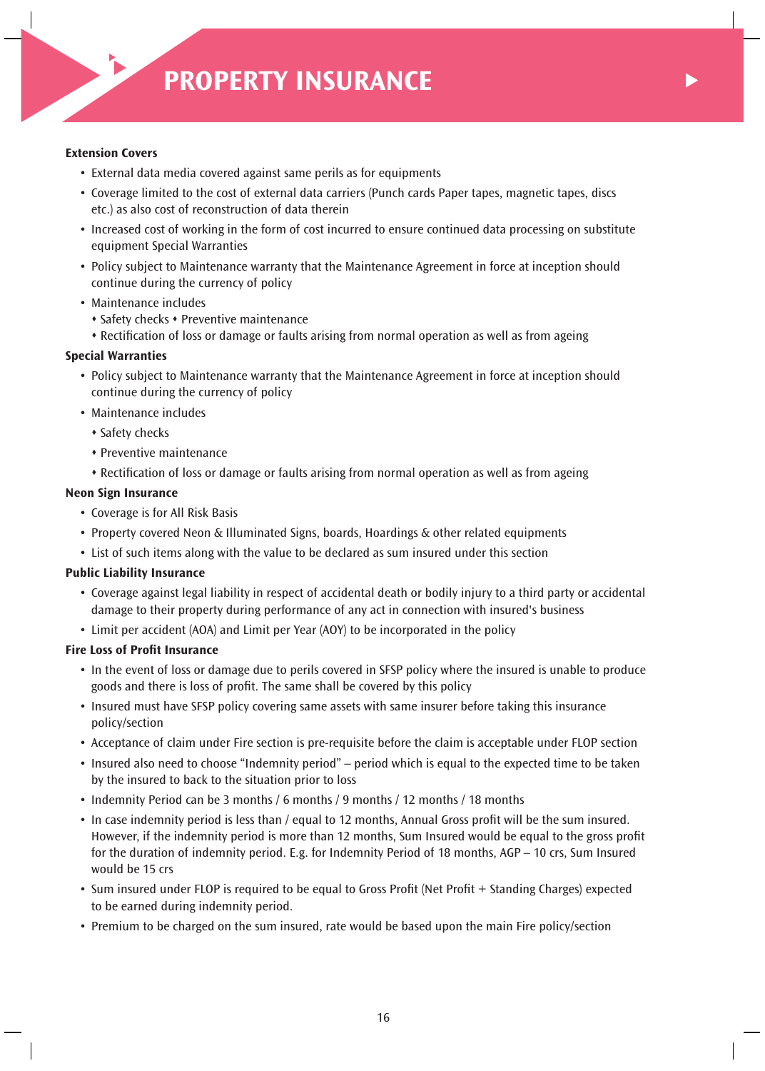# PROPERTY INSURANCE

**Extension Covers**

- External data media covered against same perils as for equipments
- Coverage limited to the cost of external data carriers (Punch cards Paper tapes, magnetic tapes, discs etc.) as also cost of reconstruction of data therein
- Increased cost of working in the form of cost incurred to ensure continued data processing on substitute equipment Special Warranties
- Policy subject to Maintenance warranty that the Maintenance Agreement in force at inception should continue during the currency of policy
- Maintenance includes
  - Safety checks ♦ Preventive maintenance
  - Rectification of loss or damage or faults arising from normal operation as well as from ageing

**Special Warranties**

- Policy subject to Maintenance warranty that the Maintenance Agreement in force at inception should continue during the currency of policy
- Maintenance includes
  - Safety checks
  - Preventive maintenance
  - Rectification of loss or damage or faults arising from normal operation as well as from ageing

**Neon Sign Insurance**

- Coverage is for All Risk Basis
- Property covered Neon & Illuminated Signs, boards, Hoardings & other related equipments
- List of such items along with the value to be declared as sum insured under this section

**Public Liability Insurance**

- Coverage against legal liability in respect of accidental death or bodily injury to a third party or accidental damage to their property during performance of any act in connection with insured's business
- Limit per accident (AOA) and Limit per Year (AOY) to be incorporated in the policy

**Fire Loss of Profit Insurance**

- In the event of loss or damage due to perils covered in SFSP policy where the insured is unable to produce goods and there is loss of profit. The same shall be covered by this policy
- Insured must have SFSP policy covering same assets with same insurer before taking this insurance policy/section
- Acceptance of claim under Fire section is pre-requisite before the claim is acceptable under FLOP section
- Insured also need to choose "Indemnity period" – period which is equal to the expected time to be taken by the insured to back to the situation prior to loss
- Indemnity Period can be 3 months / 6 months / 9 months / 12 months / 18 months
- In case indemnity period is less than / equal to 12 months, Annual Gross profit will be the sum insured. However, if the indemnity period is more than 12 months, Sum Insured would be equal to the gross profit for the duration of indemnity period. E.g. for Indemnity Period of 18 months, AGP – 10 crs, Sum Insured would be 15 crs
- Sum insured under FLOP is required to be equal to Gross Profit (Net Profit + Standing Charges) expected to be earned during indemnity period.
- Premium to be charged on the sum insured, rate would be based upon the main Fire policy/section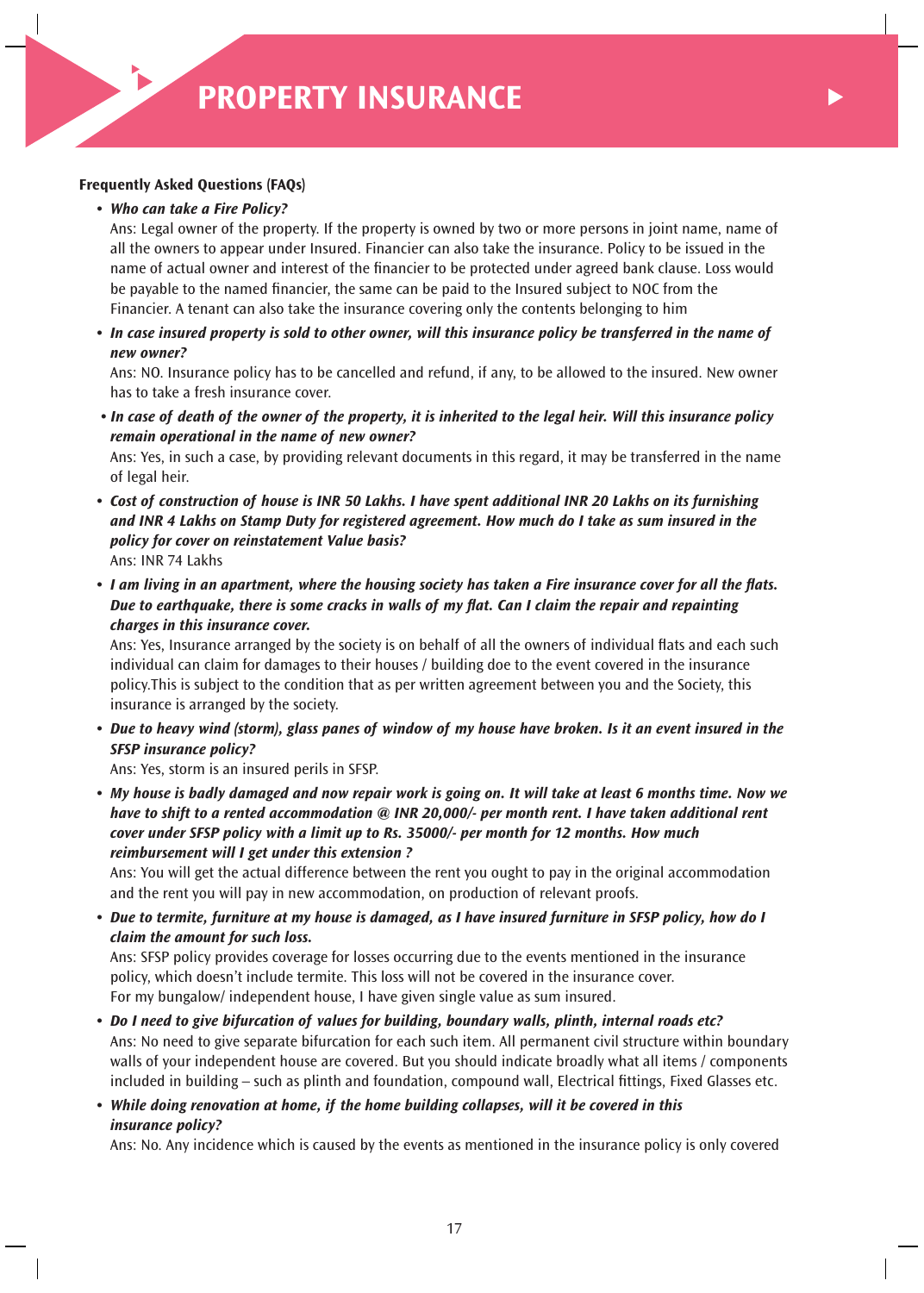# PROPERTY INSURANCE

**Frequently Asked Questions (FAQs)**

- ***Who can take a Fire Policy?***
  Ans: Legal owner of the property. If the property is owned by two or more persons in joint name, name of all the owners to appear under Insured. Financier can also take the insurance. Policy to be issued in the name of actual owner and interest of the financier to be protected under agreed bank clause. Loss would be payable to the named financier, the same can be paid to the Insured subject to NOC from the Financier. A tenant can also take the insurance covering only the contents belonging to him

- ***In case insured property is sold to other owner, will this insurance policy be transferred in the name of new owner?***
  Ans: NO. Insurance policy has to be cancelled and refund, if any, to be allowed to the insured. New owner has to take a fresh insurance cover.

- ***In case of death of the owner of the property, it is inherited to the legal heir. Will this insurance policy remain operational in the name of new owner?***
  Ans: Yes, in such a case, by providing relevant documents in this regard, it may be transferred in the name of legal heir.

- ***Cost of construction of house is INR 50 Lakhs. I have spent additional INR 20 Lakhs on its furnishing and INR 4 Lakhs on Stamp Duty for registered agreement. How much do I take as sum insured in the policy for cover on reinstatement Value basis?***
  Ans: INR 74 Lakhs

- ***I am living in an apartment, where the housing society has taken a Fire insurance cover for all the flats. Due to earthquake, there is some cracks in walls of my flat. Can I claim the repair and repainting charges in this insurance cover.***
  Ans: Yes, Insurance arranged by the society is on behalf of all the owners of individual flats and each such individual can claim for damages to their houses / building doe to the event covered in the insurance policy.This is subject to the condition that as per written agreement between you and the Society, this insurance is arranged by the society.

- ***Due to heavy wind (storm), glass panes of window of my house have broken. Is it an event insured in the SFSP insurance policy?***
  Ans: Yes, storm is an insured perils in SFSP.

- ***My house is badly damaged and now repair work is going on. It will take at least 6 months time. Now we have to shift to a rented accommodation @ INR 20,000/- per month rent. I have taken additional rent cover under SFSP policy with a limit up to Rs. 35000/- per month for 12 months. How much reimbursement will I get under this extension ?***
  Ans: You will get the actual difference between the rent you ought to pay in the original accommodation and the rent you will pay in new accommodation, on production of relevant proofs.

- ***Due to termite, furniture at my house is damaged, as I have insured furniture in SFSP policy, how do I claim the amount for such loss.***
  Ans: SFSP policy provides coverage for losses occurring due to the events mentioned in the insurance policy, which doesn't include termite. This loss will not be covered in the insurance cover.
  For my bungalow/ independent house, I have given single value as sum insured.

- ***Do I need to give bifurcation of values for building, boundary walls, plinth, internal roads etc?***
  Ans: No need to give separate bifurcation for each such item. All permanent civil structure within boundary walls of your independent house are covered. But you should indicate broadly what all items / components included in building – such as plinth and foundation, compound wall, Electrical fittings, Fixed Glasses etc.

- ***While doing renovation at home, if the home building collapses, will it be covered in this insurance policy?***
  Ans: No. Any incidence which is caused by the events as mentioned in the insurance policy is only covered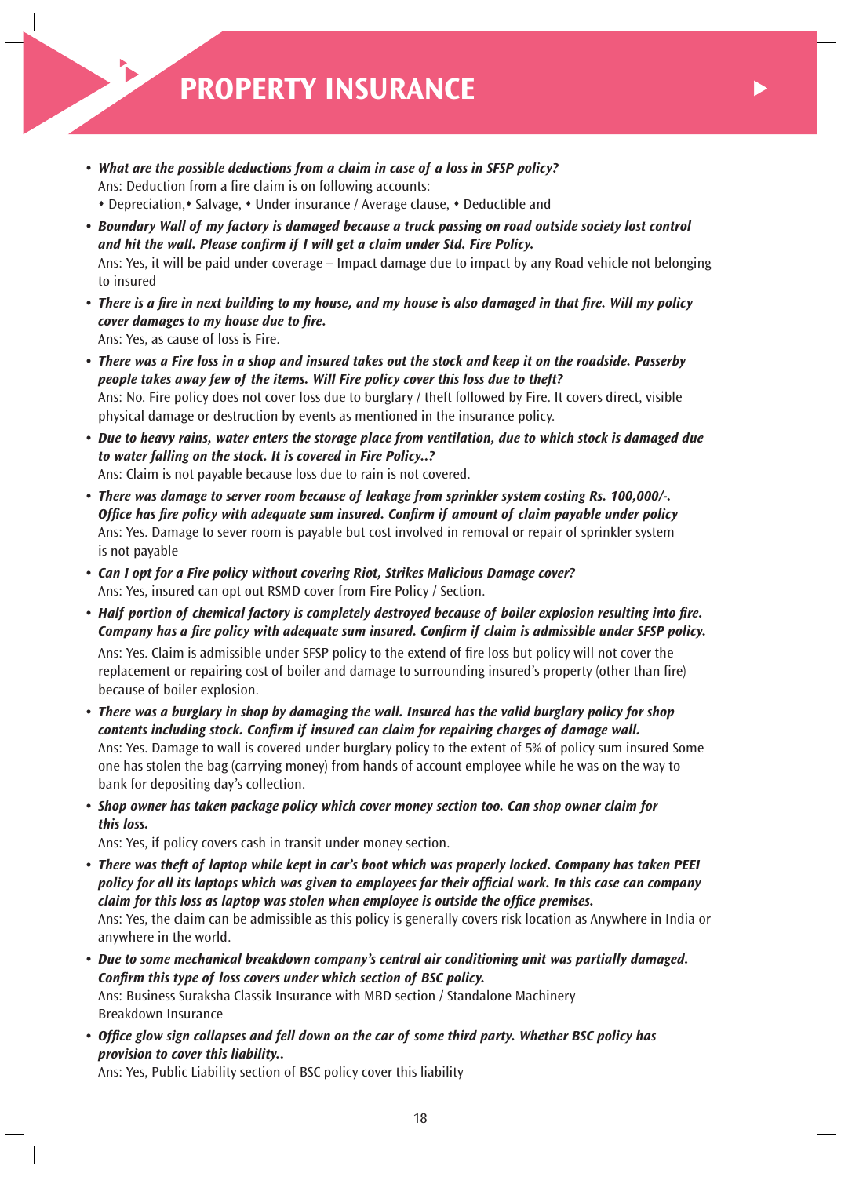# PROPERTY INSURANCE

- ***What are the possible deductions from a claim in case of a loss in SFSP policy?***
  Ans: Deduction from a fire claim is on following accounts:
  ⬩ Depreciation,⬩ Salvage, ⬩ Under insurance / Average clause, ⬩ Deductible and

- ***Boundary Wall of my factory is damaged because a truck passing on road outside society lost control and hit the wall. Please confirm if I will get a claim under Std. Fire Policy.***
  Ans: Yes, it will be paid under coverage – Impact damage due to impact by any Road vehicle not belonging to insured

- ***There is a fire in next building to my house, and my house is also damaged in that fire. Will my policy cover damages to my house due to fire.***
  Ans: Yes, as cause of loss is Fire.

- ***There was a Fire loss in a shop and insured takes out the stock and keep it on the roadside. Passerby people takes away few of the items. Will Fire policy cover this loss due to theft?***
  Ans: No. Fire policy does not cover loss due to burglary / theft followed by Fire. It covers direct, visible physical damage or destruction by events as mentioned in the insurance policy.

- ***Due to heavy rains, water enters the storage place from ventilation, due to which stock is damaged due to water falling on the stock. It is covered in Fire Policy..?***
  Ans: Claim is not payable because loss due to rain is not covered.

- ***There was damage to server room because of leakage from sprinkler system costing Rs. 100,000/-. Office has fire policy with adequate sum insured. Confirm if amount of claim payable under policy***
  Ans: Yes. Damage to sever room is payable but cost involved in removal or repair of sprinkler system is not payable

- ***Can I opt for a Fire policy without covering Riot, Strikes Malicious Damage cover?***
  Ans: Yes, insured can opt out RSMD cover from Fire Policy / Section.

- ***Half portion of chemical factory is completely destroyed because of boiler explosion resulting into fire. Company has a fire policy with adequate sum insured. Confirm if claim is admissible under SFSP policy.***
  Ans: Yes. Claim is admissible under SFSP policy to the extend of fire loss but policy will not cover the replacement or repairing cost of boiler and damage to surrounding insured's property (other than fire) because of boiler explosion.

- ***There was a burglary in shop by damaging the wall. Insured has the valid burglary policy for shop contents including stock. Confirm if insured can claim for repairing charges of damage wall.***
  Ans: Yes. Damage to wall is covered under burglary policy to the extent of 5% of policy sum insured Some one has stolen the bag (carrying money) from hands of account employee while he was on the way to bank for depositing day's collection.

- ***Shop owner has taken package policy which cover money section too. Can shop owner claim for this loss.***
  Ans: Yes, if policy covers cash in transit under money section.

- ***There was theft of laptop while kept in car's boot which was properly locked. Company has taken PEEI policy for all its laptops which was given to employees for their official work. In this case can company claim for this loss as laptop was stolen when employee is outside the office premises.***
  Ans: Yes, the claim can be admissible as this policy is generally covers risk location as Anywhere in India or anywhere in the world.

- ***Due to some mechanical breakdown company's central air conditioning unit was partially damaged. Confirm this type of loss covers under which section of BSC policy.***
  Ans: Business Suraksha Classik Insurance with MBD section / Standalone Machinery Breakdown Insurance

- ***Office glow sign collapses and fell down on the car of some third party. Whether BSC policy has provision to cover this liability..***
  Ans: Yes, Public Liability section of BSC policy cover this liability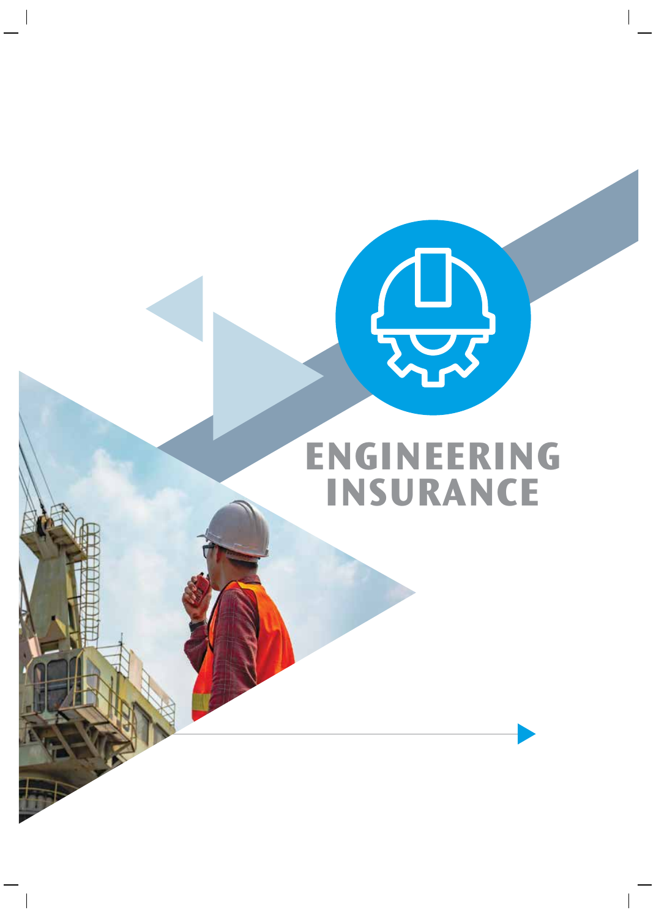# ENGINEERING INSURANCE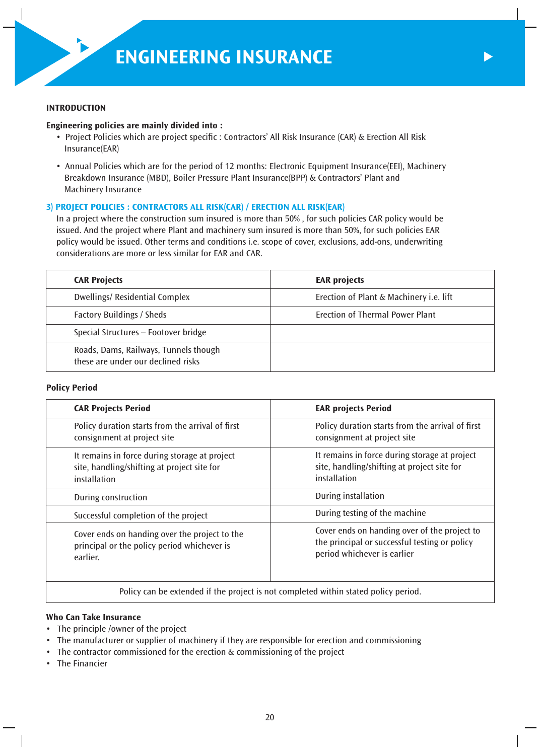# ENGINEERING INSURANCE

**INTRODUCTION**

**Engineering policies are mainly divided into :**

- Project Policies which are project specific : Contractors' All Risk Insurance (CAR) & Erection All Risk Insurance(EAR)
- Annual Policies which are for the period of 12 months: Electronic Equipment Insurance(EEI), Machinery Breakdown Insurance (MBD), Boiler Pressure Plant Insurance(BPP) & Contractors' Plant and Machinery Insurance

## 3) PROJECT POLICIES : CONTRACTORS ALL RISK(CAR) / ERECTION ALL RISK(EAR)

In a project where the construction sum insured is more than 50% , for such policies CAR policy would be issued. And the project where Plant and machinery sum insured is more than 50%, for such policies EAR policy would be issued. Other terms and conditions i.e. scope of cover, exclusions, add-ons, underwriting considerations are more or less similar for EAR and CAR.

| CAR Projects | EAR projects |
|---|---|
| Dwellings/ Residential Complex | Erection of Plant & Machinery i.e. lift |
| Factory Buildings / Sheds | Erection of Thermal Power Plant |
| Special Structures – Footover bridge | |
| Roads, Dams, Railways, Tunnels though these are under our declined risks | |

**Policy Period**

| CAR Projects Period | EAR projects Period |
|---|---|
| Policy duration starts from the arrival of first consignment at project site | Policy duration starts from the arrival of first consignment at project site |
| It remains in force during storage at project site, handling/shifting at project site for installation | It remains in force during storage at project site, handling/shifting at project site for installation |
| During construction | During installation |
| Successful completion of the project | During testing of the machine |
| Cover ends on handing over the project to the principal or the policy period whichever is earlier. | Cover ends on handing over of the project to the principal or successful testing or policy period whichever is earlier |
| Policy can be extended if the project is not completed within stated policy period. | |

**Who Can Take Insurance**

- The principle /owner of the project
- The manufacturer or supplier of machinery if they are responsible for erection and commissioning
- The contractor commissioned for the erection & commissioning of the project
- The Financier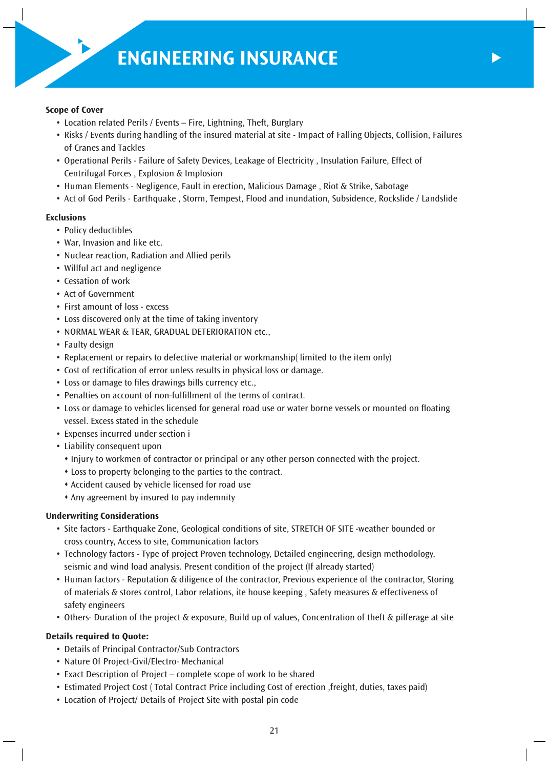# ENGINEERING INSURANCE

**Scope of Cover**

- Location related Perils / Events – Fire, Lightning, Theft, Burglary
- Risks / Events during handling of the insured material at site - Impact of Falling Objects, Collision, Failures of Cranes and Tackles
- Operational Perils - Failure of Safety Devices, Leakage of Electricity , Insulation Failure, Effect of Centrifugal Forces , Explosion & Implosion
- Human Elements - Negligence, Fault in erection, Malicious Damage , Riot & Strike, Sabotage
- Act of God Perils - Earthquake , Storm, Tempest, Flood and inundation, Subsidence, Rockslide / Landslide

**Exclusions**

- Policy deductibles
- War, Invasion and like etc.
- Nuclear reaction, Radiation and Allied perils
- Willful act and negligence
- Cessation of work
- Act of Government
- First amount of loss - excess
- Loss discovered only at the time of taking inventory
- NORMAL WEAR & TEAR, GRADUAL DETERIORATION etc.,
- Faulty design
- Replacement or repairs to defective material or workmanship( limited to the item only)
- Cost of rectification of error unless results in physical loss or damage.
- Loss or damage to files drawings bills currency etc.,
- Penalties on account of non-fulfillment of the terms of contract.
- Loss or damage to vehicles licensed for general road use or water borne vessels or mounted on floating vessel. Excess stated in the schedule
- Expenses incurred under section i
- Liability consequent upon
  - Injury to workmen of contractor or principal or any other person connected with the project.
  - Loss to property belonging to the parties to the contract.
  - Accident caused by vehicle licensed for road use
  - Any agreement by insured to pay indemnity

**Underwriting Considerations**

- Site factors - Earthquake Zone, Geological conditions of site, STRETCH OF SITE -weather bounded or cross country, Access to site, Communication factors
- Technology factors - Type of project Proven technology, Detailed engineering, design methodology, seismic and wind load analysis. Present condition of the project (If already started)
- Human factors - Reputation & diligence of the contractor, Previous experience of the contractor, Storing of materials & stores control, Labor relations, ite house keeping , Safety measures & effectiveness of safety engineers
- Others- Duration of the project & exposure, Build up of values, Concentration of theft & pilferage at site

**Details required to Quote:**

- Details of Principal Contractor/Sub Contractors
- Nature Of Project-Civil/Electro- Mechanical
- Exact Description of Project – complete scope of work to be shared
- Estimated Project Cost ( Total Contract Price including Cost of erection ,freight, duties, taxes paid)
- Location of Project/ Details of Project Site with postal pin code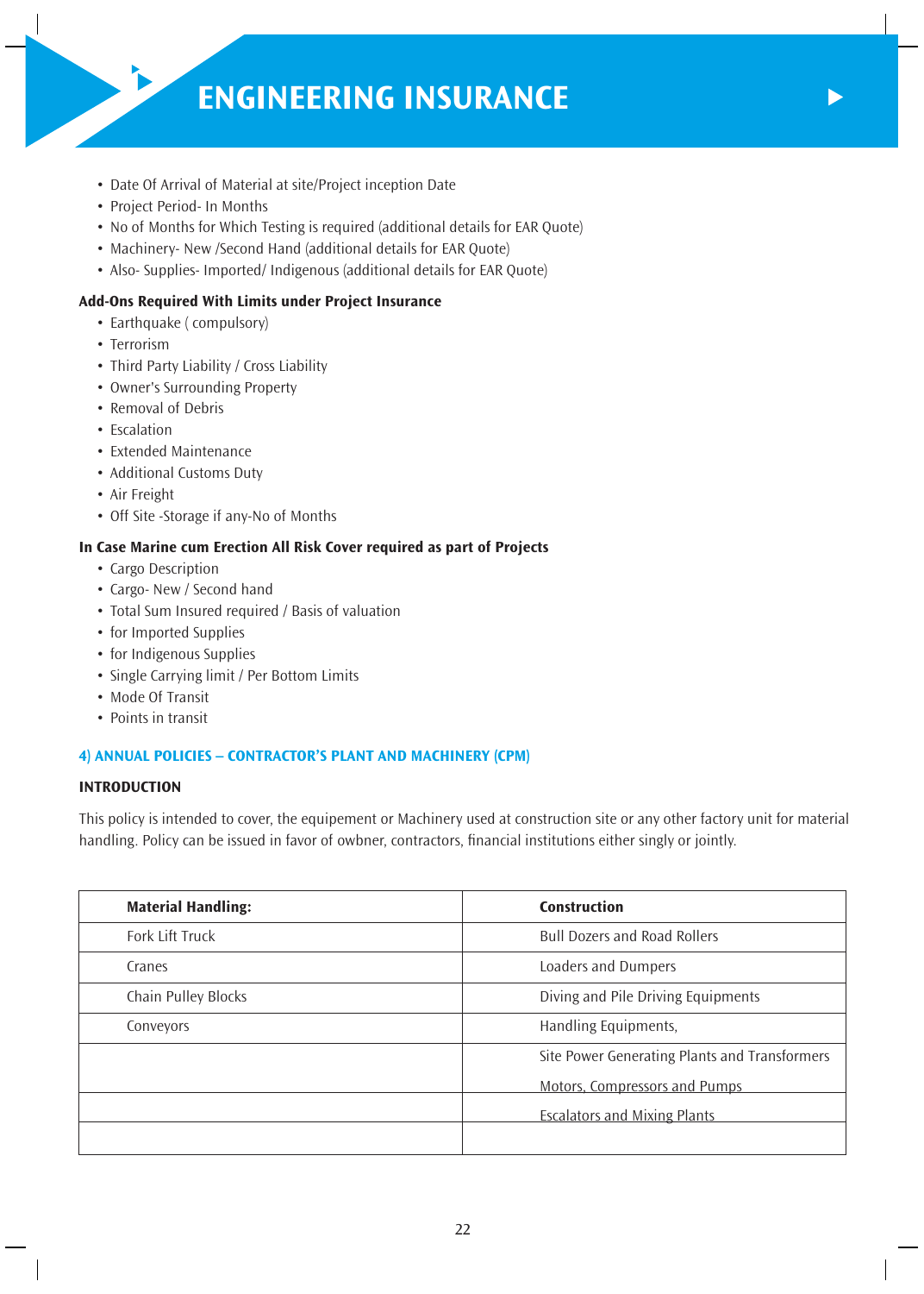- Date Of Arrival of Material at site/Project inception Date
- Project Period- In Months
- No of Months for Which Testing is required (additional details for EAR Quote)
- Machinery- New /Second Hand (additional details for EAR Quote)
- Also- Supplies- Imported/ Indigenous (additional details for EAR Quote)

**Add-Ons Required With Limits under Project Insurance**

- Earthquake ( compulsory)
- Terrorism
- Third Party Liability / Cross Liability
- Owner's Surrounding Property
- Removal of Debris
- Escalation
- Extended Maintenance
- Additional Customs Duty
- Air Freight
- Off Site -Storage if any-No of Months

**In Case Marine cum Erection All Risk Cover required as part of Projects**

- Cargo Description
- Cargo- New / Second hand
- Total Sum Insured required / Basis of valuation
- for Imported Supplies
- for Indigenous Supplies
- Single Carrying limit / Per Bottom Limits
- Mode Of Transit
- Points in transit

## 4) ANNUAL POLICIES – CONTRACTOR'S PLANT AND MACHINERY (CPM)

**INTRODUCTION**

This policy is intended to cover, the equipement or Machinery used at construction site or any other factory unit for material handling. Policy can be issued in favor of owbner, contractors, financial institutions either singly or jointly.

| Material Handling: | Construction |
|---|---|
| Fork Lift Truck | Bull Dozers and Road Rollers |
| Cranes | Loaders and Dumpers |
| Chain Pulley Blocks | Diving and Pile Driving Equipments |
| Conveyors | Handling Equipments, |
| | Site Power Generating Plants and Transformers<br>Motors, Compressors and Pumps |
| | Escalators and Mixing Plants |
| | |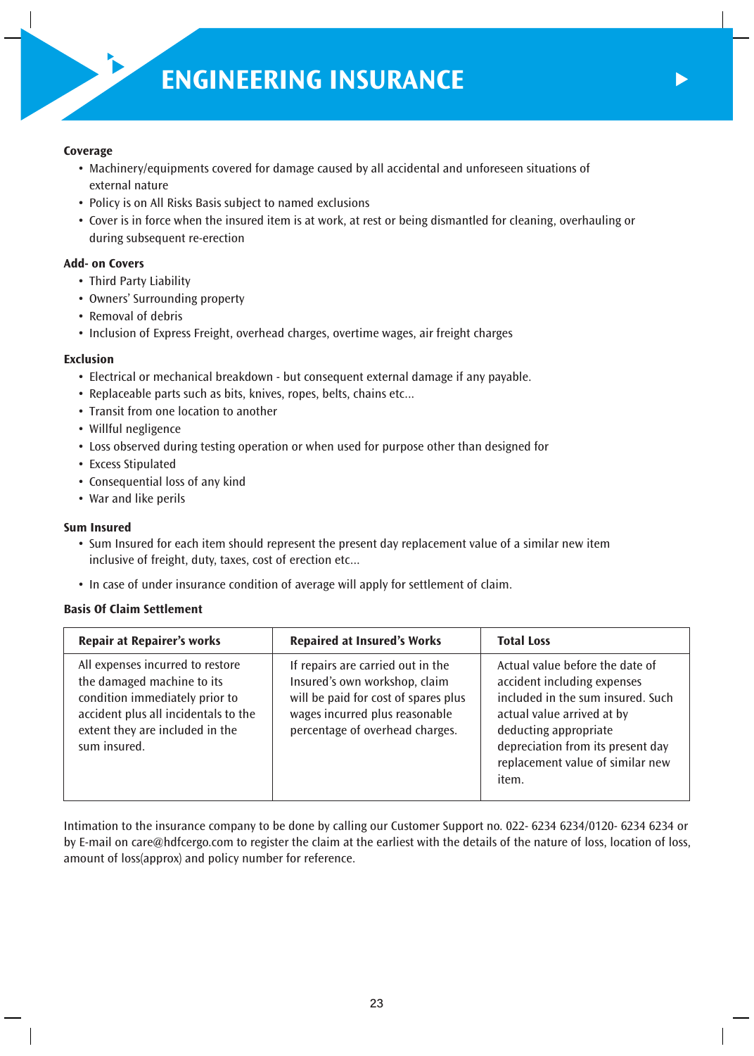# ENGINEERING INSURANCE

**Coverage**

- Machinery/equipments covered for damage caused by all accidental and unforeseen situations of external nature
- Policy is on All Risks Basis subject to named exclusions
- Cover is in force when the insured item is at work, at rest or being dismantled for cleaning, overhauling or during subsequent re-erection

**Add- on Covers**

- Third Party Liability
- Owners' Surrounding property
- Removal of debris
- Inclusion of Express Freight, overhead charges, overtime wages, air freight charges

**Exclusion**

- Electrical or mechanical breakdown - but consequent external damage if any payable.
- Replaceable parts such as bits, knives, ropes, belts, chains etc...
- Transit from one location to another
- Willful negligence
- Loss observed during testing operation or when used for purpose other than designed for
- Excess Stipulated
- Consequential loss of any kind
- War and like perils

**Sum Insured**

- Sum Insured for each item should represent the present day replacement value of a similar new item inclusive of freight, duty, taxes, cost of erection etc...
- In case of under insurance condition of average will apply for settlement of claim.

**Basis Of Claim Settlement**

| Repair at Repairer's works | Repaired at Insured's Works | Total Loss |
|---|---|---|
| All expenses incurred to restore the damaged machine to its condition immediately prior to accident plus all incidentals to the extent they are included in the sum insured. | If repairs are carried out in the Insured's own workshop, claim will be paid for cost of spares plus wages incurred plus reasonable percentage of overhead charges. | Actual value before the date of accident including expenses included in the sum insured. Such actual value arrived at by deducting appropriate depreciation from its present day replacement value of similar new item. |

Intimation to the insurance company to be done by calling our Customer Support no. 022- 6234 6234/0120- 6234 6234 or by E-mail on care@hdfcergo.com to register the claim at the earliest with the details of the nature of loss, location of loss, amount of loss(approx) and policy number for reference.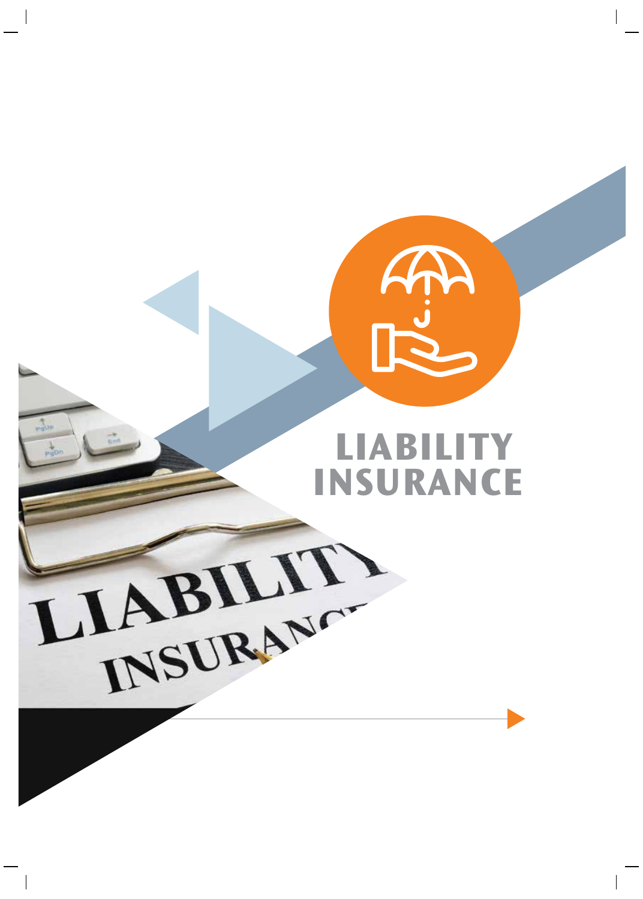# LIABILITY INSURANCE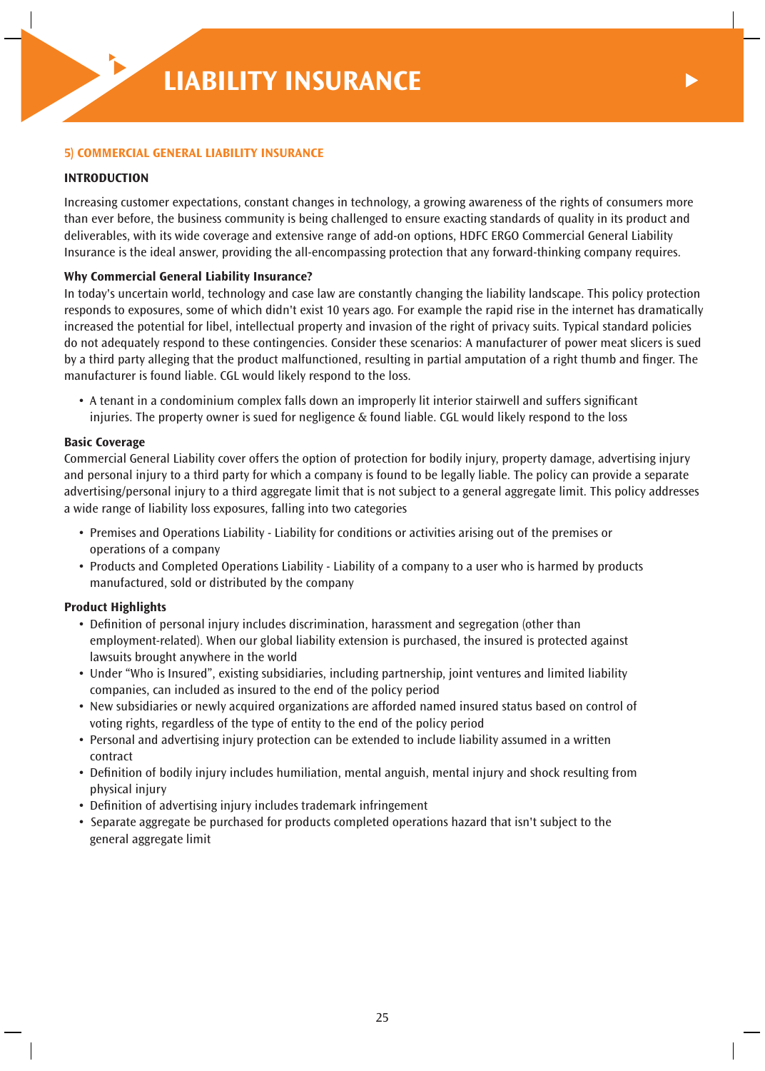# LIABILITY INSURANCE

## 5) COMMERCIAL GENERAL LIABILITY INSURANCE

### INTRODUCTION

Increasing customer expectations, constant changes in technology, a growing awareness of the rights of consumers more than ever before, the business community is being challenged to ensure exacting standards of quality in its product and deliverables, with its wide coverage and extensive range of add-on options, HDFC ERGO Commercial General Liability Insurance is the ideal answer, providing the all-encompassing protection that any forward-thinking company requires.

**Why Commercial General Liability Insurance?**

In today's uncertain world, technology and case law are constantly changing the liability landscape. This policy protection responds to exposures, some of which didn't exist 10 years ago. For example the rapid rise in the internet has dramatically increased the potential for libel, intellectual property and invasion of the right of privacy suits. Typical standard policies do not adequately respond to these contingencies. Consider these scenarios: A manufacturer of power meat slicers is sued by a third party alleging that the product malfunctioned, resulting in partial amputation of a right thumb and finger. The manufacturer is found liable. CGL would likely respond to the loss.

- A tenant in a condominium complex falls down an improperly lit interior stairwell and suffers significant injuries. The property owner is sued for negligence & found liable. CGL would likely respond to the loss

**Basic Coverage**

Commercial General Liability cover offers the option of protection for bodily injury, property damage, advertising injury and personal injury to a third party for which a company is found to be legally liable. The policy can provide a separate advertising/personal injury to a third aggregate limit that is not subject to a general aggregate limit. This policy addresses a wide range of liability loss exposures, falling into two categories

- Premises and Operations Liability - Liability for conditions or activities arising out of the premises or operations of a company
- Products and Completed Operations Liability - Liability of a company to a user who is harmed by products manufactured, sold or distributed by the company

**Product Highlights**

- Definition of personal injury includes discrimination, harassment and segregation (other than employment-related). When our global liability extension is purchased, the insured is protected against lawsuits brought anywhere in the world
- Under "Who is Insured", existing subsidiaries, including partnership, joint ventures and limited liability companies, can included as insured to the end of the policy period
- New subsidiaries or newly acquired organizations are afforded named insured status based on control of voting rights, regardless of the type of entity to the end of the policy period
- Personal and advertising injury protection can be extended to include liability assumed in a written contract
- Definition of bodily injury includes humiliation, mental anguish, mental injury and shock resulting from physical injury
- Definition of advertising injury includes trademark infringement
- Separate aggregate be purchased for products completed operations hazard that isn't subject to the general aggregate limit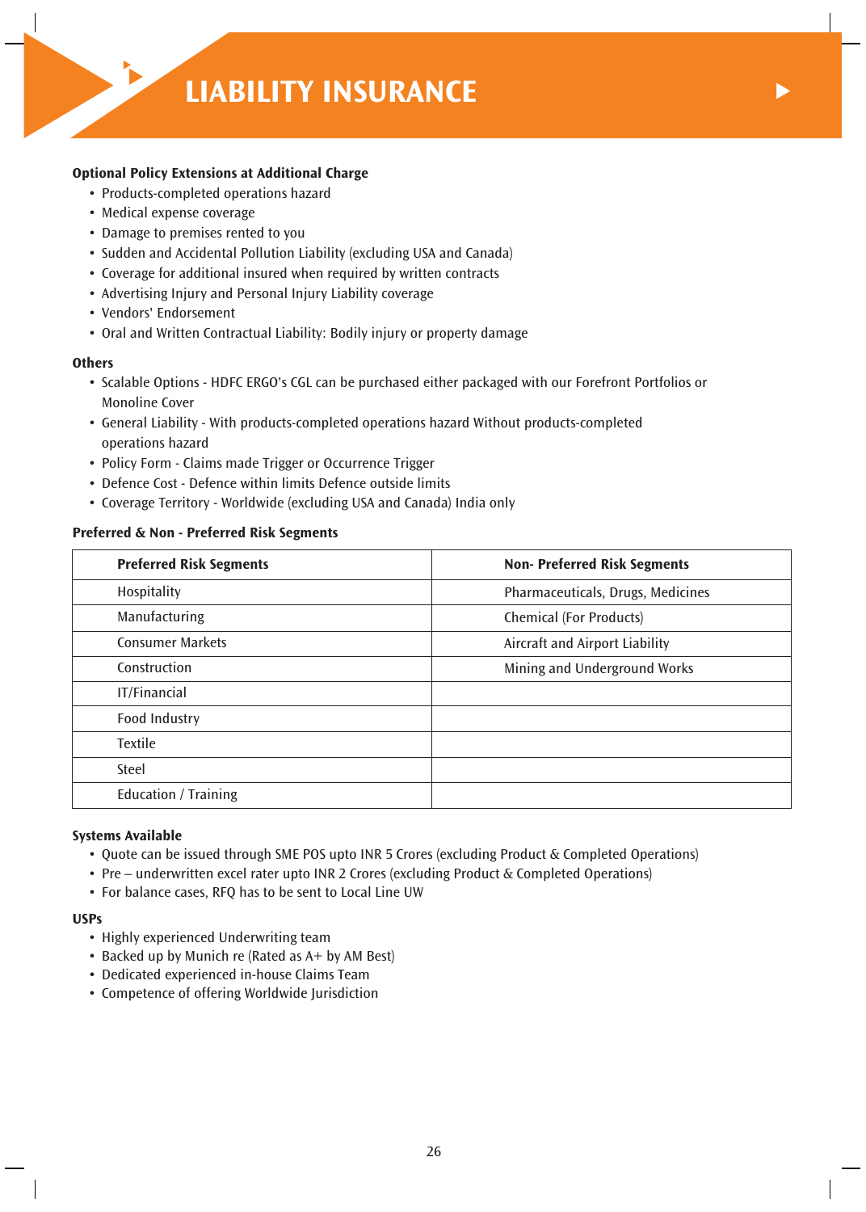# LIABILITY INSURANCE

**Optional Policy Extensions at Additional Charge**

- Products-completed operations hazard
- Medical expense coverage
- Damage to premises rented to you
- Sudden and Accidental Pollution Liability (excluding USA and Canada)
- Coverage for additional insured when required by written contracts
- Advertising Injury and Personal Injury Liability coverage
- Vendors' Endorsement
- Oral and Written Contractual Liability: Bodily injury or property damage

**Others**

- Scalable Options - HDFC ERGO's CGL can be purchased either packaged with our Forefront Portfolios or Monoline Cover
- General Liability - With products-completed operations hazard Without products-completed operations hazard
- Policy Form - Claims made Trigger or Occurrence Trigger
- Defence Cost - Defence within limits Defence outside limits
- Coverage Territory - Worldwide (excluding USA and Canada) India only

**Preferred & Non - Preferred Risk Segments**

| Preferred Risk Segments | Non- Preferred Risk Segments |
|---|---|
| Hospitality | Pharmaceuticals, Drugs, Medicines |
| Manufacturing | Chemical (For Products) |
| Consumer Markets | Aircraft and Airport Liability |
| Construction | Mining and Underground Works |
| IT/Financial | |
| Food Industry | |
| Textile | |
| Steel | |
| Education / Training | |

**Systems Available**

- Quote can be issued through SME POS upto INR 5 Crores (excluding Product & Completed Operations)
- Pre – underwritten excel rater upto INR 2 Crores (excluding Product & Completed Operations)
- For balance cases, RFQ has to be sent to Local Line UW

**USPs**

- Highly experienced Underwriting team
- Backed up by Munich re (Rated as A+ by AM Best)
- Dedicated experienced in-house Claims Team
- Competence of offering Worldwide Jurisdiction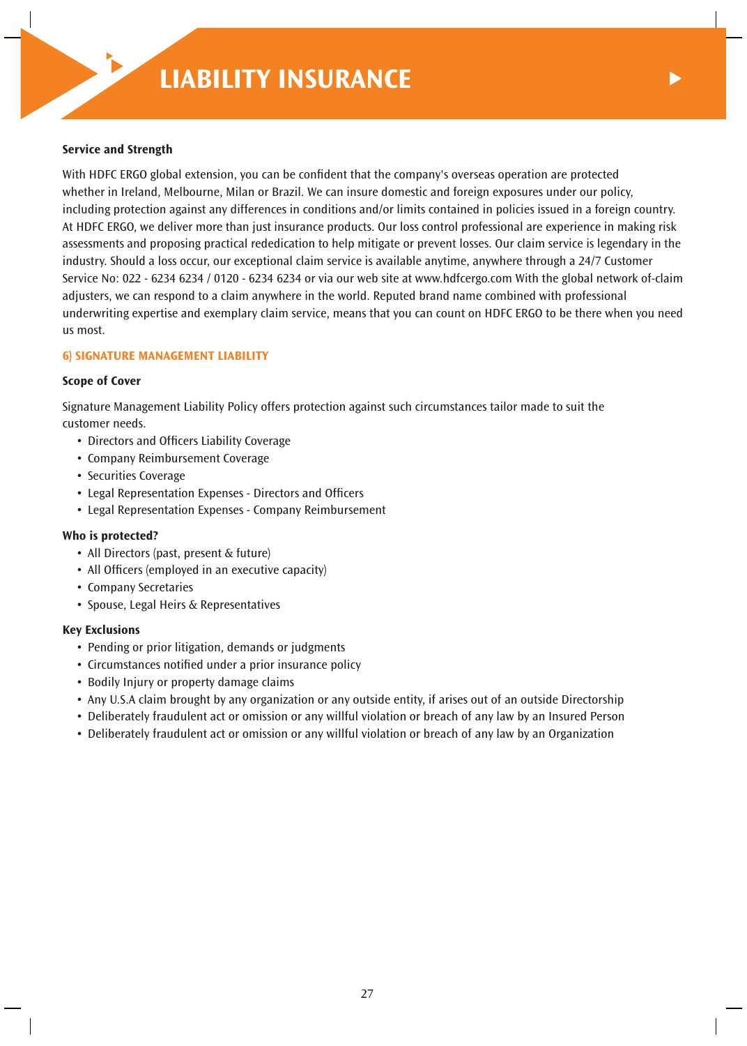# LIABILITY INSURANCE

**Service and Strength**

With HDFC ERGO global extension, you can be confident that the company's overseas operation are protected whether in Ireland, Melbourne, Milan or Brazil. We can insure domestic and foreign exposures under our policy, including protection against any differences in conditions and/or limits contained in policies issued in a foreign country. At HDFC ERGO, we deliver more than just insurance products. Our loss control professional are experience in making risk assessments and proposing practical rededication to help mitigate or prevent losses. Our claim service is legendary in the industry. Should a loss occur, our exceptional claim service is available anytime, anywhere through a 24/7 Customer Service No: 022 - 6234 6234 / 0120 - 6234 6234 or via our web site at www.hdfcergo.com With the global network of-claim adjusters, we can respond to a claim anywhere in the world. Reputed brand name combined with professional underwriting expertise and exemplary claim service, means that you can count on HDFC ERGO to be there when you need us most.

## 6) SIGNATURE MANAGEMENT LIABILITY

**Scope of Cover**

Signature Management Liability Policy offers protection against such circumstances tailor made to suit the customer needs.

- Directors and Officers Liability Coverage
- Company Reimbursement Coverage
- Securities Coverage
- Legal Representation Expenses - Directors and Officers
- Legal Representation Expenses - Company Reimbursement

**Who is protected?**

- All Directors (past, present & future)
- All Officers (employed in an executive capacity)
- Company Secretaries
- Spouse, Legal Heirs & Representatives

**Key Exclusions**

- Pending or prior litigation, demands or judgments
- Circumstances notified under a prior insurance policy
- Bodily Injury or property damage claims
- Any U.S.A claim brought by any organization or any outside entity, if arises out of an outside Directorship
- Deliberately fraudulent act or omission or any willful violation or breach of any law by an Insured Person
- Deliberately fraudulent act or omission or any willful violation or breach of any law by an Organization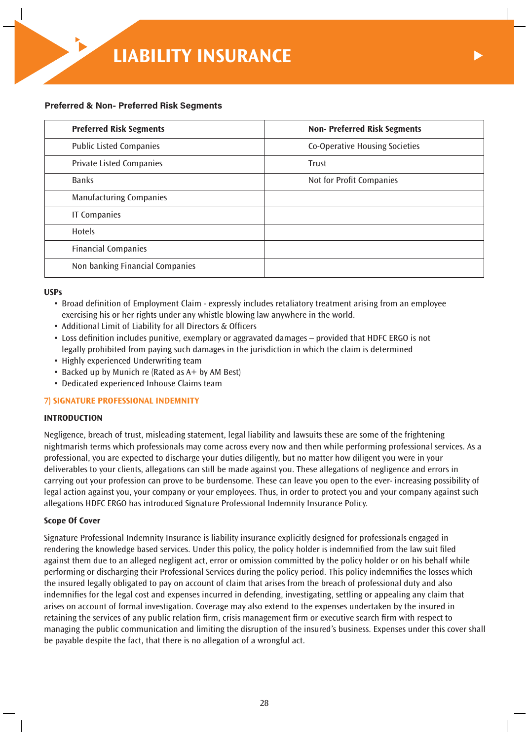# LIABILITY INSURANCE

**Preferred & Non- Preferred Risk Segments**

| Preferred Risk Segments | Non- Preferred Risk Segments |
|---|---|
| Public Listed Companies | Co-Operative Housing Societies |
| Private Listed Companies | Trust |
| Banks | Not for Profit Companies |
| Manufacturing Companies | |
| IT Companies | |
| Hotels | |
| Financial Companies | |
| Non banking Financial Companies | |

**USPs**

- Broad definition of Employment Claim - expressly includes retaliatory treatment arising from an employee exercising his or her rights under any whistle blowing law anywhere in the world.
- Additional Limit of Liability for all Directors & Officers
- Loss definition includes punitive, exemplary or aggravated damages – provided that HDFC ERGO is not legally prohibited from paying such damages in the jurisdiction in which the claim is determined
- Highly experienced Underwriting team
- Backed up by Munich re (Rated as A+ by AM Best)
- Dedicated experienced Inhouse Claims team

## 7) SIGNATURE PROFESSIONAL INDEMNITY

### INTRODUCTION

Negligence, breach of trust, misleading statement, legal liability and lawsuits these are some of the frightening nightmarish terms which professionals may come across every now and then while performing professional services. As a professional, you are expected to discharge your duties diligently, but no matter how diligent you were in your deliverables to your clients, allegations can still be made against you. These allegations of negligence and errors in carrying out your profession can prove to be burdensome. These can leave you open to the ever- increasing possibility of legal action against you, your company or your employees. Thus, in order to protect you and your company against such allegations HDFC ERGO has introduced Signature Professional Indemnity Insurance Policy.

### Scope Of Cover

Signature Professional Indemnity Insurance is liability insurance explicitly designed for professionals engaged in rendering the knowledge based services. Under this policy, the policy holder is indemnified from the law suit filed against them due to an alleged negligent act, error or omission committed by the policy holder or on his behalf while performing or discharging their Professional Services during the policy period. This policy indemnifies the losses which the insured legally obligated to pay on account of claim that arises from the breach of professional duty and also indemnifies for the legal cost and expenses incurred in defending, investigating, settling or appealing any claim that arises on account of formal investigation. Coverage may also extend to the expenses undertaken by the insured in retaining the services of any public relation firm, crisis management firm or executive search firm with respect to managing the public communication and limiting the disruption of the insured's business. Expenses under this cover shall be payable despite the fact, that there is no allegation of a wrongful act.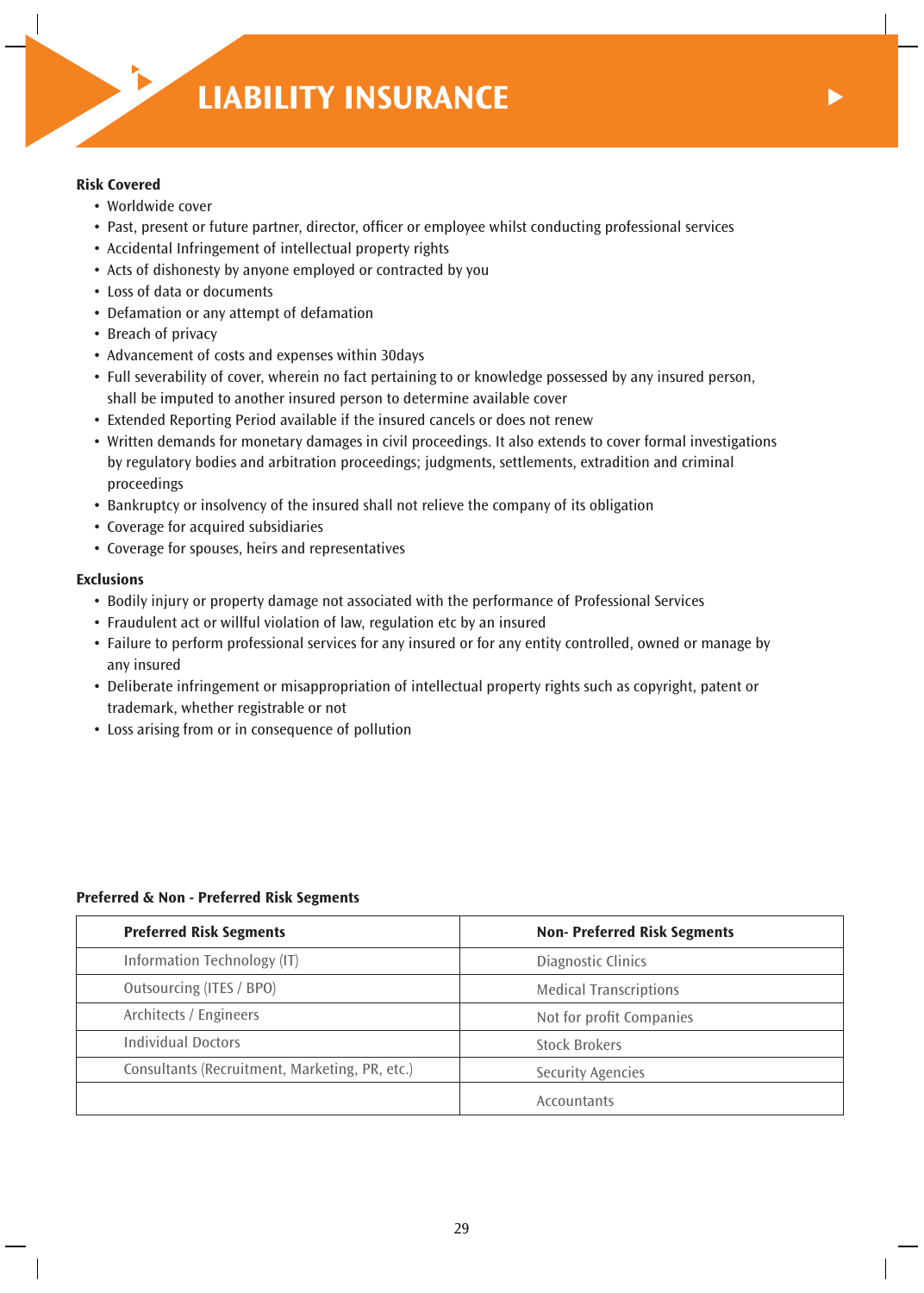# LIABILITY INSURANCE

**Risk Covered**

- Worldwide cover
- Past, present or future partner, director, officer or employee whilst conducting professional services
- Accidental Infringement of intellectual property rights
- Acts of dishonesty by anyone employed or contracted by you
- Loss of data or documents
- Defamation or any attempt of defamation
- Breach of privacy
- Advancement of costs and expenses within 30days
- Full severability of cover, wherein no fact pertaining to or knowledge possessed by any insured person, shall be imputed to another insured person to determine available cover
- Extended Reporting Period available if the insured cancels or does not renew
- Written demands for monetary damages in civil proceedings. It also extends to cover formal investigations by regulatory bodies and arbitration proceedings; judgments, settlements, extradition and criminal proceedings
- Bankruptcy or insolvency of the insured shall not relieve the company of its obligation
- Coverage for acquired subsidiaries
- Coverage for spouses, heirs and representatives

**Exclusions**

- Bodily injury or property damage not associated with the performance of Professional Services
- Fraudulent act or willful violation of law, regulation etc by an insured
- Failure to perform professional services for any insured or for any entity controlled, owned or manage by any insured
- Deliberate infringement or misappropriation of intellectual property rights such as copyright, patent or trademark, whether registrable or not
- Loss arising from or in consequence of pollution

**Preferred & Non - Preferred Risk Segments**

| Preferred Risk Segments | Non- Preferred Risk Segments |
|---|---|
| Information Technology (IT) | Diagnostic Clinics |
| Outsourcing (ITES / BPO) | Medical Transcriptions |
| Architects / Engineers | Not for profit Companies |
| Individual Doctors | Stock Brokers |
| Consultants (Recruitment, Marketing, PR, etc.) | Security Agencies |
| | Accountants |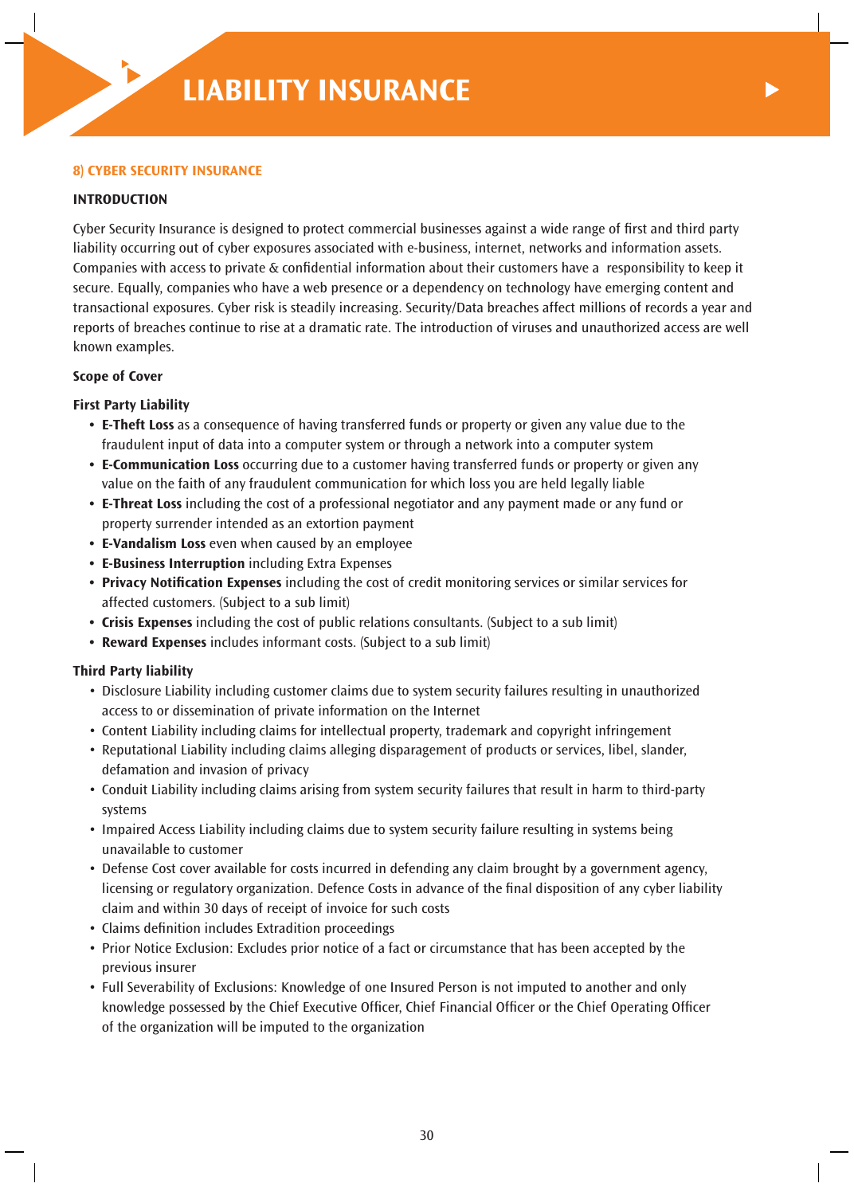# LIABILITY INSURANCE

## 8) CYBER SECURITY INSURANCE

### INTRODUCTION

Cyber Security Insurance is designed to protect commercial businesses against a wide range of first and third party liability occurring out of cyber exposures associated with e-business, internet, networks and information assets. Companies with access to private & confidential information about their customers have a responsibility to keep it secure. Equally, companies who have a web presence or a dependency on technology have emerging content and transactional exposures. Cyber risk is steadily increasing. Security/Data breaches affect millions of records a year and reports of breaches continue to rise at a dramatic rate. The introduction of viruses and unauthorized access are well known examples.

#### Scope of Cover

#### First Party Liability

- **E-Theft Loss** as a consequence of having transferred funds or property or given any value due to the fraudulent input of data into a computer system or through a network into a computer system
- **E-Communication Loss** occurring due to a customer having transferred funds or property or given any value on the faith of any fraudulent communication for which loss you are held legally liable
- **E-Threat Loss** including the cost of a professional negotiator and any payment made or any fund or property surrender intended as an extortion payment
- **E-Vandalism Loss** even when caused by an employee
- **E-Business Interruption** including Extra Expenses
- **Privacy Notification Expenses** including the cost of credit monitoring services or similar services for affected customers. (Subject to a sub limit)
- **Crisis Expenses** including the cost of public relations consultants. (Subject to a sub limit)
- **Reward Expenses** includes informant costs. (Subject to a sub limit)

#### Third Party liability

- Disclosure Liability including customer claims due to system security failures resulting in unauthorized access to or dissemination of private information on the Internet
- Content Liability including claims for intellectual property, trademark and copyright infringement
- Reputational Liability including claims alleging disparagement of products or services, libel, slander, defamation and invasion of privacy
- Conduit Liability including claims arising from system security failures that result in harm to third-party systems
- Impaired Access Liability including claims due to system security failure resulting in systems being unavailable to customer
- Defense Cost cover available for costs incurred in defending any claim brought by a government agency, licensing or regulatory organization. Defence Costs in advance of the final disposition of any cyber liability claim and within 30 days of receipt of invoice for such costs
- Claims definition includes Extradition proceedings
- Prior Notice Exclusion: Excludes prior notice of a fact or circumstance that has been accepted by the previous insurer
- Full Severability of Exclusions: Knowledge of one Insured Person is not imputed to another and only knowledge possessed by the Chief Executive Officer, Chief Financial Officer or the Chief Operating Officer of the organization will be imputed to the organization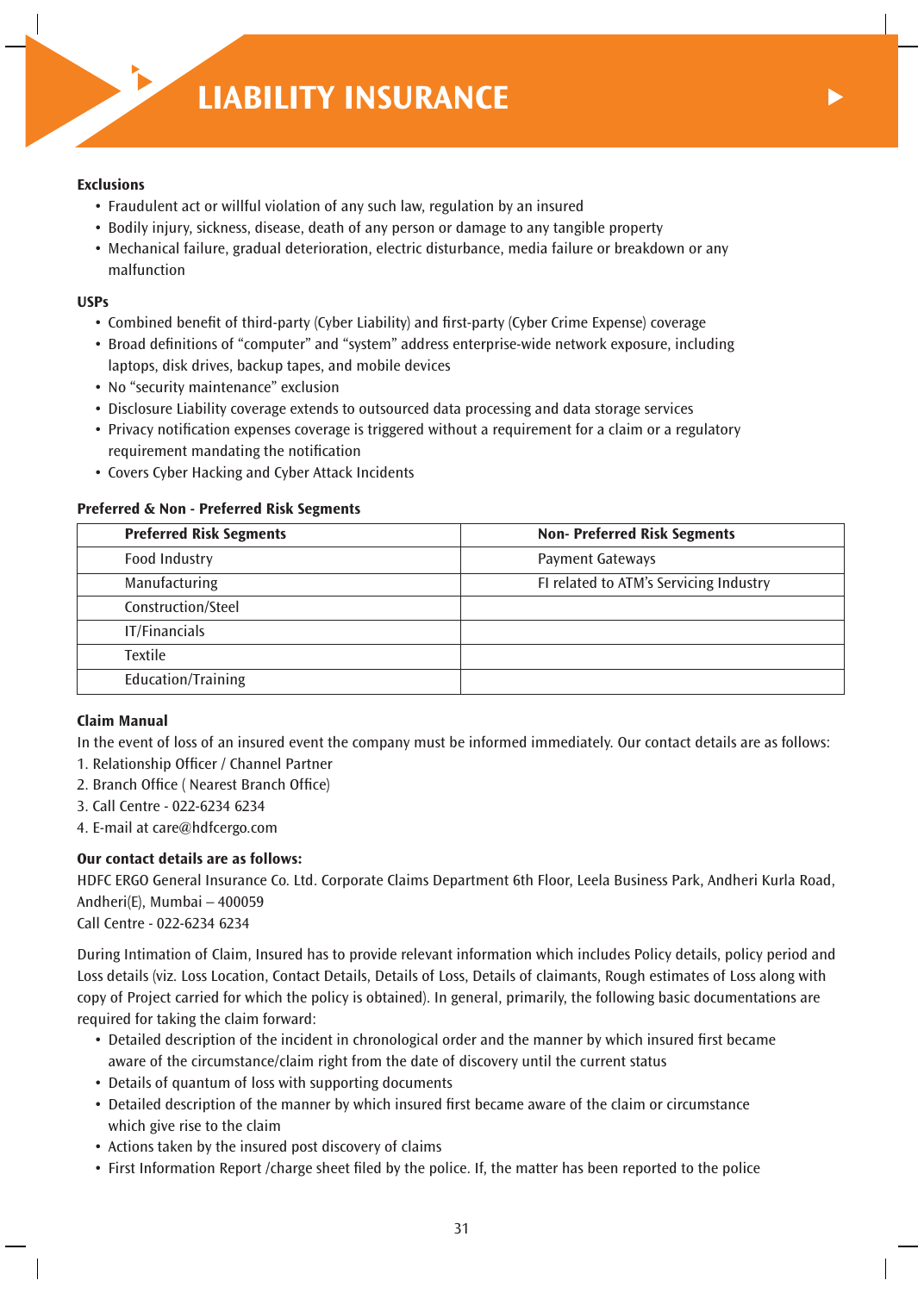# LIABILITY INSURANCE

**Exclusions**

- Fraudulent act or willful violation of any such law, regulation by an insured
- Bodily injury, sickness, disease, death of any person or damage to any tangible property
- Mechanical failure, gradual deterioration, electric disturbance, media failure or breakdown or any malfunction

**USPs**

- Combined benefit of third-party (Cyber Liability) and first-party (Cyber Crime Expense) coverage
- Broad definitions of "computer" and "system" address enterprise-wide network exposure, including laptops, disk drives, backup tapes, and mobile devices
- No "security maintenance" exclusion
- Disclosure Liability coverage extends to outsourced data processing and data storage services
- Privacy notification expenses coverage is triggered without a requirement for a claim or a regulatory requirement mandating the notification
- Covers Cyber Hacking and Cyber Attack Incidents

**Preferred & Non - Preferred Risk Segments**

| Preferred Risk Segments | Non- Preferred Risk Segments |
|---|---|
| Food Industry | Payment Gateways |
| Manufacturing | FI related to ATM's Servicing Industry |
| Construction/Steel | |
| IT/Financials | |
| Textile | |
| Education/Training | |

**Claim Manual**

In the event of loss of an insured event the company must be informed immediately. Our contact details are as follows:

1. Relationship Officer / Channel Partner
2. Branch Office ( Nearest Branch Office)
3. Call Centre - 022-6234 6234
4. E-mail at care@hdfcergo.com

**Our contact details are as follows:**

HDFC ERGO General Insurance Co. Ltd. Corporate Claims Department 6th Floor, Leela Business Park, Andheri Kurla Road, Andheri(E), Mumbai – 400059
Call Centre - 022-6234 6234

During Intimation of Claim, Insured has to provide relevant information which includes Policy details, policy period and Loss details (viz. Loss Location, Contact Details, Details of Loss, Details of claimants, Rough estimates of Loss along with copy of Project carried for which the policy is obtained). In general, primarily, the following basic documentations are required for taking the claim forward:

- Detailed description of the incident in chronological order and the manner by which insured first became aware of the circumstance/claim right from the date of discovery until the current status
- Details of quantum of loss with supporting documents
- Detailed description of the manner by which insured first became aware of the claim or circumstance which give rise to the claim
- Actions taken by the insured post discovery of claims
- First Information Report /charge sheet filed by the police. If, the matter has been reported to the police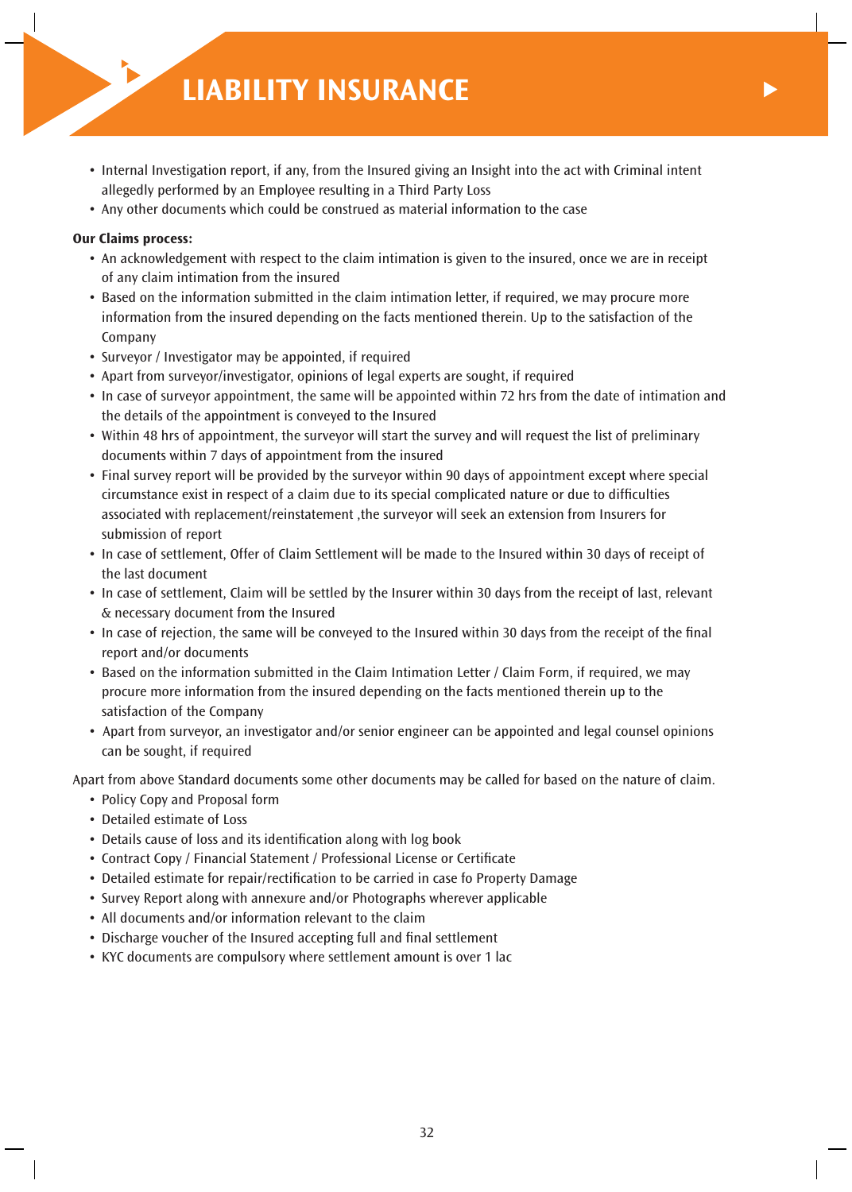# LIABILITY INSURANCE

- Internal Investigation report, if any, from the Insured giving an Insight into the act with Criminal intent allegedly performed by an Employee resulting in a Third Party Loss
- Any other documents which could be construed as material information to the case

**Our Claims process:**

- An acknowledgement with respect to the claim intimation is given to the insured, once we are in receipt of any claim intimation from the insured
- Based on the information submitted in the claim intimation letter, if required, we may procure more information from the insured depending on the facts mentioned therein. Up to the satisfaction of the Company
- Surveyor / Investigator may be appointed, if required
- Apart from surveyor/investigator, opinions of legal experts are sought, if required
- In case of surveyor appointment, the same will be appointed within 72 hrs from the date of intimation and the details of the appointment is conveyed to the Insured
- Within 48 hrs of appointment, the surveyor will start the survey and will request the list of preliminary documents within 7 days of appointment from the insured
- Final survey report will be provided by the surveyor within 90 days of appointment except where special circumstance exist in respect of a claim due to its special complicated nature or due to difficulties associated with replacement/reinstatement ,the surveyor will seek an extension from Insurers for submission of report
- In case of settlement, Offer of Claim Settlement will be made to the Insured within 30 days of receipt of the last document
- In case of settlement, Claim will be settled by the Insurer within 30 days from the receipt of last, relevant & necessary document from the Insured
- In case of rejection, the same will be conveyed to the Insured within 30 days from the receipt of the final report and/or documents
- Based on the information submitted in the Claim Intimation Letter / Claim Form, if required, we may procure more information from the insured depending on the facts mentioned therein up to the satisfaction of the Company
- Apart from surveyor, an investigator and/or senior engineer can be appointed and legal counsel opinions can be sought, if required

Apart from above Standard documents some other documents may be called for based on the nature of claim.

- Policy Copy and Proposal form
- Detailed estimate of Loss
- Details cause of loss and its identification along with log book
- Contract Copy / Financial Statement / Professional License or Certificate
- Detailed estimate for repair/rectification to be carried in case fo Property Damage
- Survey Report along with annexure and/or Photographs wherever applicable
- All documents and/or information relevant to the claim
- Discharge voucher of the Insured accepting full and final settlement
- KYC documents are compulsory where settlement amount is over 1 lac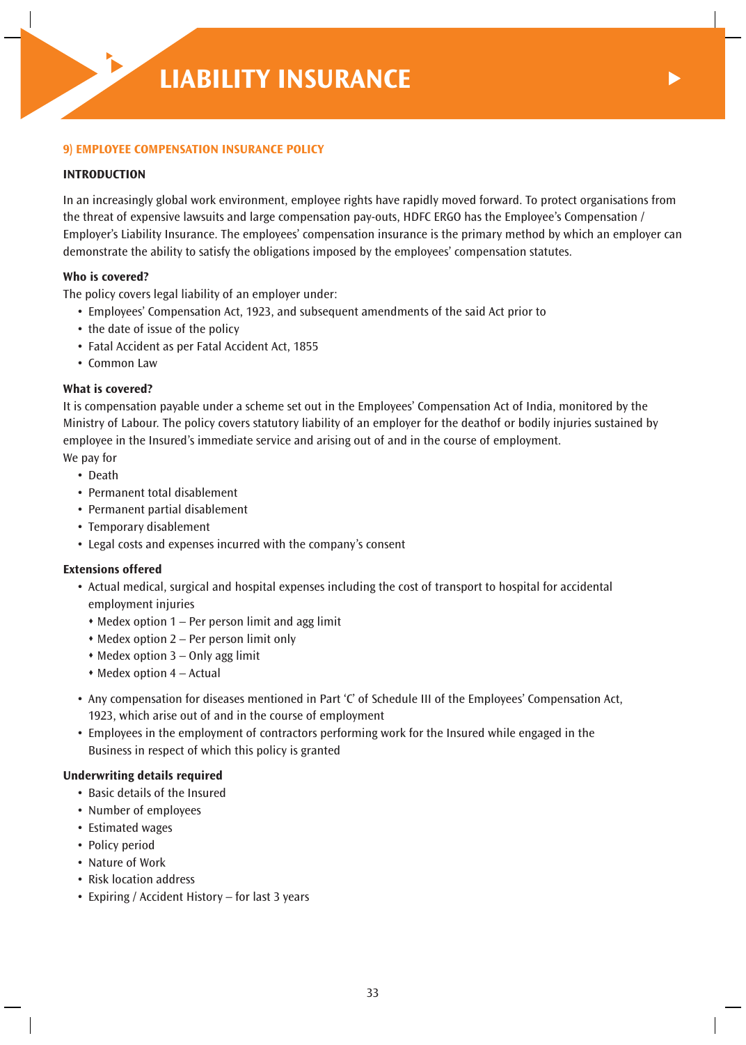# LIABILITY INSURANCE

## 9) EMPLOYEE COMPENSATION INSURANCE POLICY

### INTRODUCTION

In an increasingly global work environment, employee rights have rapidly moved forward. To protect organisations from the threat of expensive lawsuits and large compensation pay-outs, HDFC ERGO has the Employee's Compensation / Employer's Liability Insurance. The employees' compensation insurance is the primary method by which an employer can demonstrate the ability to satisfy the obligations imposed by the employees' compensation statutes.

**Who is covered?**

The policy covers legal liability of an employer under:

- Employees' Compensation Act, 1923, and subsequent amendments of the said Act prior to
- the date of issue of the policy
- Fatal Accident as per Fatal Accident Act, 1855
- Common Law

**What is covered?**

It is compensation payable under a scheme set out in the Employees' Compensation Act of India, monitored by the Ministry of Labour. The policy covers statutory liability of an employer for the deathof or bodily injuries sustained by employee in the Insured's immediate service and arising out of and in the course of employment.

We pay for

- Death
- Permanent total disablement
- Permanent partial disablement
- Temporary disablement
- Legal costs and expenses incurred with the company's consent

**Extensions offered**

- Actual medical, surgical and hospital expenses including the cost of transport to hospital for accidental employment injuries
  - Medex option 1 – Per person limit and agg limit
  - Medex option 2 – Per person limit only
  - Medex option 3 – Only agg limit
  - Medex option 4 – Actual
- Any compensation for diseases mentioned in Part 'C' of Schedule III of the Employees' Compensation Act, 1923, which arise out of and in the course of employment
- Employees in the employment of contractors performing work for the Insured while engaged in the Business in respect of which this policy is granted

**Underwriting details required**

- Basic details of the Insured
- Number of employees
- Estimated wages
- Policy period
- Nature of Work
- Risk location address
- Expiring / Accident History – for last 3 years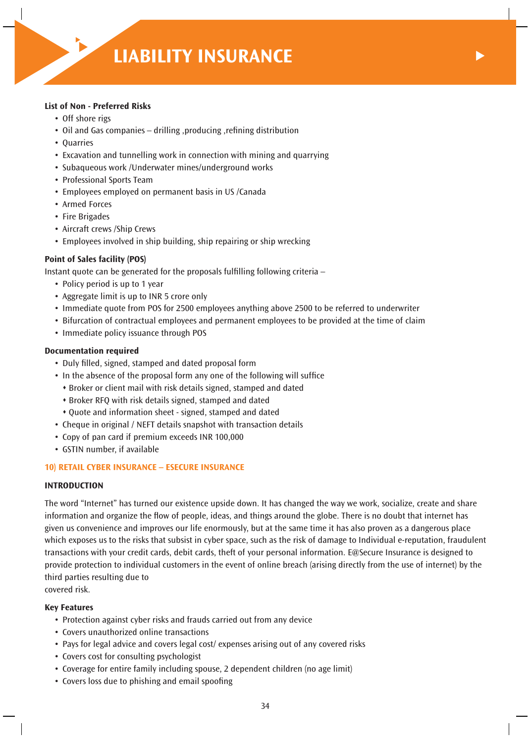**List of Non - Preferred Risks**

- Off shore rigs
- Oil and Gas companies – drilling ,producing ,refining distribution
- Quarries
- Excavation and tunnelling work in connection with mining and quarrying
- Subaqueous work /Underwater mines/underground works
- Professional Sports Team
- Employees employed on permanent basis in US /Canada
- Armed Forces
- Fire Brigades
- Aircraft crews /Ship Crews
- Employees involved in ship building, ship repairing or ship wrecking

**Point of Sales facility (POS)**

Instant quote can be generated for the proposals fulfilling following criteria –

- Policy period is up to 1 year
- Aggregate limit is up to INR 5 crore only
- Immediate quote from POS for 2500 employees anything above 2500 to be referred to underwriter
- Bifurcation of contractual employees and permanent employees to be provided at the time of claim
- Immediate policy issuance through POS

**Documentation required**

- Duly filled, signed, stamped and dated proposal form
- In the absence of the proposal form any one of the following will suffice
    - Broker or client mail with risk details signed, stamped and dated
    - Broker RFQ with risk details signed, stamped and dated
    - Quote and information sheet - signed, stamped and dated
- Cheque in original / NEFT details snapshot with transaction details
- Copy of pan card if premium exceeds INR 100,000
- GSTIN number, if available

## 10) RETAIL CYBER INSURANCE – ESECURE INSURANCE

### INTRODUCTION

The word "Internet" has turned our existence upside down. It has changed the way we work, socialize, create and share information and organize the flow of people, ideas, and things around the globe. There is no doubt that internet has given us convenience and improves our life enormously, but at the same time it has also proven as a dangerous place which exposes us to the risks that subsist in cyber space, such as the risk of damage to Individual e-reputation, fraudulent transactions with your credit cards, debit cards, theft of your personal information. E@Secure Insurance is designed to provide protection to individual customers in the event of online breach (arising directly from the use of internet) by the third parties resulting due to covered risk.

**Key Features**

- Protection against cyber risks and frauds carried out from any device
- Covers unauthorized online transactions
- Pays for legal advice and covers legal cost/ expenses arising out of any covered risks
- Covers cost for consulting psychologist
- Coverage for entire family including spouse, 2 dependent children (no age limit)
- Covers loss due to phishing and email spoofing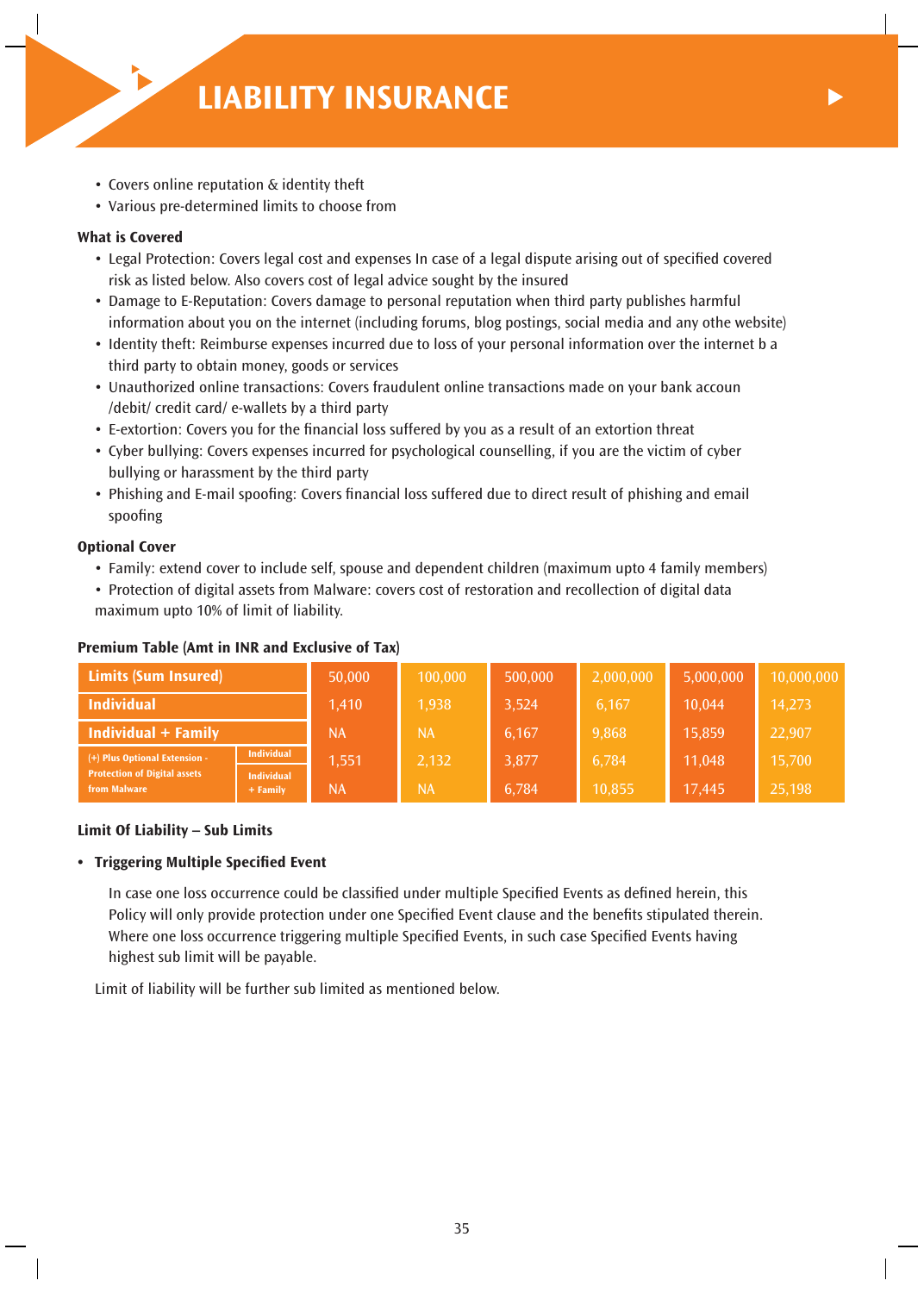# LIABILITY INSURANCE

- Covers online reputation & identity theft
- Various pre-determined limits to choose from

**What is Covered**

- Legal Protection: Covers legal cost and expenses In case of a legal dispute arising out of specified covered risk as listed below. Also covers cost of legal advice sought by the insured
- Damage to E-Reputation: Covers damage to personal reputation when third party publishes harmful information about you on the internet (including forums, blog postings, social media and any othe website)
- Identity theft: Reimburse expenses incurred due to loss of your personal information over the internet b a third party to obtain money, goods or services
- Unauthorized online transactions: Covers fraudulent online transactions made on your bank accoun /debit/ credit card/ e-wallets by a third party
- E-extortion: Covers you for the financial loss suffered by you as a result of an extortion threat
- Cyber bullying: Covers expenses incurred for psychological counselling, if you are the victim of cyber bullying or harassment by the third party
- Phishing and E-mail spoofing: Covers financial loss suffered due to direct result of phishing and email spoofing

**Optional Cover**

- Family: extend cover to include self, spouse and dependent children (maximum upto 4 family members)
- Protection of digital assets from Malware: covers cost of restoration and recollection of digital data maximum upto 10% of limit of liability.

**Premium Table (Amt in INR and Exclusive of Tax)**

| Limits (Sum Insured) | | 50,000 | 100,000 | 500,000 | 2,000,000 | 5,000,000 | 10,000,000 |
|---|---|---|---|---|---|---|---|
| Individual | | 1,410 | 1,938 | 3,524 | 6,167 | 10,044 | 14,273 |
| Individual + Family | | NA | NA | 6,167 | 9,868 | 15,859 | 22,907 |
| (+) Plus Optional Extension - Protection of Digital assets from Malware | Individual | 1,551 | 2,132 | 3,877 | 6,784 | 11,048 | 15,700 |
| | Individual + Family | NA | NA | 6,784 | 10,855 | 17,445 | 25,198 |

**Limit Of Liability – Sub Limits**

- **Triggering Multiple Specified Event**

  In case one loss occurrence could be classified under multiple Specified Events as defined herein, this Policy will only provide protection under one Specified Event clause and the benefits stipulated therein. Where one loss occurrence triggering multiple Specified Events, in such case Specified Events having highest sub limit will be payable.

Limit of liability will be further sub limited as mentioned below.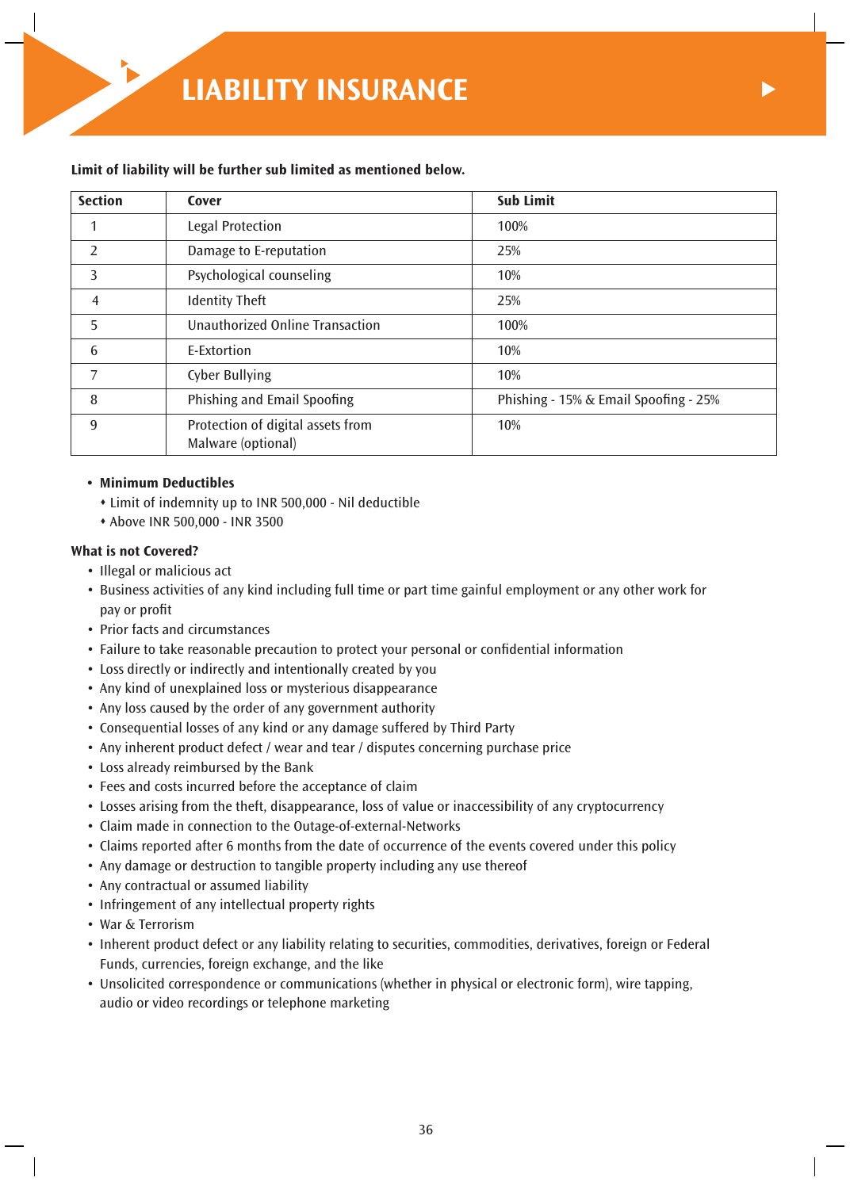# LIABILITY INSURANCE

**Limit of liability will be further sub limited as mentioned below.**

| Section | Cover | Sub Limit |
|---|---|---|
| 1 | Legal Protection | 100% |
| 2 | Damage to E-reputation | 25% |
| 3 | Psychological counseling | 10% |
| 4 | Identity Theft | 25% |
| 5 | Unauthorized Online Transaction | 100% |
| 6 | E-Extortion | 10% |
| 7 | Cyber Bullying | 10% |
| 8 | Phishing and Email Spoofing | Phishing - 15% & Email Spoofing - 25% |
| 9 | Protection of digital assets from Malware (optional) | 10% |

- **Minimum Deductibles**
  - Limit of indemnity up to INR 500,000 - Nil deductible
  - Above INR 500,000 - INR 3500

**What is not Covered?**

- Illegal or malicious act
- Business activities of any kind including full time or part time gainful employment or any other work for pay or profit
- Prior facts and circumstances
- Failure to take reasonable precaution to protect your personal or confidential information
- Loss directly or indirectly and intentionally created by you
- Any kind of unexplained loss or mysterious disappearance
- Any loss caused by the order of any government authority
- Consequential losses of any kind or any damage suffered by Third Party
- Any inherent product defect / wear and tear / disputes concerning purchase price
- Loss already reimbursed by the Bank
- Fees and costs incurred before the acceptance of claim
- Losses arising from the theft, disappearance, loss of value or inaccessibility of any cryptocurrency
- Claim made in connection to the Outage-of-external-Networks
- Claims reported after 6 months from the date of occurrence of the events covered under this policy
- Any damage or destruction to tangible property including any use thereof
- Any contractual or assumed liability
- Infringement of any intellectual property rights
- War & Terrorism
- Inherent product defect or any liability relating to securities, commodities, derivatives, foreign or Federal Funds, currencies, foreign exchange, and the like
- Unsolicited correspondence or communications (whether in physical or electronic form), wire tapping, audio or video recordings or telephone marketing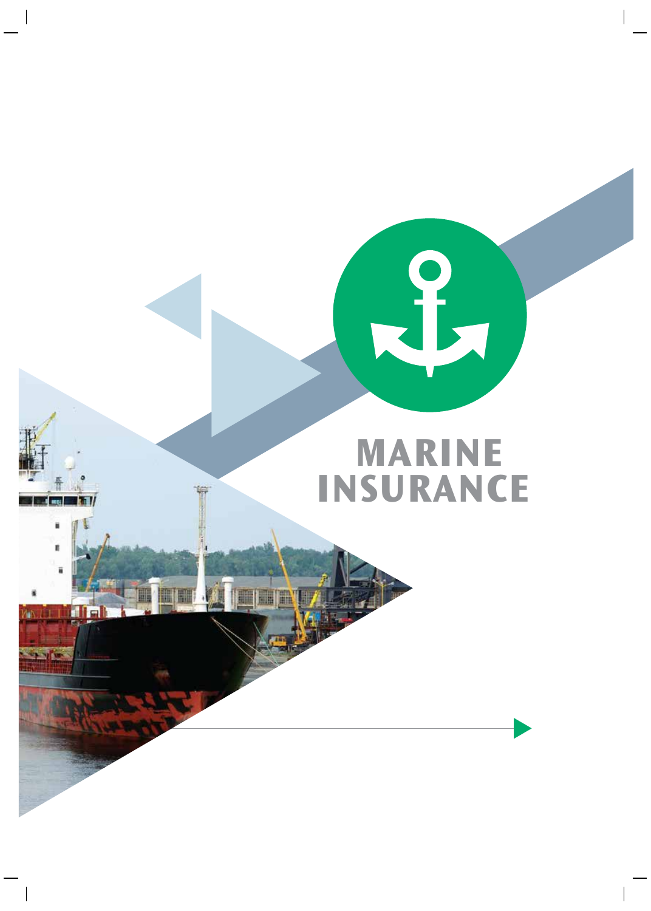# MARINE INSURANCE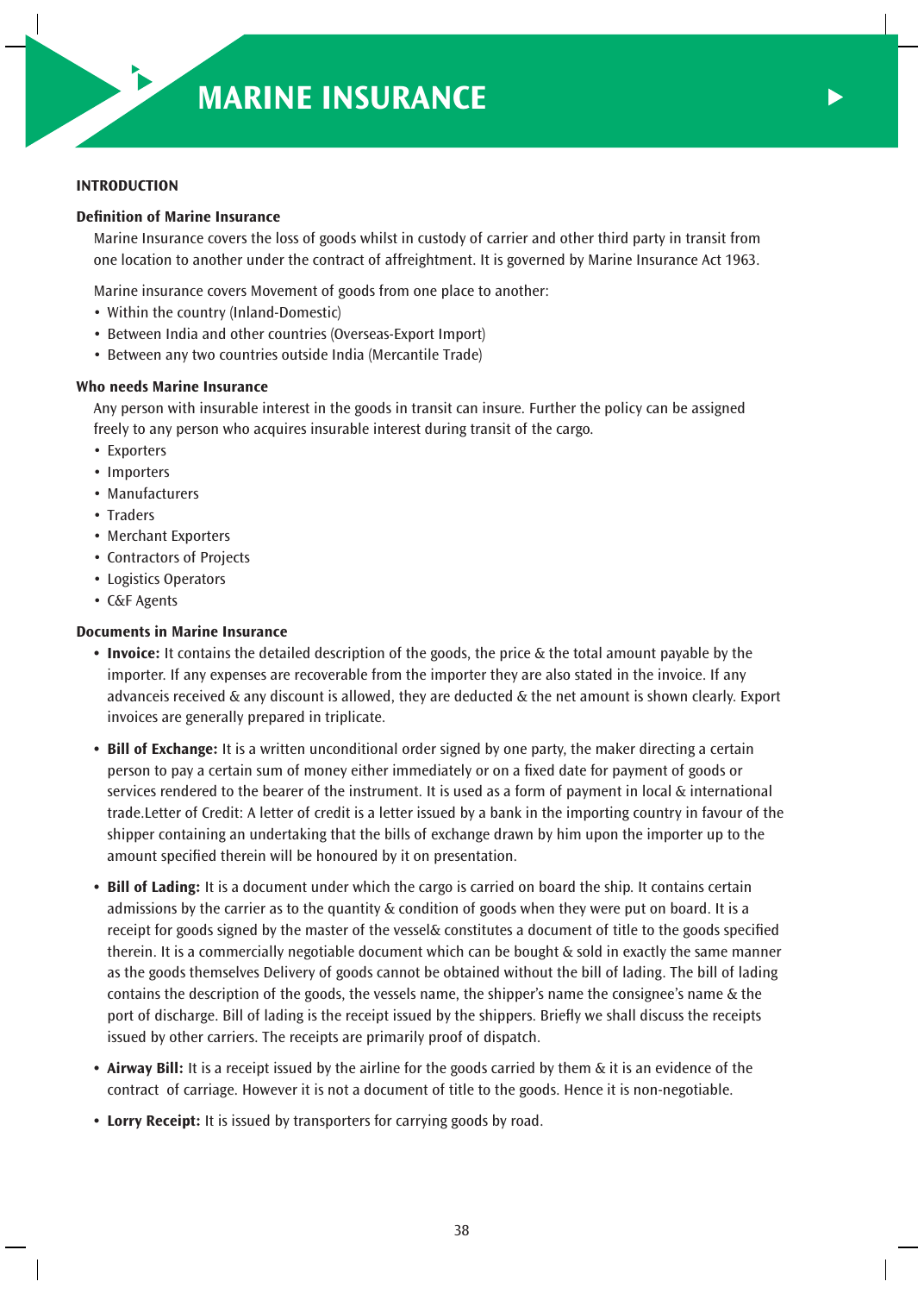# MARINE INSURANCE

## INTRODUCTION

### Definition of Marine Insurance

Marine Insurance covers the loss of goods whilst in custody of carrier and other third party in transit from one location to another under the contract of affreightment. It is governed by Marine Insurance Act 1963.

Marine insurance covers Movement of goods from one place to another:

- Within the country (Inland-Domestic)
- Between India and other countries (Overseas-Export Import)
- Between any two countries outside India (Mercantile Trade)

### Who needs Marine Insurance

Any person with insurable interest in the goods in transit can insure. Further the policy can be assigned freely to any person who acquires insurable interest during transit of the cargo.

- Exporters
- Importers
- Manufacturers
- Traders
- Merchant Exporters
- Contractors of Projects
- Logistics Operators
- C&F Agents

### Documents in Marine Insurance

- **Invoice:** It contains the detailed description of the goods, the price & the total amount payable by the importer. If any expenses are recoverable from the importer they are also stated in the invoice. If any advanceis received & any discount is allowed, they are deducted & the net amount is shown clearly. Export invoices are generally prepared in triplicate.

- **Bill of Exchange:** It is a written unconditional order signed by one party, the maker directing a certain person to pay a certain sum of money either immediately or on a fixed date for payment of goods or services rendered to the bearer of the instrument. It is used as a form of payment in local & international trade.Letter of Credit: A letter of credit is a letter issued by a bank in the importing country in favour of the shipper containing an undertaking that the bills of exchange drawn by him upon the importer up to the amount specified therein will be honoured by it on presentation.

- **Bill of Lading:** It is a document under which the cargo is carried on board the ship. It contains certain admissions by the carrier as to the quantity & condition of goods when they were put on board. It is a receipt for goods signed by the master of the vessel& constitutes a document of title to the goods specified therein. It is a commercially negotiable document which can be bought & sold in exactly the same manner as the goods themselves Delivery of goods cannot be obtained without the bill of lading. The bill of lading contains the description of the goods, the vessels name, the shipper's name the consignee's name & the port of discharge. Bill of lading is the receipt issued by the shippers. Briefly we shall discuss the receipts issued by other carriers. The receipts are primarily proof of dispatch.

- **Airway Bill:** It is a receipt issued by the airline for the goods carried by them & it is an evidence of the contract of carriage. However it is not a document of title to the goods. Hence it is non-negotiable.

- **Lorry Receipt:** It is issued by transporters for carrying goods by road.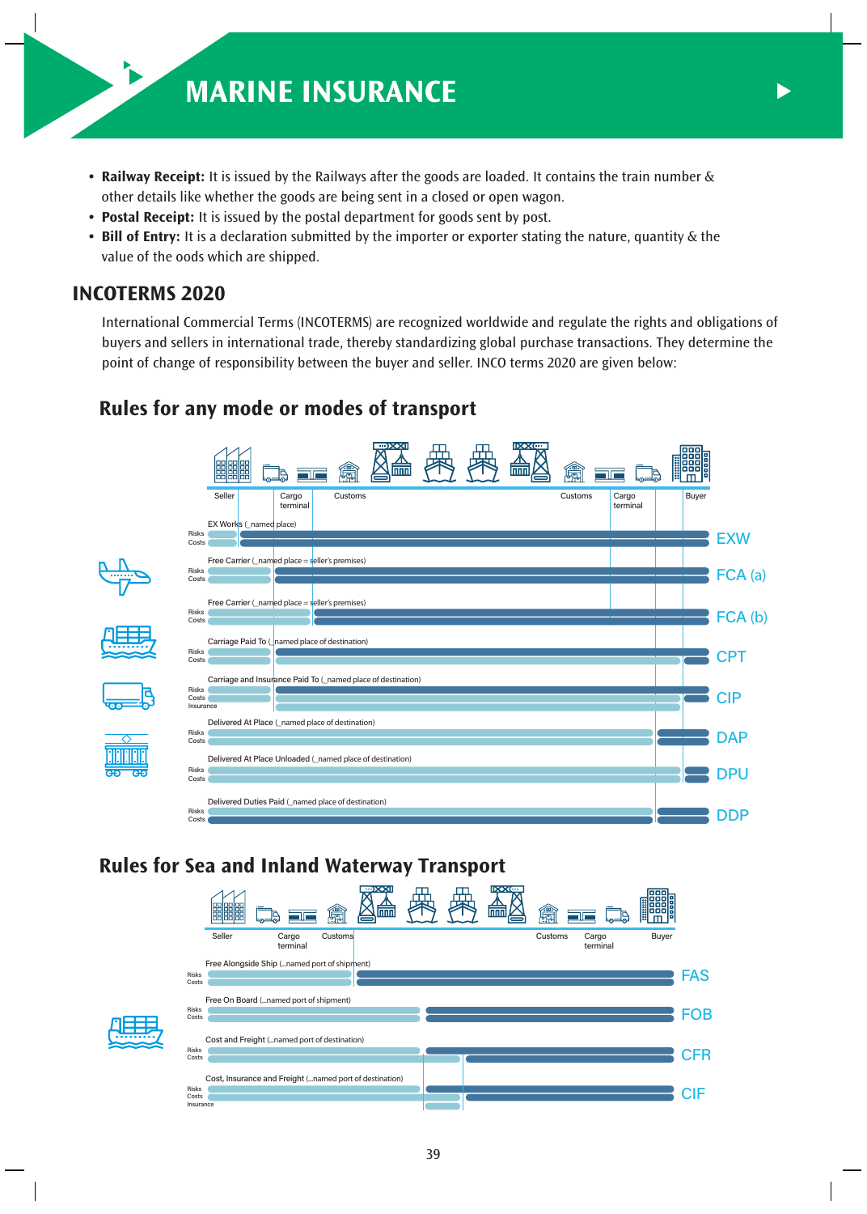# MARINE INSURANCE

- **Railway Receipt:** It is issued by the Railways after the goods are loaded. It contains the train number & other details like whether the goods are being sent in a closed or open wagon.
- **Postal Receipt:** It is issued by the postal department for goods sent by post.
- **Bill of Entry:** It is a declaration submitted by the importer or exporter stating the nature, quantity & the value of the oods which are shipped.

## INCOTERMS 2020

International Commercial Terms (INCOTERMS) are recognized worldwide and regulate the rights and obligations of buyers and sellers in international trade, thereby standardizing global purchase transactions. They determine the point of change of responsibility between the buyer and seller. INCO terms 2020 are given below:

### Rules for any mode or modes of transport

Seller | Cargo terminal | Customs | Customs | Cargo terminal | Buyer

EX Works (_named place) — Risks / Costs — **EXW**

Free Carrier (_named place = seller's premises) — Risks / Costs — **FCA (a)**

Free Carrier (_named place = seller's premises) — Risks / Costs — **FCA (b)**

Carriage Paid To (_named place of destination) — Risks / Costs — **CPT**

Carriage and Insurance Paid To (_named place of destination) — Risks / Costs / Insurance — **CIP**

Delivered At Place (_named place of destination) — Risks / Costs — **DAP**

Delivered At Place Unloaded (_named place of destination) — Risks / Costs — **DPU**

Delivered Duties Paid (_named place of destination) — Risks / Costs — **DDP**

### Rules for Sea and Inland Waterway Transport

Seller | Cargo terminal | Customs | Customs | Cargo terminal | Buyer

Free Alongside Ship (...named port of shipment) — Risks / Costs — **FAS**

Free On Board (...named port of shipment) — Risks / Costs — **FOB**

Cost and Freight (...named port of destination) — Risks / Costs — **CFR**

Cost, Insurance and Freight (...named port of destination) — Risks / Costs / Insurance — **CIF**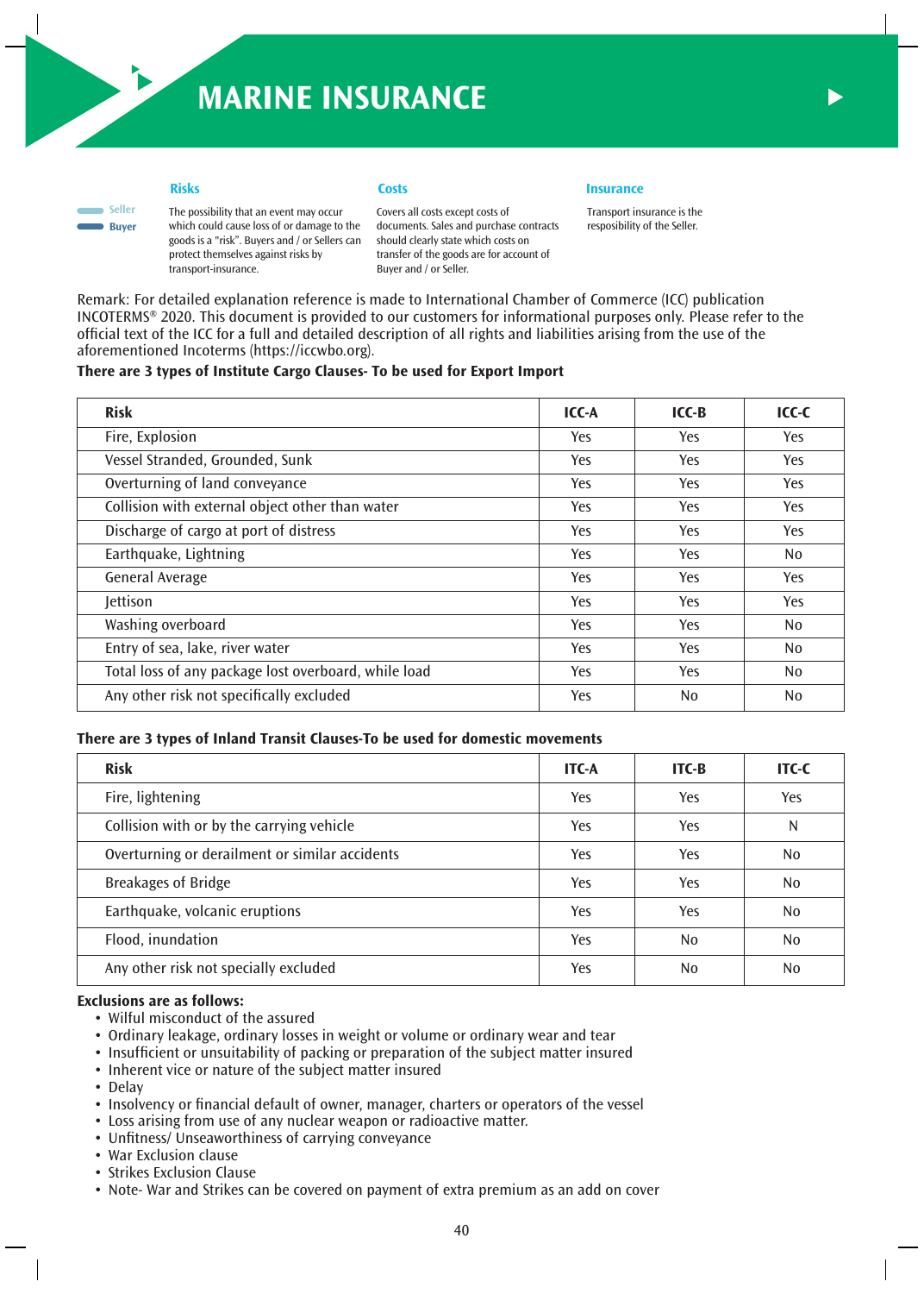# MARINE INSURANCE

Seller
Buyer

### Risks

The possibility that an event may occur which could cause loss of or damage to the goods is a "risk". Buyers and / or Sellers can protect themselves against risks by transport-insurance.

### Costs

Covers all costs except costs of documents. Sales and purchase contracts should clearly state which costs on transfer of the goods are for account of Buyer and / or Seller.

### Insurance

Transport insurance is the resposibility of the Seller.

Remark: For detailed explanation reference is made to International Chamber of Commerce (ICC) publication INCOTERMS® 2020. This document is provided to our customers for informational purposes only. Please refer to the official text of the ICC for a full and detailed description of all rights and liabilities arising from the use of the aforementioned Incoterms (https://iccwbo.org).

**There are 3 types of Institute Cargo Clauses- To be used for Export Import**

| Risk | ICC-A | ICC-B | ICC-C |
|---|---|---|---|
| Fire, Explosion | Yes | Yes | Yes |
| Vessel Stranded, Grounded, Sunk | Yes | Yes | Yes |
| Overturning of land conveyance | Yes | Yes | Yes |
| Collision with external object other than water | Yes | Yes | Yes |
| Discharge of cargo at port of distress | Yes | Yes | Yes |
| Earthquake, Lightning | Yes | Yes | No |
| General Average | Yes | Yes | Yes |
| Jettison | Yes | Yes | Yes |
| Washing overboard | Yes | Yes | No |
| Entry of sea, lake, river water | Yes | Yes | No |
| Total loss of any package lost overboard, while load | Yes | Yes | No |
| Any other risk not specifically excluded | Yes | No | No |

**There are 3 types of Inland Transit Clauses-To be used for domestic movements**

| Risk | ITC-A | ITC-B | ITC-C |
|---|---|---|---|
| Fire, lightening | Yes | Yes | Yes |
| Collision with or by the carrying vehicle | Yes | Yes | N |
| Overturning or derailment or similar accidents | Yes | Yes | No |
| Breakages of Bridge | Yes | Yes | No |
| Earthquake, volcanic eruptions | Yes | Yes | No |
| Flood, inundation | Yes | No | No |
| Any other risk not specially excluded | Yes | No | No |

**Exclusions are as follows:**

- Wilful misconduct of the assured
- Ordinary leakage, ordinary losses in weight or volume or ordinary wear and tear
- Insufficient or unsuitability of packing or preparation of the subject matter insured
- Inherent vice or nature of the subject matter insured
- Delay
- Insolvency or financial default of owner, manager, charters or operators of the vessel
- Loss arising from use of any nuclear weapon or radioactive matter.
- Unfitness/ Unseaworthiness of carrying conveyance
- War Exclusion clause
- Strikes Exclusion Clause
- Note- War and Strikes can be covered on payment of extra premium as an add on cover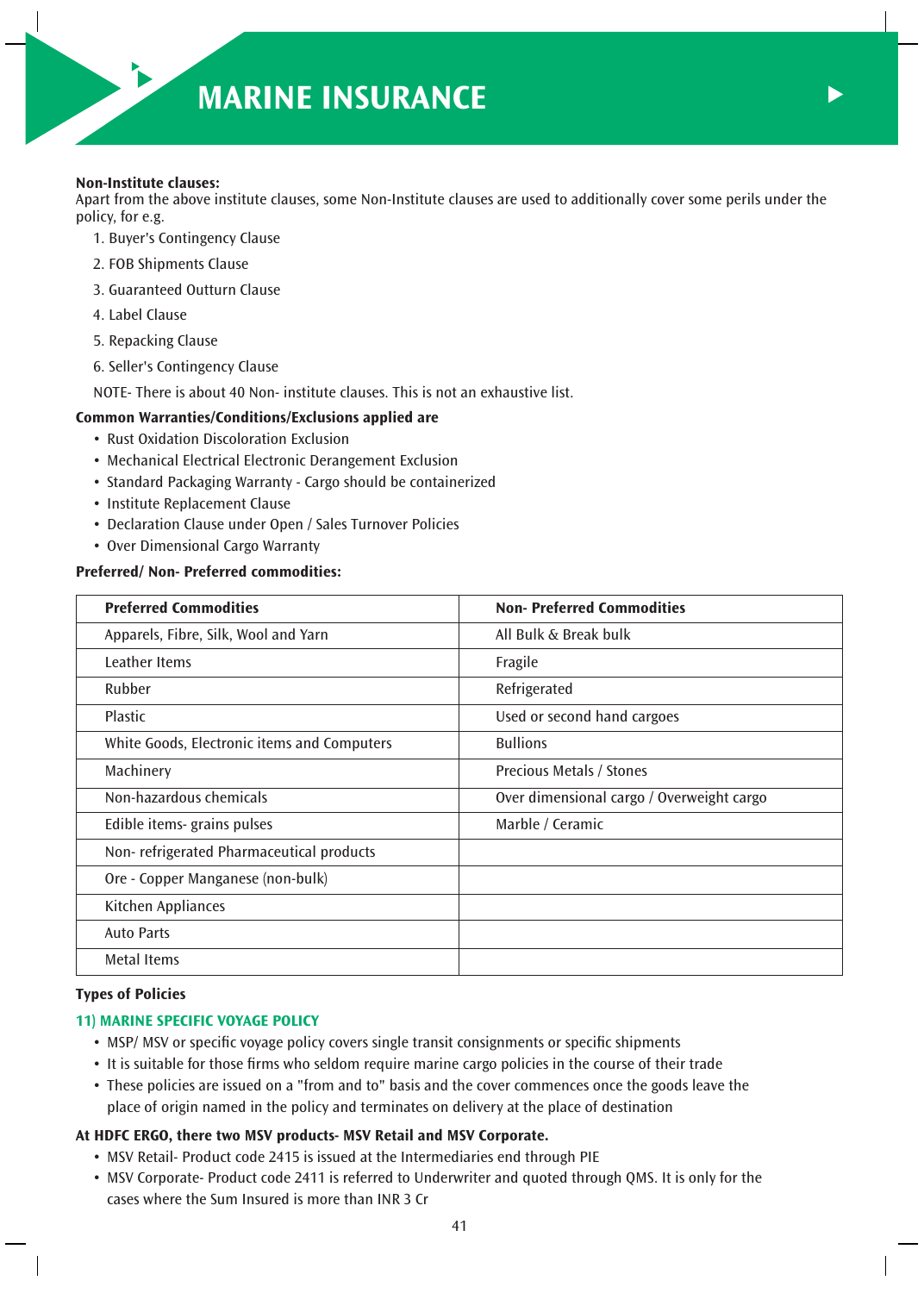**Non-Institute clauses:**
Apart from the above institute clauses, some Non-Institute clauses are used to additionally cover some perils under the policy, for e.g.

1. Buyer's Contingency Clause
2. FOB Shipments Clause
3. Guaranteed Outturn Clause
4. Label Clause
5. Repacking Clause
6. Seller's Contingency Clause

NOTE- There is about 40 Non- institute clauses. This is not an exhaustive list.

**Common Warranties/Conditions/Exclusions applied are**

- Rust Oxidation Discoloration Exclusion
- Mechanical Electrical Electronic Derangement Exclusion
- Standard Packaging Warranty - Cargo should be containerized
- Institute Replacement Clause
- Declaration Clause under Open / Sales Turnover Policies
- Over Dimensional Cargo Warranty

**Preferred/ Non- Preferred commodities:**

| Preferred Commodities | Non- Preferred Commodities |
|---|---|
| Apparels, Fibre, Silk, Wool and Yarn | All Bulk & Break bulk |
| Leather Items | Fragile |
| Rubber | Refrigerated |
| Plastic | Used or second hand cargoes |
| White Goods, Electronic items and Computers | Bullions |
| Machinery | Precious Metals / Stones |
| Non-hazardous chemicals | Over dimensional cargo / Overweight cargo |
| Edible items- grains pulses | Marble / Ceramic |
| Non- refrigerated Pharmaceutical products | |
| Ore - Copper Manganese (non-bulk) | |
| Kitchen Appliances | |
| Auto Parts | |
| Metal Items | |

**Types of Policies**

### 11) MARINE SPECIFIC VOYAGE POLICY

- MSP/ MSV or specific voyage policy covers single transit consignments or specific shipments
- It is suitable for those firms who seldom require marine cargo policies in the course of their trade
- These policies are issued on a "from and to" basis and the cover commences once the goods leave the place of origin named in the policy and terminates on delivery at the place of destination

**At HDFC ERGO, there two MSV products- MSV Retail and MSV Corporate.**

- MSV Retail- Product code 2415 is issued at the Intermediaries end through PIE
- MSV Corporate- Product code 2411 is referred to Underwriter and quoted through QMS. It is only for the cases where the Sum Insured is more than INR 3 Cr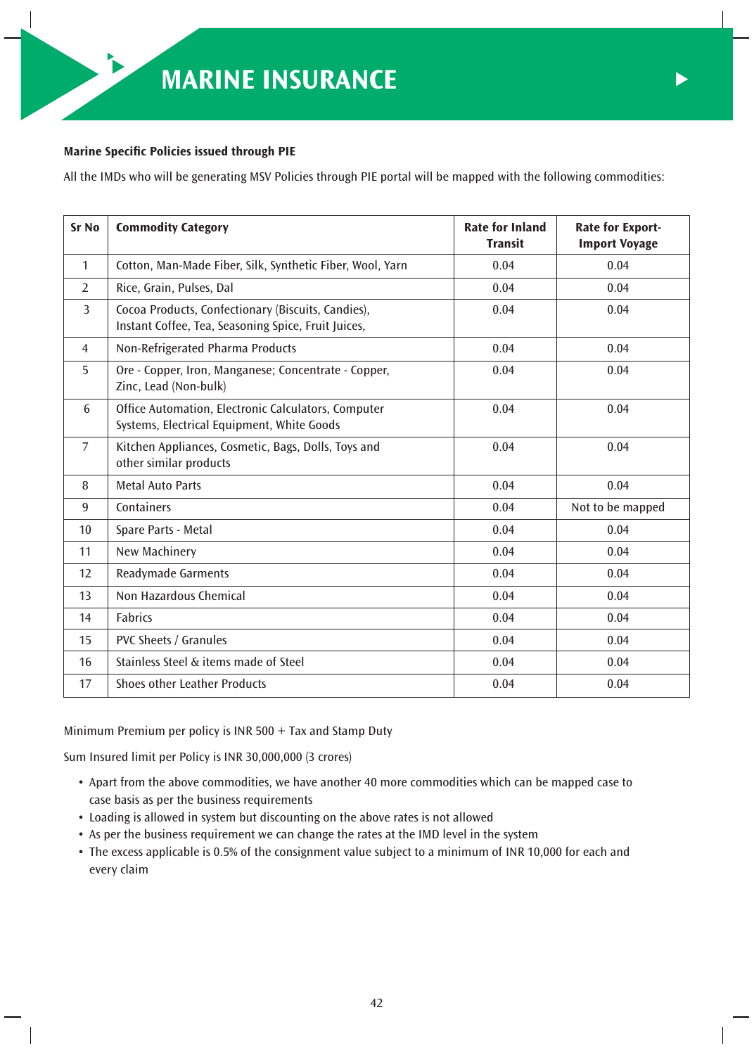# MARINE INSURANCE

**Marine Specific Policies issued through PIE**

All the IMDs who will be generating MSV Policies through PIE portal will be mapped with the following commodities:

| Sr No | Commodity Category | Rate for Inland Transit | Rate for Export-Import Voyage |
|---|---|---|---|
| 1 | Cotton, Man-Made Fiber, Silk, Synthetic Fiber, Wool, Yarn | 0.04 | 0.04 |
| 2 | Rice, Grain, Pulses, Dal | 0.04 | 0.04 |
| 3 | Cocoa Products, Confectionary (Biscuits, Candies), Instant Coffee, Tea, Seasoning Spice, Fruit Juices, | 0.04 | 0.04 |
| 4 | Non-Refrigerated Pharma Products | 0.04 | 0.04 |
| 5 | Ore - Copper, Iron, Manganese; Concentrate - Copper, Zinc, Lead (Non-bulk) | 0.04 | 0.04 |
| 6 | Office Automation, Electronic Calculators, Computer Systems, Electrical Equipment, White Goods | 0.04 | 0.04 |
| 7 | Kitchen Appliances, Cosmetic, Bags, Dolls, Toys and other similar products | 0.04 | 0.04 |
| 8 | Metal Auto Parts | 0.04 | 0.04 |
| 9 | Containers | 0.04 | Not to be mapped |
| 10 | Spare Parts - Metal | 0.04 | 0.04 |
| 11 | New Machinery | 0.04 | 0.04 |
| 12 | Readymade Garments | 0.04 | 0.04 |
| 13 | Non Hazardous Chemical | 0.04 | 0.04 |
| 14 | Fabrics | 0.04 | 0.04 |
| 15 | PVC Sheets / Granules | 0.04 | 0.04 |
| 16 | Stainless Steel & items made of Steel | 0.04 | 0.04 |
| 17 | Shoes other Leather Products | 0.04 | 0.04 |

Minimum Premium per policy is INR 500 + Tax and Stamp Duty

Sum Insured limit per Policy is INR 30,000,000 (3 crores)

- Apart from the above commodities, we have another 40 more commodities which can be mapped case to case basis as per the business requirements
- Loading is allowed in system but discounting on the above rates is not allowed
- As per the business requirement we can change the rates at the IMD level in the system
- The excess applicable is 0.5% of the consignment value subject to a minimum of INR 10,000 for each and every claim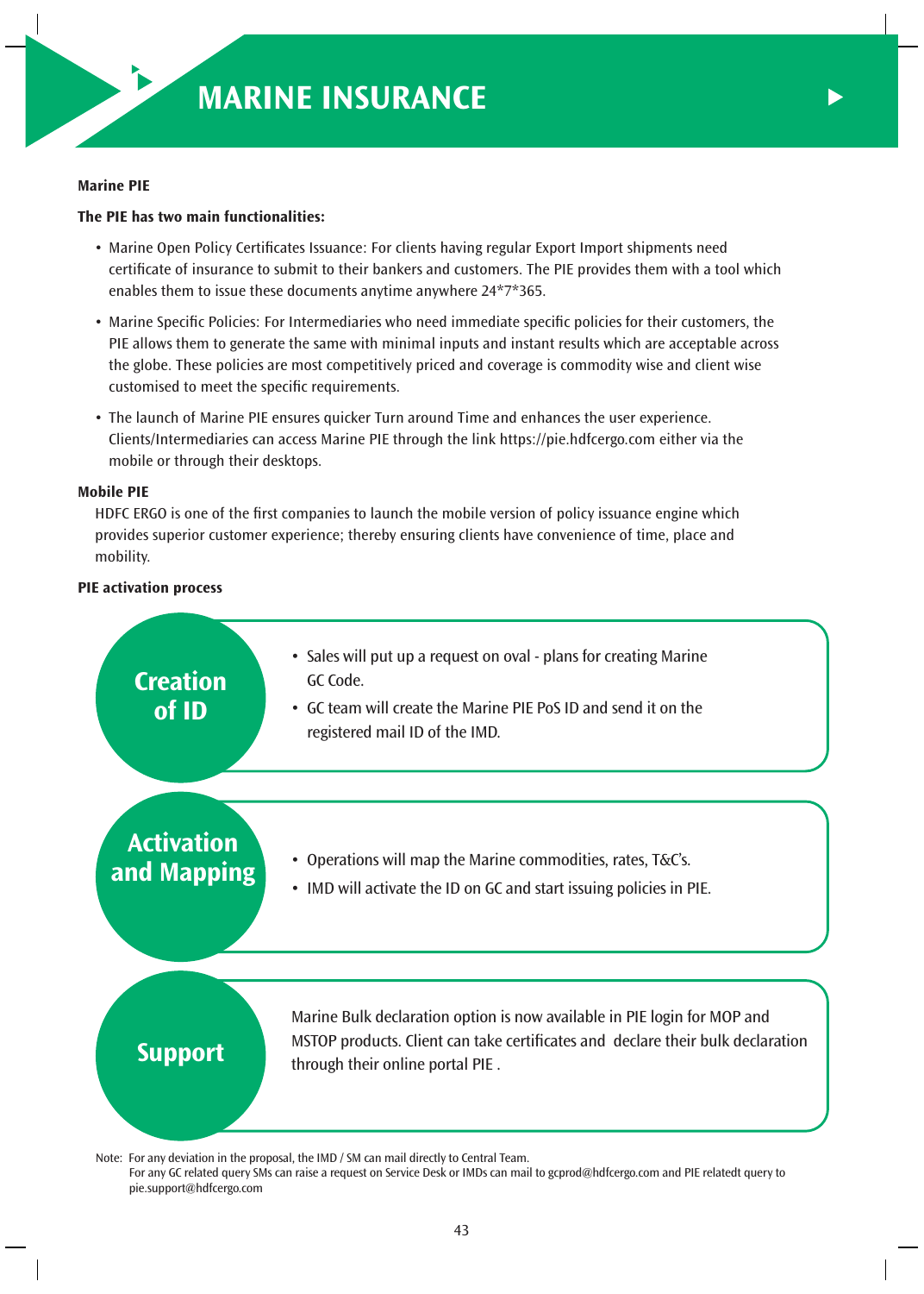# MARINE INSURANCE

**Marine PIE**

**The PIE has two main functionalities:**

- Marine Open Policy Certificates Issuance: For clients having regular Export Import shipments need certificate of insurance to submit to their bankers and customers. The PIE provides them with a tool which enables them to issue these documents anytime anywhere 24*7*365.
- Marine Specific Policies: For Intermediaries who need immediate specific policies for their customers, the PIE allows them to generate the same with minimal inputs and instant results which are acceptable across the globe. These policies are most competitively priced and coverage is commodity wise and client wise customised to meet the specific requirements.
- The launch of Marine PIE ensures quicker Turn around Time and enhances the user experience. Clients/Intermediaries can access Marine PIE through the link https://pie.hdfcergo.com either via the mobile or through their desktops.

**Mobile PIE**

HDFC ERGO is one of the first companies to launch the mobile version of policy issuance engine which provides superior customer experience; thereby ensuring clients have convenience of time, place and mobility.

**PIE activation process**

**Creation of ID**

- Sales will put up a request on oval - plans for creating Marine GC Code.
- GC team will create the Marine PIE PoS ID and send it on the registered mail ID of the IMD.

**Activation and Mapping**

- Operations will map the Marine commodities, rates, T&C's.
- IMD will activate the ID on GC and start issuing policies in PIE.

**Support**

Marine Bulk declaration option is now available in PIE login for MOP and MSTOP products. Client can take certificates and declare their bulk declaration through their online portal PIE .

Note: For any deviation in the proposal, the IMD / SM can mail directly to Central Team.
For any GC related query SMs can raise a request on Service Desk or IMDs can mail to gcprod@hdfcergo.com and PIE relatedt query to pie.support@hdfcergo.com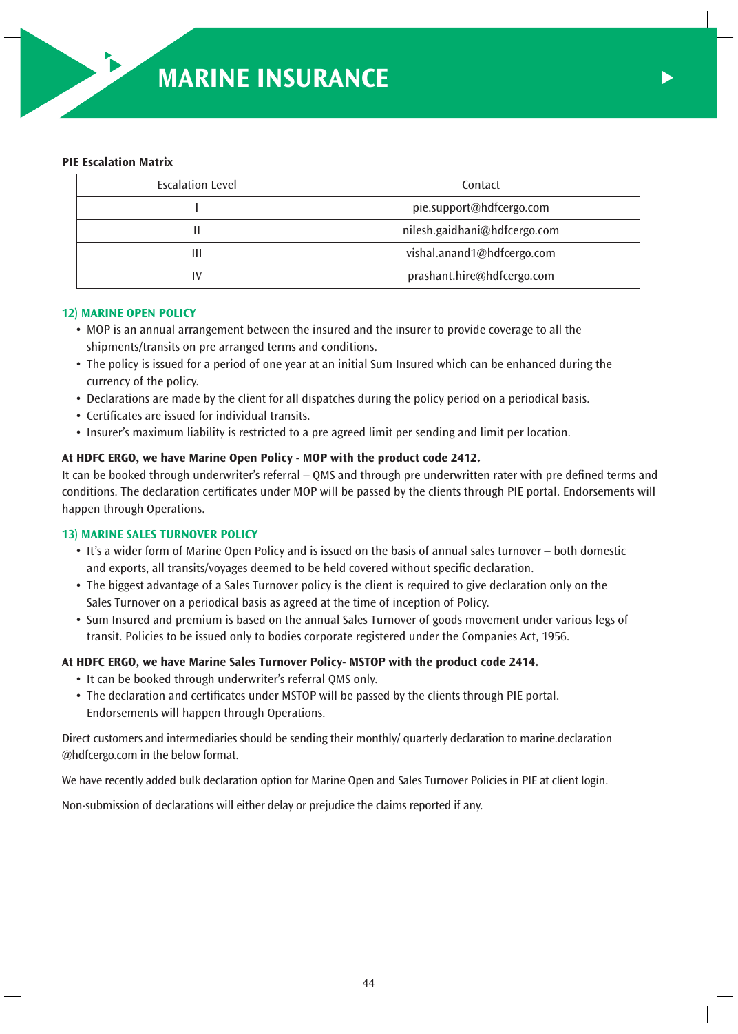# MARINE INSURANCE

**PIE Escalation Matrix**

| Escalation Level | Contact |
|---|---|
| I | pie.support@hdfcergo.com |
| II | nilesh.gaidhani@hdfcergo.com |
| III | vishal.anand1@hdfcergo.com |
| IV | prashant.hire@hdfcergo.com |

### 12) MARINE OPEN POLICY

- MOP is an annual arrangement between the insured and the insurer to provide coverage to all the shipments/transits on pre arranged terms and conditions.
- The policy is issued for a period of one year at an initial Sum Insured which can be enhanced during the currency of the policy.
- Declarations are made by the client for all dispatches during the policy period on a periodical basis.
- Certificates are issued for individual transits.
- Insurer's maximum liability is restricted to a pre agreed limit per sending and limit per location.

**At HDFC ERGO, we have Marine Open Policy - MOP with the product code 2412.**

It can be booked through underwriter's referral – QMS and through pre underwritten rater with pre defined terms and conditions. The declaration certificates under MOP will be passed by the clients through PIE portal. Endorsements will happen through Operations.

### 13) MARINE SALES TURNOVER POLICY

- It's a wider form of Marine Open Policy and is issued on the basis of annual sales turnover – both domestic and exports, all transits/voyages deemed to be held covered without specific declaration.
- The biggest advantage of a Sales Turnover policy is the client is required to give declaration only on the Sales Turnover on a periodical basis as agreed at the time of inception of Policy.
- Sum Insured and premium is based on the annual Sales Turnover of goods movement under various legs of transit. Policies to be issued only to bodies corporate registered under the Companies Act, 1956.

**At HDFC ERGO, we have Marine Sales Turnover Policy- MSTOP with the product code 2414.**

- It can be booked through underwriter's referral QMS only.
- The declaration and certificates under MSTOP will be passed by the clients through PIE portal. Endorsements will happen through Operations.

Direct customers and intermediaries should be sending their monthly/ quarterly declaration to marine.declaration @hdfcergo.com in the below format.

We have recently added bulk declaration option for Marine Open and Sales Turnover Policies in PIE at client login.

Non-submission of declarations will either delay or prejudice the claims reported if any.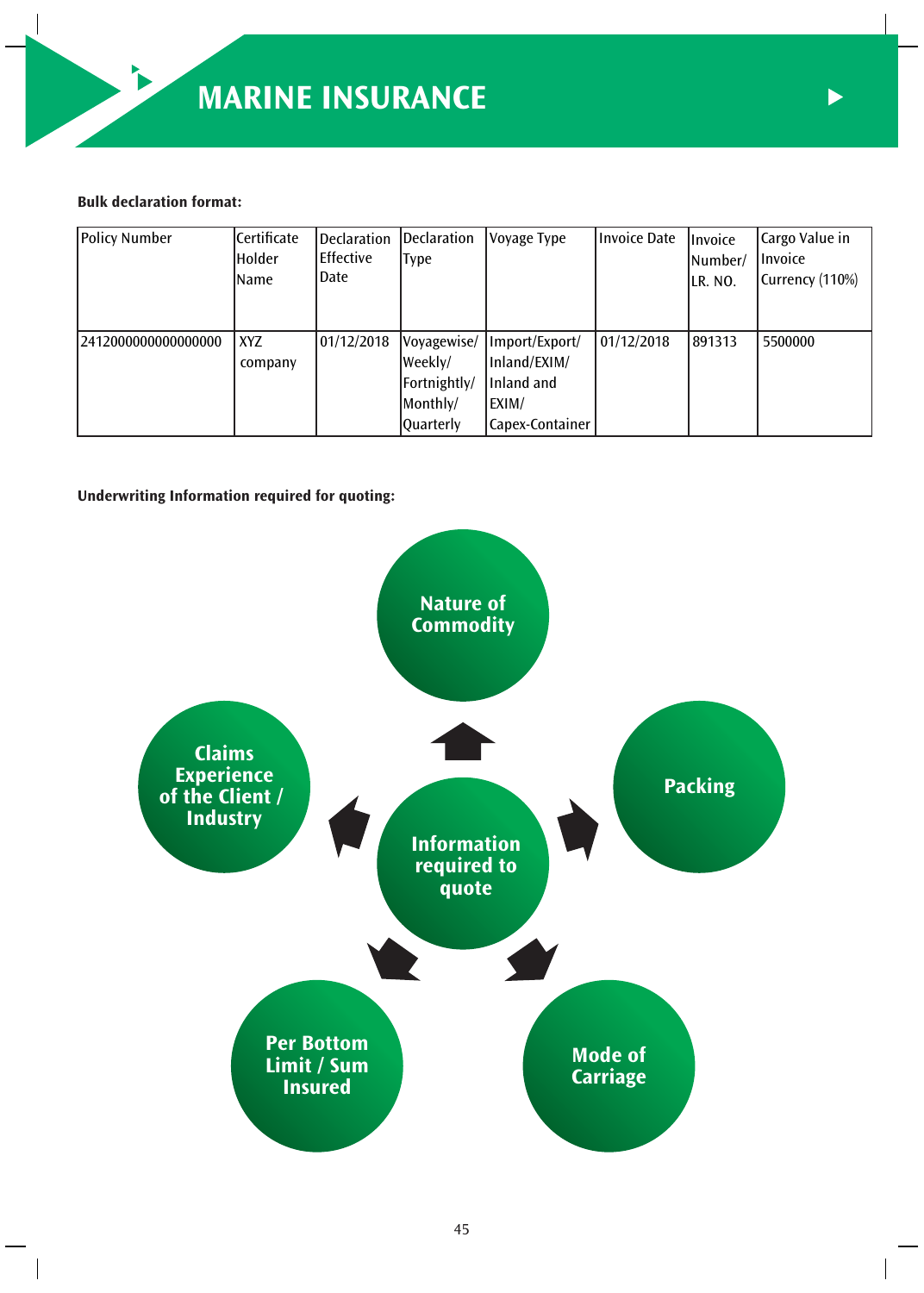# MARINE INSURANCE

**Bulk declaration format:**

| Policy Number | Certificate Holder Name | Declaration Effective Date | Declaration Type | Voyage Type | Invoice Date | Invoice Number/ LR. NO. | Cargo Value in Invoice Currency (110%) |
|---|---|---|---|---|---|---|---|
| 2412000000000000000 | XYZ company | 01/12/2018 | Voyagewise/ Weekly/ Fortnightly/ Monthly/ Quarterly | Import/Export/ Inland/EXIM/ Inland and EXIM/ Capex-Container | 01/12/2018 | 891313 | 5500000 |

**Underwriting Information required for quoting:**

Information required to quote:

- Nature of Commodity
- Packing
- Mode of Carriage
- Per Bottom Limit / Sum Insured
- Claims Experience of the Client / Industry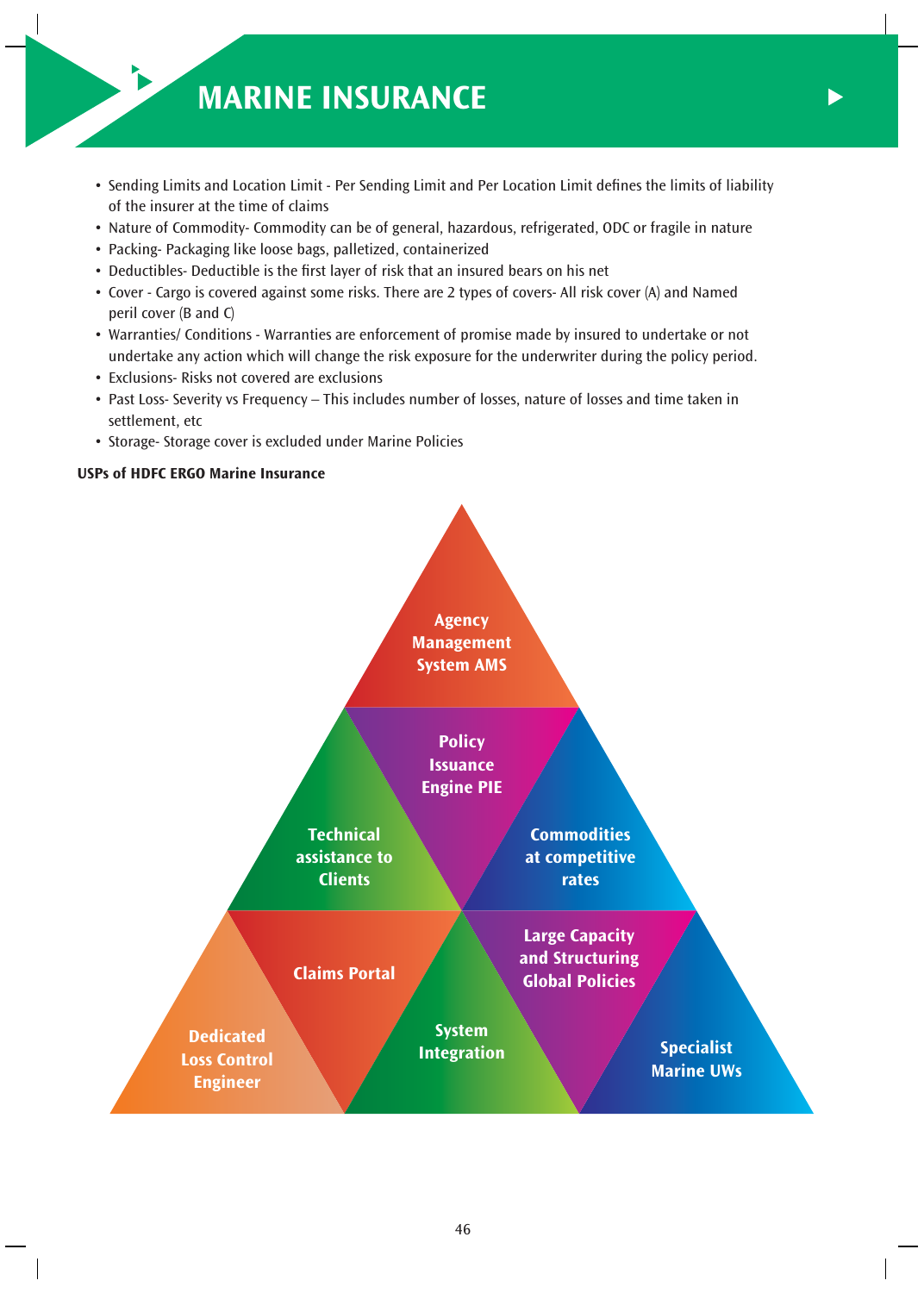# MARINE INSURANCE

- Sending Limits and Location Limit - Per Sending Limit and Per Location Limit defines the limits of liability of the insurer at the time of claims
- Nature of Commodity- Commodity can be of general, hazardous, refrigerated, ODC or fragile in nature
- Packing- Packaging like loose bags, palletized, containerized
- Deductibles- Deductible is the first layer of risk that an insured bears on his net
- Cover - Cargo is covered against some risks. There are 2 types of covers- All risk cover (A) and Named peril cover (B and C)
- Warranties/ Conditions - Warranties are enforcement of promise made by insured to undertake or not undertake any action which will change the risk exposure for the underwriter during the policy period.
- Exclusions- Risks not covered are exclusions
- Past Loss- Severity vs Frequency – This includes number of losses, nature of losses and time taken in settlement, etc
- Storage- Storage cover is excluded under Marine Policies

**USPs of HDFC ERGO Marine Insurance**

- Agency Management System AMS
- Policy Issuance Engine PIE
- Technical assistance to Clients
- Commodities at competitive rates
- Claims Portal
- Large Capacity and Structuring Global Policies
- Dedicated Loss Control Engineer
- System Integration
- Specialist Marine UWs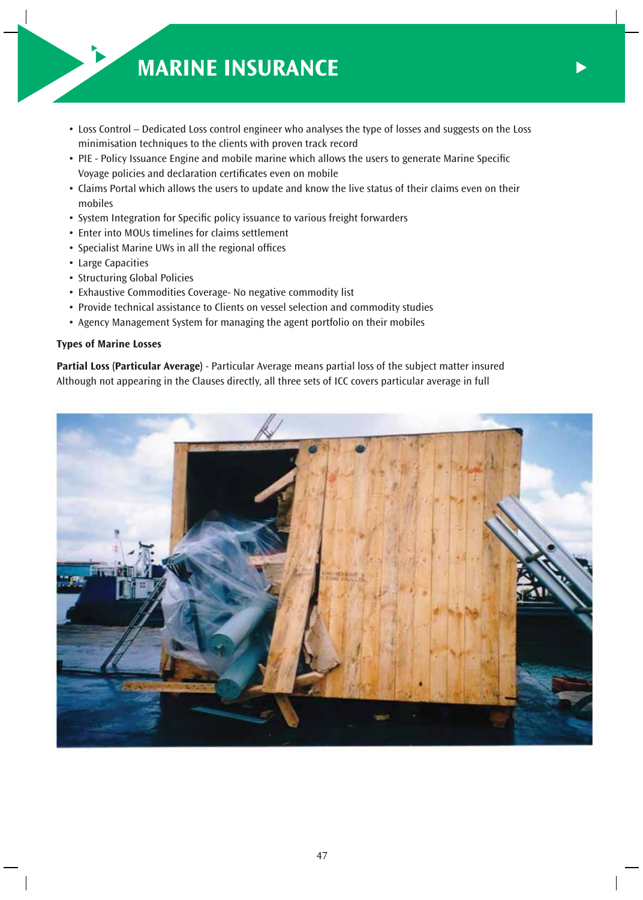- Loss Control – Dedicated Loss control engineer who analyses the type of losses and suggests on the Loss minimisation techniques to the clients with proven track record
- PIE - Policy Issuance Engine and mobile marine which allows the users to generate Marine Specific Voyage policies and declaration certificates even on mobile
- Claims Portal which allows the users to update and know the live status of their claims even on their mobiles
- System Integration for Specific policy issuance to various freight forwarders
- Enter into MOUs timelines for claims settlement
- Specialist Marine UWs in all the regional offices
- Large Capacities
- Structuring Global Policies
- Exhaustive Commodities Coverage- No negative commodity list
- Provide technical assistance to Clients on vessel selection and commodity studies
- Agency Management System for managing the agent portfolio on their mobiles

**Types of Marine Losses**

**Partial Loss (Particular Average)** - Particular Average means partial loss of the subject matter insured Although not appearing in the Clauses directly, all three sets of ICC covers particular average in full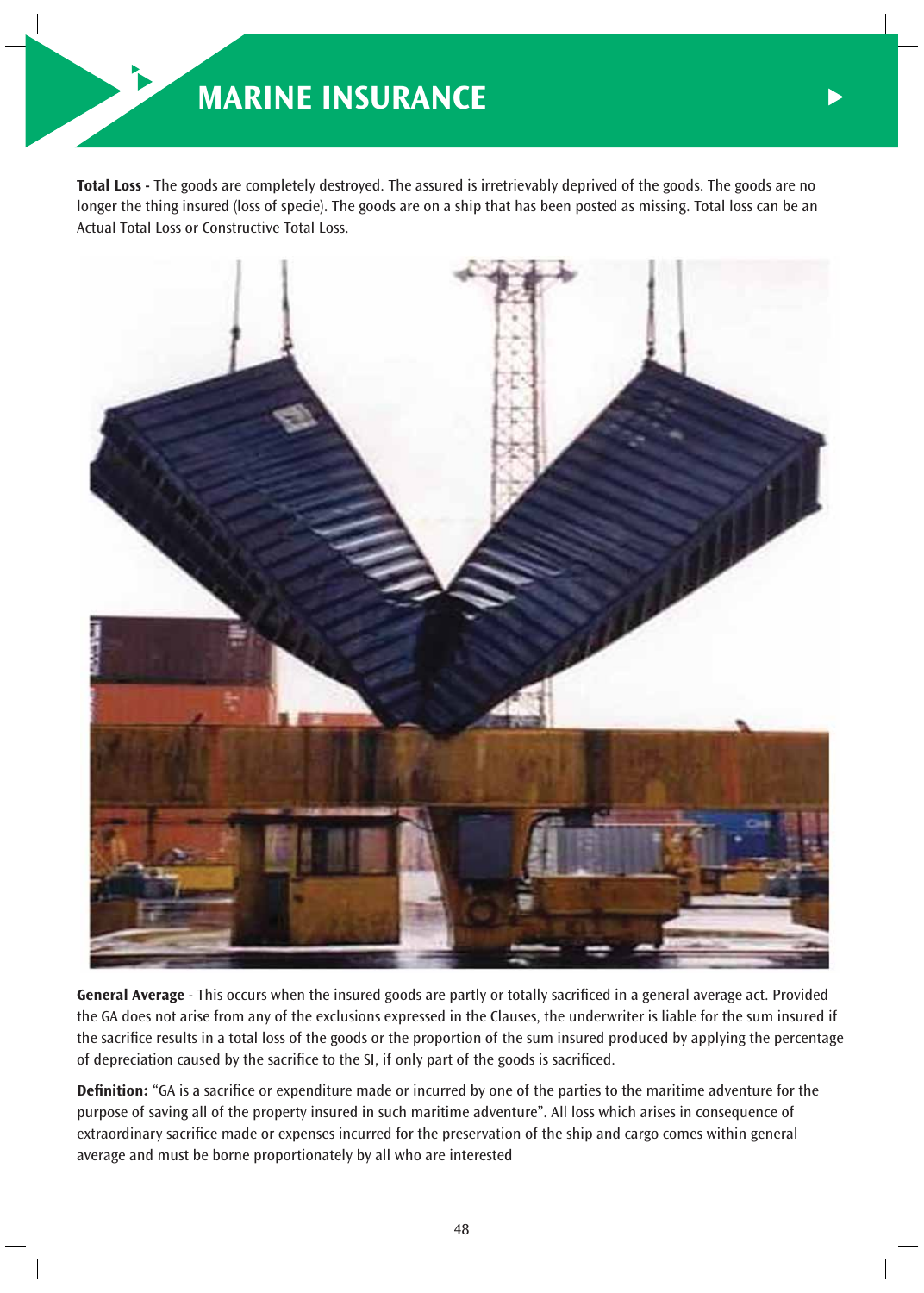# MARINE INSURANCE

**Total Loss -** The goods are completely destroyed. The assured is irretrievably deprived of the goods. The goods are no longer the thing insured (loss of specie). The goods are on a ship that has been posted as missing. Total loss can be an Actual Total Loss or Constructive Total Loss.

**General Average** - This occurs when the insured goods are partly or totally sacrificed in a general average act. Provided the GA does not arise from any of the exclusions expressed in the Clauses, the underwriter is liable for the sum insured if the sacrifice results in a total loss of the goods or the proportion of the sum insured produced by applying the percentage of depreciation caused by the sacrifice to the SI, if only part of the goods is sacrificed.

**Definition:** "GA is a sacrifice or expenditure made or incurred by one of the parties to the maritime adventure for the purpose of saving all of the property insured in such maritime adventure". All loss which arises in consequence of extraordinary sacrifice made or expenses incurred for the preservation of the ship and cargo comes within general average and must be borne proportionately by all who are interested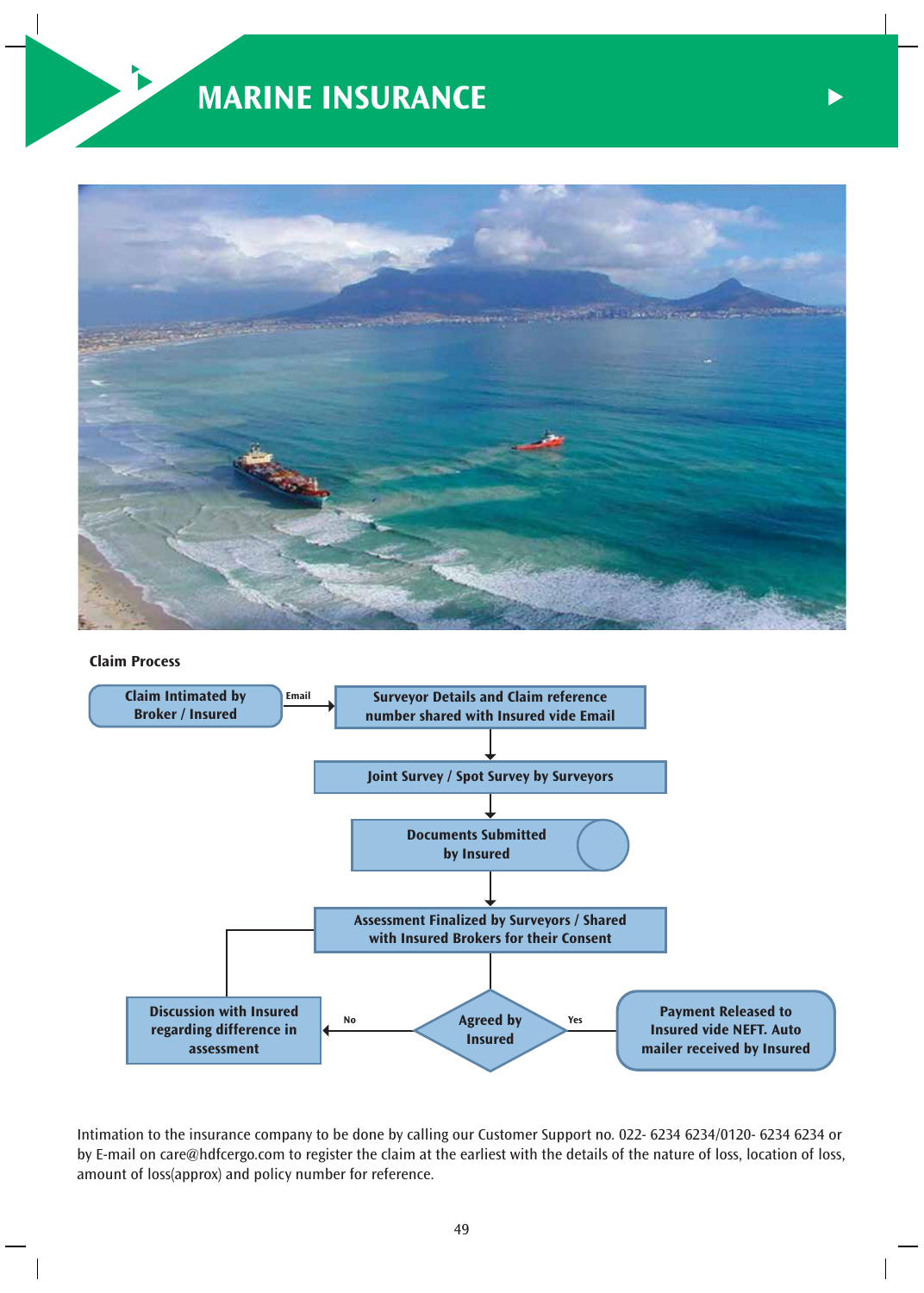# MARINE INSURANCE

**Claim Process**

Claim Intimated by Broker / Insured → (Email) → Surveyor Details and Claim reference number shared with Insured vide Email → Joint Survey / Spot Survey by Surveyors → Documents Submitted by Insured → Assessment Finalized by Surveyors / Shared with Insured Brokers for their Consent → Agreed by Insured

- Yes → Payment Released to Insured vide NEFT. Auto mailer received by Insured
- No → Discussion with Insured regarding difference in assessment → (back to) Assessment Finalized by Surveyors / Shared with Insured Brokers for their Consent

Intimation to the insurance company to be done by calling our Customer Support no. 022- 6234 6234/0120- 6234 6234 or by E-mail on care@hdfcergo.com to register the claim at the earliest with the details of the nature of loss, location of loss, amount of loss(approx) and policy number for reference.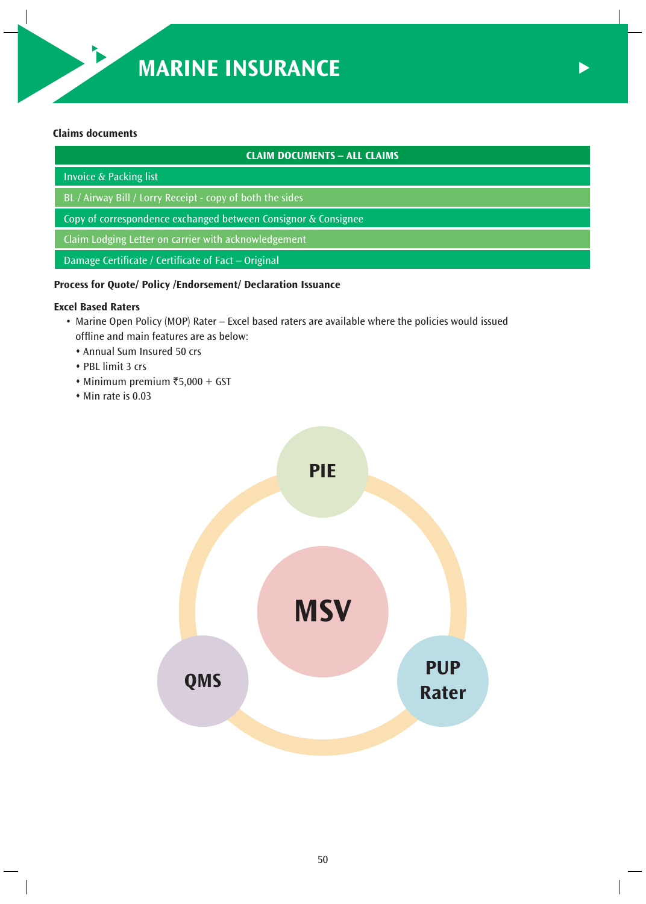# MARINE INSURANCE

**Claims documents**

| CLAIM DOCUMENTS – ALL CLAIMS |
|---|
| Invoice & Packing list |
| BL / Airway Bill / Lorry Receipt - copy of both the sides |
| Copy of correspondence exchanged between Consignor & Consignee |
| Claim Lodging Letter on carrier with acknowledgement |
| Damage Certificate / Certificate of Fact – Original |

**Process for Quote/ Policy /Endorsement/ Declaration Issuance**

**Excel Based Raters**

- Marine Open Policy (MOP) Rater – Excel based raters are available where the policies would issued offline and main features are as below:
  - Annual Sum Insured 50 crs
  - PBL limit 3 crs
  - Minimum premium ₹5,000 + GST
  - Min rate is 0.03

PIE

MSV

QMS

PUP Rater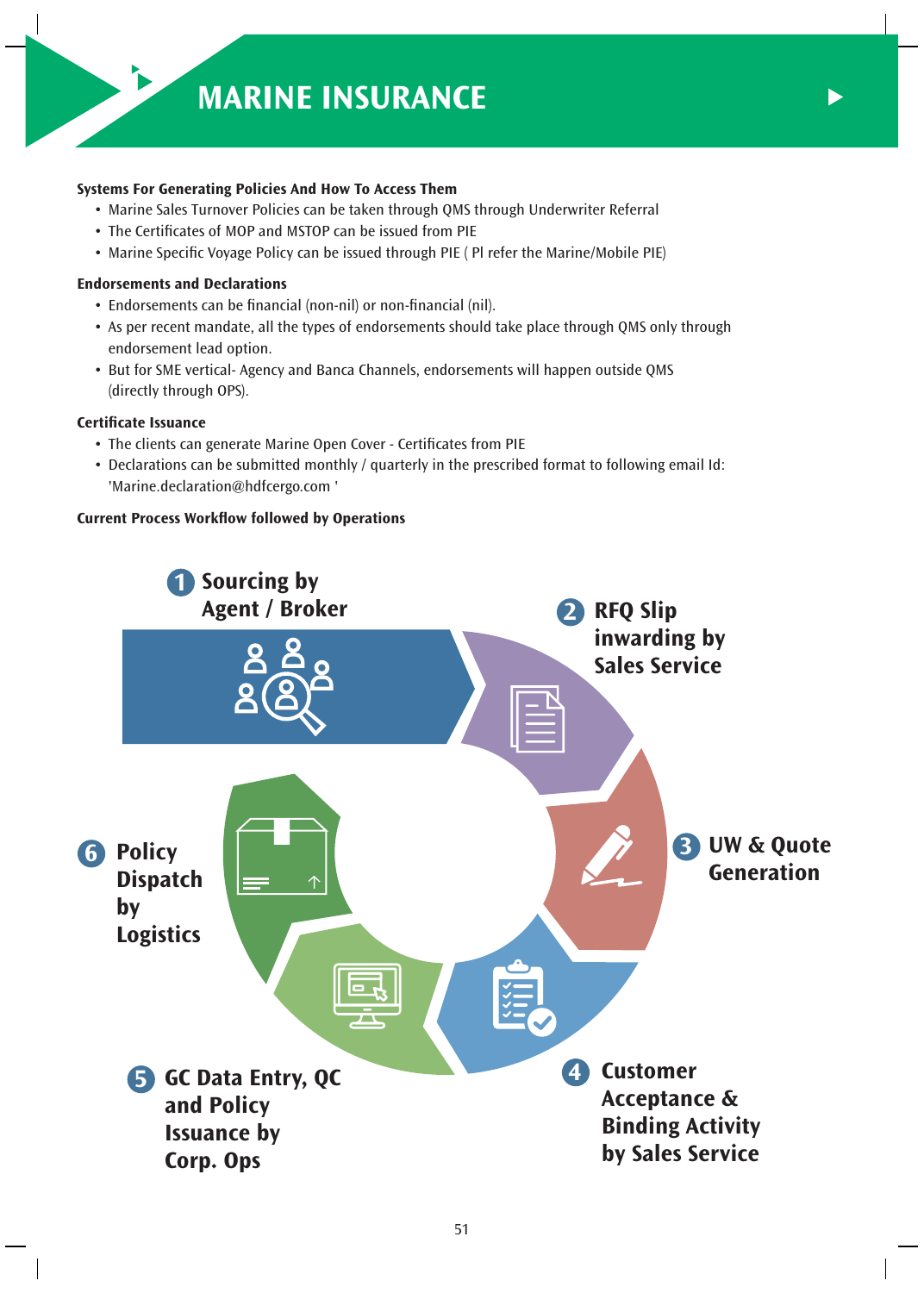# MARINE INSURANCE

**Systems For Generating Policies And How To Access Them**

- Marine Sales Turnover Policies can be taken through QMS through Underwriter Referral
- The Certificates of MOP and MSTOP can be issued from PIE
- Marine Specific Voyage Policy can be issued through PIE ( Pl refer the Marine/Mobile PIE)

**Endorsements and Declarations**

- Endorsements can be financial (non-nil) or non-financial (nil).
- As per recent mandate, all the types of endorsements should take place through QMS only through endorsement lead option.
- But for SME vertical- Agency and Banca Channels, endorsements will happen outside QMS (directly through OPS).

**Certificate Issuance**

- The clients can generate Marine Open Cover - Certificates from PIE
- Declarations can be submitted monthly / quarterly in the prescribed format to following email Id: 'Marine.declaration@hdfcergo.com '

**Current Process Workflow followed by Operations**

1. Sourcing by Agent / Broker
2. RFQ Slip inwarding by Sales Service
3. UW & Quote Generation
4. Customer Acceptance & Binding Activity by Sales Service
5. GC Data Entry, QC and Policy Issuance by Corp. Ops
6. Policy Dispatch by Logistics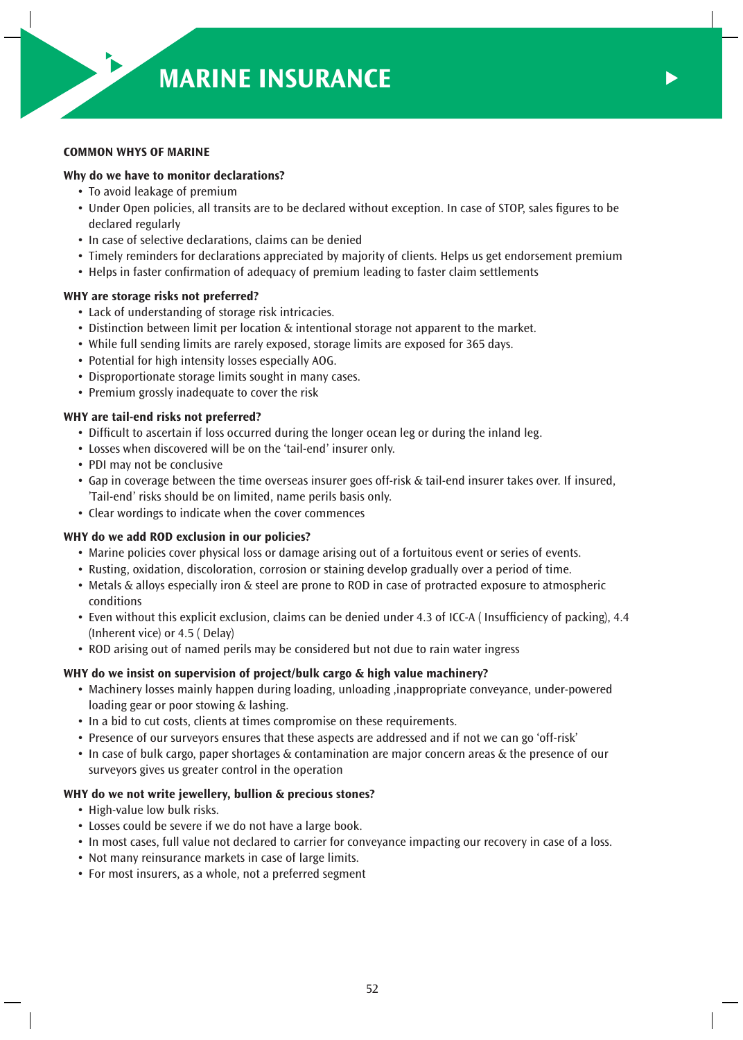# MARINE INSURANCE

**COMMON WHYS OF MARINE**

**Why do we have to monitor declarations?**

- To avoid leakage of premium
- Under Open policies, all transits are to be declared without exception. In case of STOP, sales figures to be declared regularly
- In case of selective declarations, claims can be denied
- Timely reminders for declarations appreciated by majority of clients. Helps us get endorsement premium
- Helps in faster confirmation of adequacy of premium leading to faster claim settlements

**WHY are storage risks not preferred?**

- Lack of understanding of storage risk intricacies.
- Distinction between limit per location & intentional storage not apparent to the market.
- While full sending limits are rarely exposed, storage limits are exposed for 365 days.
- Potential for high intensity losses especially AOG.
- Disproportionate storage limits sought in many cases.
- Premium grossly inadequate to cover the risk

**WHY are tail-end risks not preferred?**

- Difficult to ascertain if loss occurred during the longer ocean leg or during the inland leg.
- Losses when discovered will be on the 'tail-end' insurer only.
- PDI may not be conclusive
- Gap in coverage between the time overseas insurer goes off-risk & tail-end insurer takes over. If insured, 'Tail-end' risks should be on limited, name perils basis only.
- Clear wordings to indicate when the cover commences

**WHY do we add ROD exclusion in our policies?**

- Marine policies cover physical loss or damage arising out of a fortuitous event or series of events.
- Rusting, oxidation, discoloration, corrosion or staining develop gradually over a period of time.
- Metals & alloys especially iron & steel are prone to ROD in case of protracted exposure to atmospheric conditions
- Even without this explicit exclusion, claims can be denied under 4.3 of ICC-A ( Insufficiency of packing), 4.4 (Inherent vice) or 4.5 ( Delay)
- ROD arising out of named perils may be considered but not due to rain water ingress

**WHY do we insist on supervision of project/bulk cargo & high value machinery?**

- Machinery losses mainly happen during loading, unloading ,inappropriate conveyance, under-powered loading gear or poor stowing & lashing.
- In a bid to cut costs, clients at times compromise on these requirements.
- Presence of our surveyors ensures that these aspects are addressed and if not we can go 'off-risk'
- In case of bulk cargo, paper shortages & contamination are major concern areas & the presence of our surveyors gives us greater control in the operation

**WHY do we not write jewellery, bullion & precious stones?**

- High-value low bulk risks.
- Losses could be severe if we do not have a large book.
- In most cases, full value not declared to carrier for conveyance impacting our recovery in case of a loss.
- Not many reinsurance markets in case of large limits.
- For most insurers, as a whole, not a preferred segment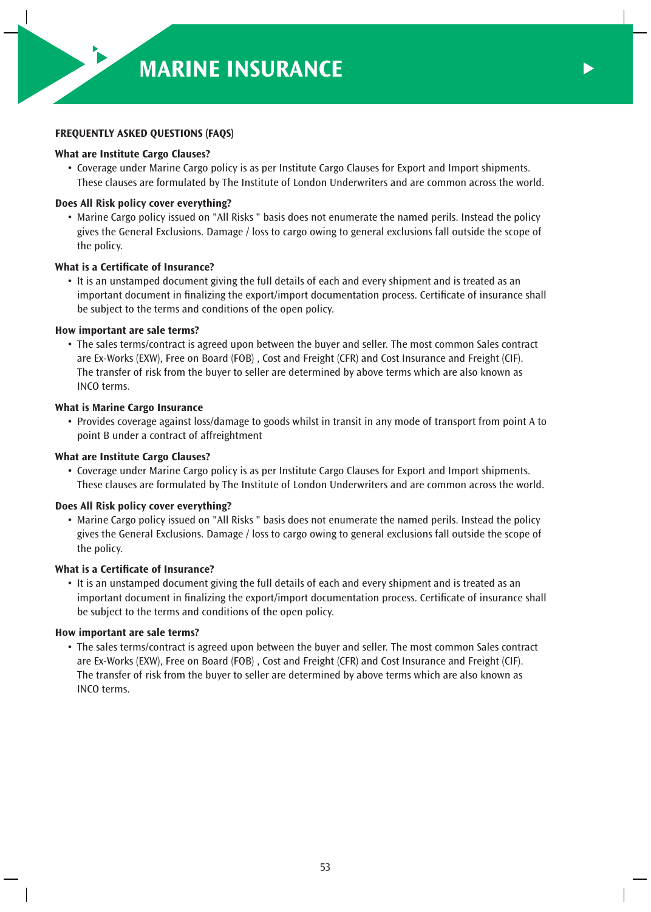# MARINE INSURANCE

## FREQUENTLY ASKED QUESTIONS (FAQS)

### What are Institute Cargo Clauses?

- Coverage under Marine Cargo policy is as per Institute Cargo Clauses for Export and Import shipments. These clauses are formulated by The Institute of London Underwriters and are common across the world.

### Does All Risk policy cover everything?

- Marine Cargo policy issued on "All Risks " basis does not enumerate the named perils. Instead the policy gives the General Exclusions. Damage / loss to cargo owing to general exclusions fall outside the scope of the policy.

### What is a Certificate of Insurance?

- It is an unstamped document giving the full details of each and every shipment and is treated as an important document in finalizing the export/import documentation process. Certificate of insurance shall be subject to the terms and conditions of the open policy.

### How important are sale terms?

- The sales terms/contract is agreed upon between the buyer and seller. The most common Sales contract are Ex-Works (EXW), Free on Board (FOB) , Cost and Freight (CFR) and Cost Insurance and Freight (CIF). The transfer of risk from the buyer to seller are determined by above terms which are also known as INCO terms.

### What is Marine Cargo Insurance

- Provides coverage against loss/damage to goods whilst in transit in any mode of transport from point A to point B under a contract of affreightment

### What are Institute Cargo Clauses?

- Coverage under Marine Cargo policy is as per Institute Cargo Clauses for Export and Import shipments. These clauses are formulated by The Institute of London Underwriters and are common across the world.

### Does All Risk policy cover everything?

- Marine Cargo policy issued on "All Risks " basis does not enumerate the named perils. Instead the policy gives the General Exclusions. Damage / loss to cargo owing to general exclusions fall outside the scope of the policy.

### What is a Certificate of Insurance?

- It is an unstamped document giving the full details of each and every shipment and is treated as an important document in finalizing the export/import documentation process. Certificate of insurance shall be subject to the terms and conditions of the open policy.

### How important are sale terms?

- The sales terms/contract is agreed upon between the buyer and seller. The most common Sales contract are Ex-Works (EXW), Free on Board (FOB) , Cost and Freight (CFR) and Cost Insurance and Freight (CIF). The transfer of risk from the buyer to seller are determined by above terms which are also known as INCO terms.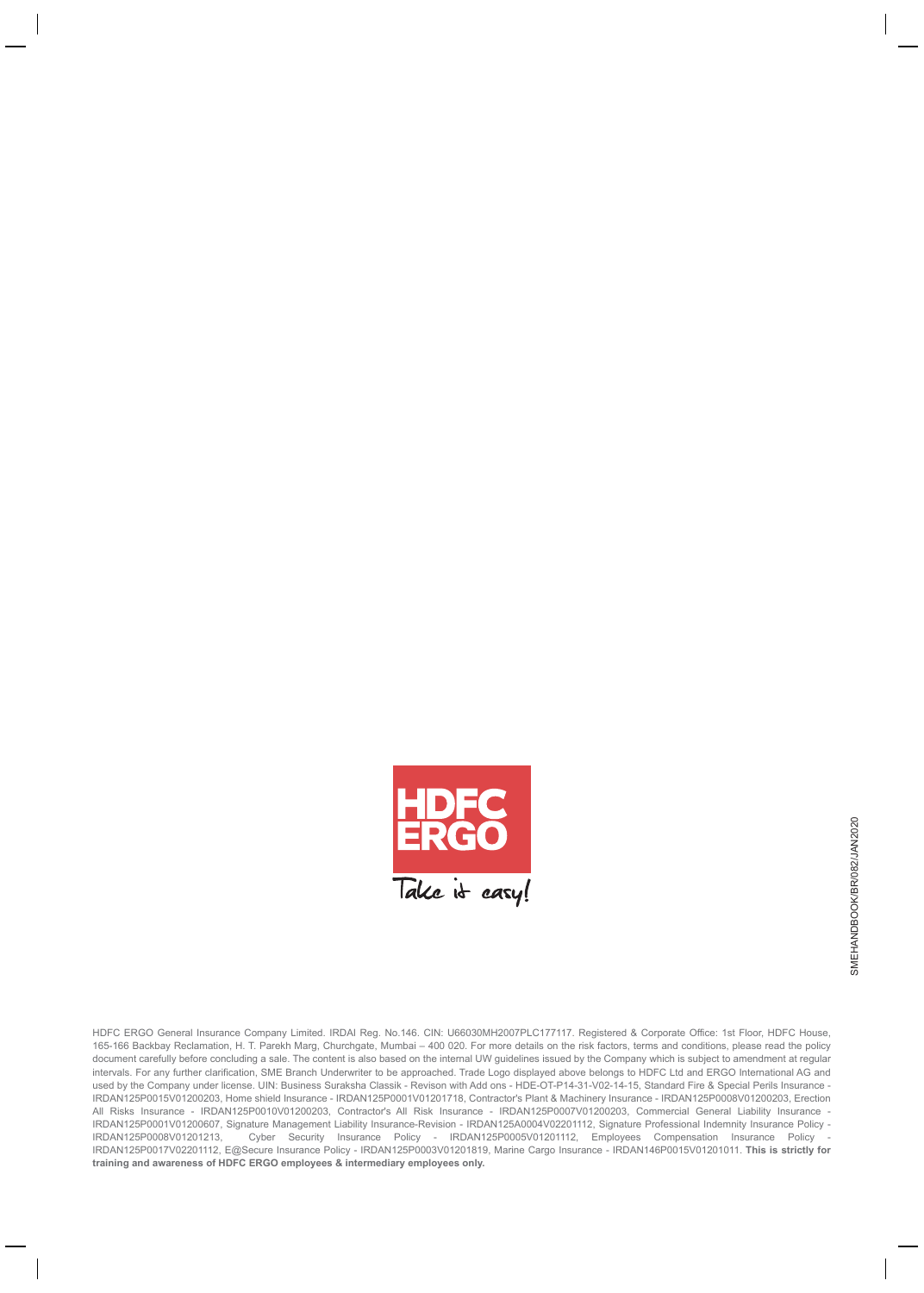HDFC
ERGO

Take it easy!

SMEHANDBOOK/BR/082/JAN2020

HDFC ERGO General Insurance Company Limited. IRDAI Reg. No.146. CIN: U66030MH2007PLC177117. Registered & Corporate Office: 1st Floor, HDFC House, 165-166 Backbay Reclamation, H. T. Parekh Marg, Churchgate, Mumbai – 400 020. For more details on the risk factors, terms and conditions, please read the policy document carefully before concluding a sale. The content is also based on the internal UW guidelines issued by the Company which is subject to amendment at regular intervals. For any further clarification, SME Branch Underwriter to be approached. Trade Logo displayed above belongs to HDFC Ltd and ERGO International AG and used by the Company under license. UIN: Business Suraksha Classik - Revison with Add ons - HDE-OT-P14-31-V02-14-15, Standard Fire & Special Perils Insurance - IRDAN125P0015V01200203, Home shield Insurance - IRDAN125P0001V01201718, Contractor's Plant & Machinery Insurance - IRDAN125P0008V01200203, Erection All Risks Insurance - IRDAN125P0010V01200203, Contractor's All Risk Insurance - IRDAN125P0007V01200203, Commercial General Liability Insurance - IRDAN125P0001V01200607, Signature Management Liability Insurance-Revision - IRDAN125A0004V02201112, Signature Professional Indemnity Insurance Policy - IRDAN125P0008V01201213, Cyber Security Insurance Policy - IRDAN125P0005V01201112, Employees Compensation Insurance Policy - IRDAN125P0017V02201112, E@Secure Insurance Policy - IRDAN125P0003V01201819, Marine Cargo Insurance - IRDAN146P0015V01201011. **This is strictly for training and awareness of HDFC ERGO employees & intermediary employees only.**